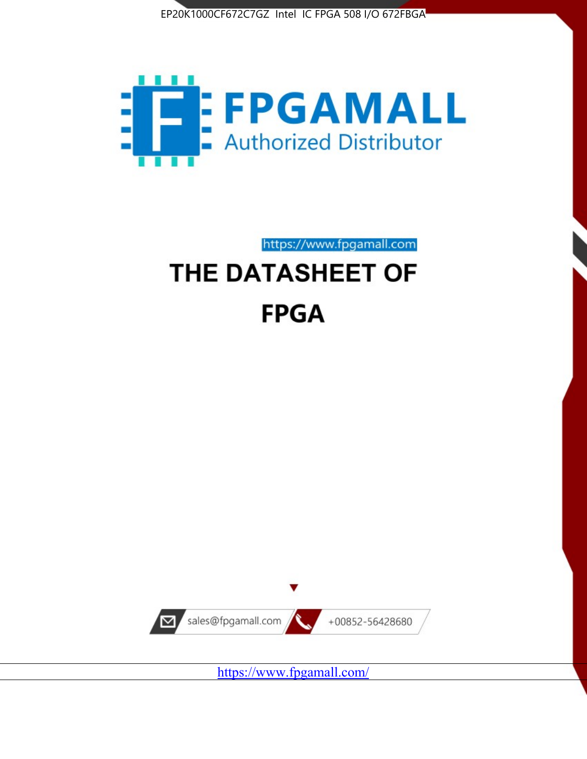EP20K1000CF672C7GZ Intel IC FPGA 508 I/O 672FBGA

FPGAMALL

Authorized Distributor

https://www.fpgamall.com

# THE DATASHEET OF

# FPGA

sales@fpgamall.com

+00852-56428680

https://www.fpgamall.com/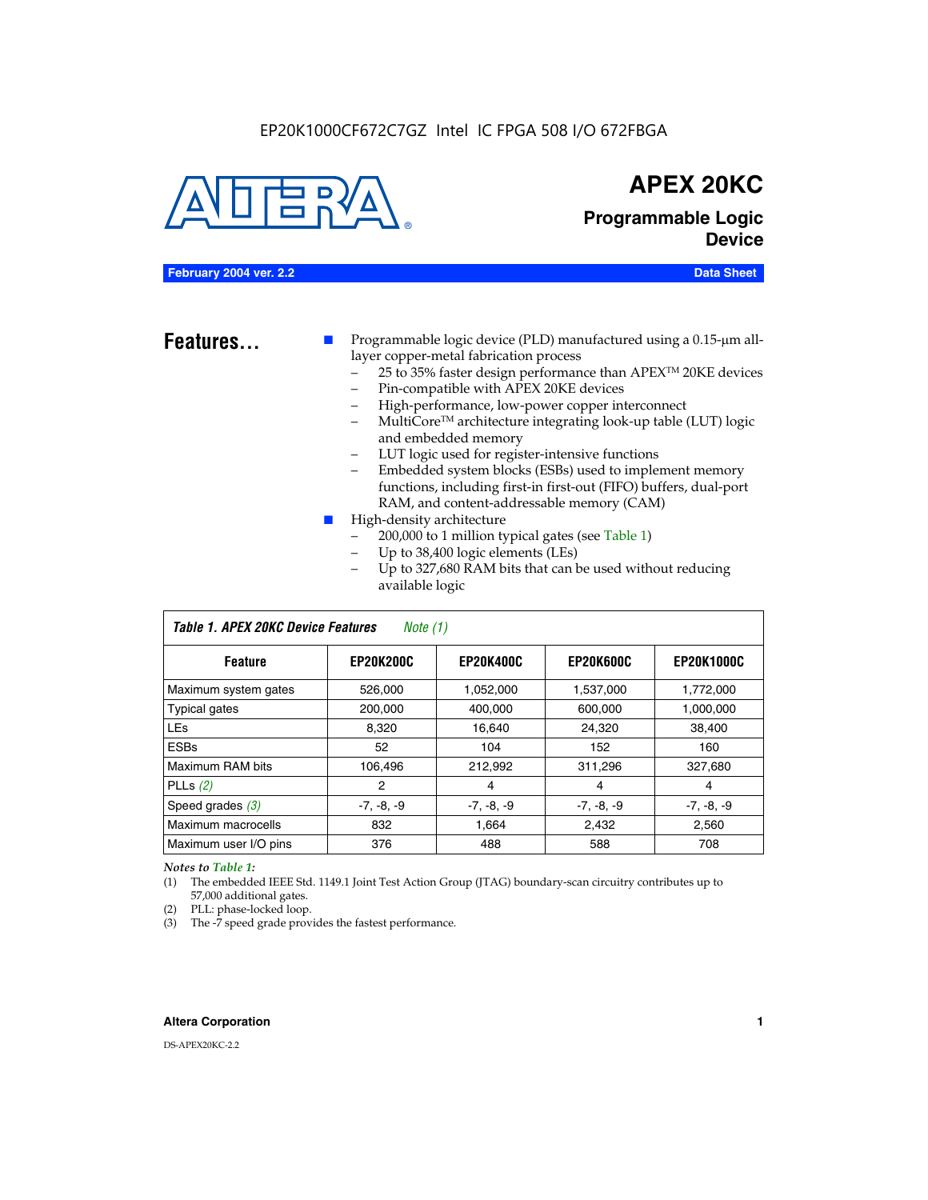EP20K1000CF672C7GZ Intel IC FPGA 508 I/O 672FBGA

# APEX 20KC

## Programmable Logic Device

**February 2004 ver. 2.2** **Data Sheet**

## Features...

- Programmable logic device (PLD) manufactured using a 0.15-µm all-layer copper-metal fabrication process
  - 25 to 35% faster design performance than APEX™ 20KE devices
  - Pin-compatible with APEX 20KE devices
  - High-performance, low-power copper interconnect
  - MultiCore™ architecture integrating look-up table (LUT) logic and embedded memory
  - LUT logic used for register-intensive functions
  - Embedded system blocks (ESBs) used to implement memory functions, including first-in first-out (FIFO) buffers, dual-port RAM, and content-addressable memory (CAM)
- High-density architecture
  - 200,000 to 1 million typical gates (see Table 1)
  - Up to 38,400 logic elements (LEs)
  - Up to 327,680 RAM bits that can be used without reducing available logic

**Table 1. APEX 20KC Device Features** *Note (1)*

| Feature | EP20K200C | EP20K400C | EP20K600C | EP20K1000C |
|---|---|---|---|---|
| Maximum system gates | 526,000 | 1,052,000 | 1,537,000 | 1,772,000 |
| Typical gates | 200,000 | 400,000 | 600,000 | 1,000,000 |
| LEs | 8,320 | 16,640 | 24,320 | 38,400 |
| ESBs | 52 | 104 | 152 | 160 |
| Maximum RAM bits | 106,496 | 212,992 | 311,296 | 327,680 |
| PLLs *(2)* | 2 | 4 | 4 | 4 |
| Speed grades *(3)* | -7, -8, -9 | -7, -8, -9 | -7, -8, -9 | -7, -8, -9 |
| Maximum macrocells | 832 | 1,664 | 2,432 | 2,560 |
| Maximum user I/O pins | 376 | 488 | 588 | 708 |

*Notes to Table 1:*

(1) The embedded IEEE Std. 1149.1 Joint Test Action Group (JTAG) boundary-scan circuitry contributes up to 57,000 additional gates.

(2) PLL: phase-locked loop.

(3) The -7 speed grade provides the fastest performance.

**Altera Corporation**

DS-APEX20KC-2.2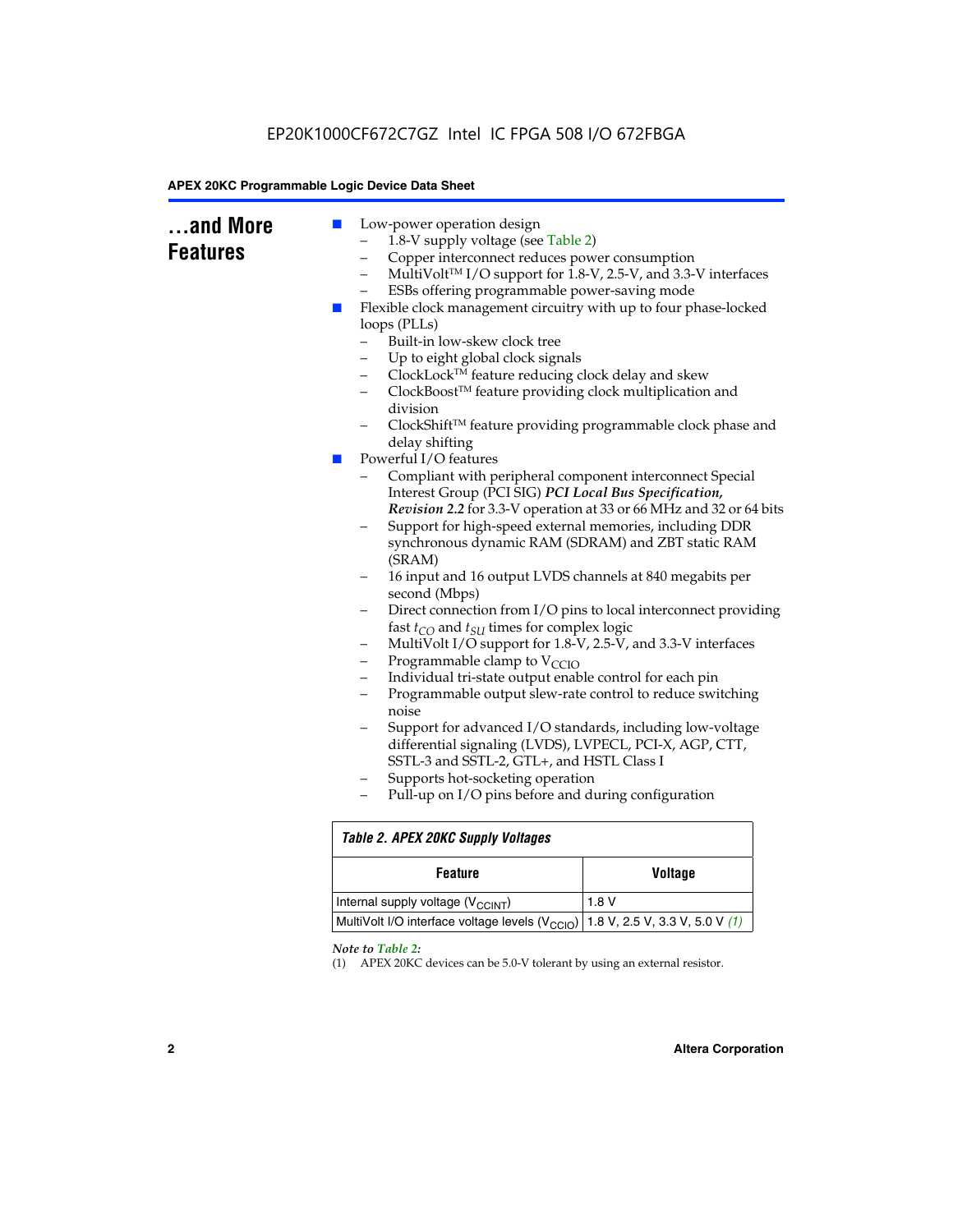## ...and More Features

- Low-power operation design
  - 1.8-V supply voltage (see Table 2)
  - Copper interconnect reduces power consumption
  - MultiVolt™ I/O support for 1.8-V, 2.5-V, and 3.3-V interfaces
  - ESBs offering programmable power-saving mode
- Flexible clock management circuitry with up to four phase-locked loops (PLLs)
  - Built-in low-skew clock tree
  - Up to eight global clock signals
  - ClockLock™ feature reducing clock delay and skew
  - ClockBoost™ feature providing clock multiplication and division
  - ClockShift™ feature providing programmable clock phase and delay shifting
- Powerful I/O features
  - Compliant with peripheral component interconnect Special Interest Group (PCI SIG) ***PCI Local Bus Specification, Revision 2.2*** for 3.3-V operation at 33 or 66 MHz and 32 or 64 bits
  - Support for high-speed external memories, including DDR synchronous dynamic RAM (SDRAM) and ZBT static RAM (SRAM)
  - 16 input and 16 output LVDS channels at 840 megabits per second (Mbps)
  - Direct connection from I/O pins to local interconnect providing fast $t_{CO}$ and $t_{SU}$ times for complex logic
  - MultiVolt I/O support for 1.8-V, 2.5-V, and 3.3-V interfaces
  - Programmable clamp to $V_{CCIO}$
  - Individual tri-state output enable control for each pin
  - Programmable output slew-rate control to reduce switching noise
  - Support for advanced I/O standards, including low-voltage differential signaling (LVDS), LVPECL, PCI-X, AGP, CTT, SSTL-3 and SSTL-2, GTL+, and HSTL Class I
  - Supports hot-socketing operation
  - Pull-up on I/O pins before and during configuration

**Table 2. APEX 20KC Supply Voltages**

| Feature | Voltage |
|---|---|
| Internal supply voltage ($V_{CCINT}$) | 1.8 V |
| MultiVolt I/O interface voltage levels ($V_{CCIO}$) | 1.8 V, 2.5 V, 3.3 V, 5.0 V *(1)* |

*Note to Table 2:*

(1) APEX 20KC devices can be 5.0-V tolerant by using an external resistor.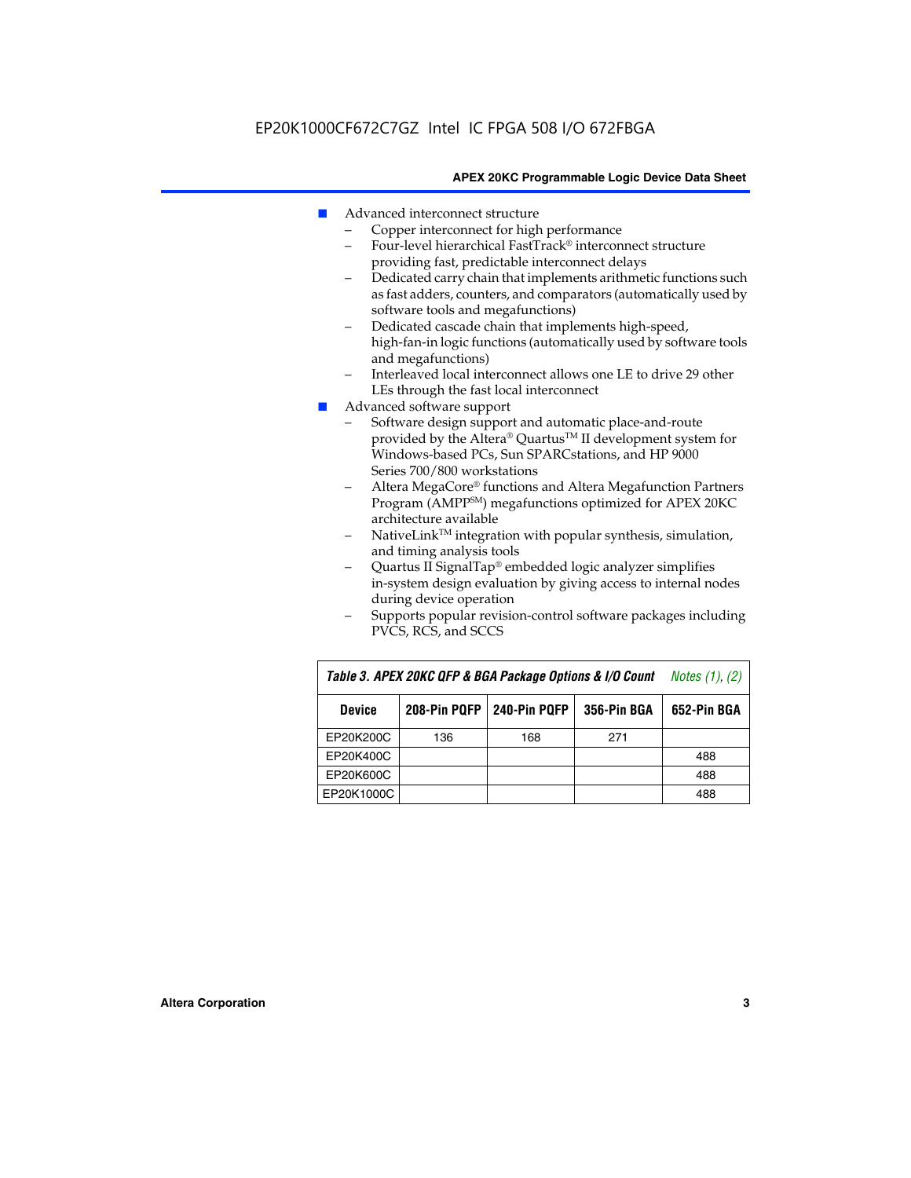- Advanced interconnect structure
  - Copper interconnect for high performance
  - Four-level hierarchical FastTrack® interconnect structure providing fast, predictable interconnect delays
  - Dedicated carry chain that implements arithmetic functions such as fast adders, counters, and comparators (automatically used by software tools and megafunctions)
  - Dedicated cascade chain that implements high-speed, high-fan-in logic functions (automatically used by software tools and megafunctions)
  - Interleaved local interconnect allows one LE to drive 29 other LEs through the fast local interconnect
- Advanced software support
  - Software design support and automatic place-and-route provided by the Altera® Quartus™ II development system for Windows-based PCs, Sun SPARCstations, and HP 9000 Series 700/800 workstations
  - Altera MegaCore® functions and Altera Megafunction Partners Program (AMPP℠) megafunctions optimized for APEX 20KC architecture available
  - NativeLink™ integration with popular synthesis, simulation, and timing analysis tools
  - Quartus II SignalTap® embedded logic analyzer simplifies in-system design evaluation by giving access to internal nodes during device operation
  - Supports popular revision-control software packages including PVCS, RCS, and SCCS

*Table 3. APEX 20KC QFP & BGA Package Options & I/O Count* *Notes (1), (2)*

| Device | 208-Pin PQFP | 240-Pin PQFP | 356-Pin BGA | 652-Pin BGA |
|---|---|---|---|---|
| EP20K200C | 136 | 168 | 271 | |
| EP20K400C | | | | 488 |
| EP20K600C | | | | 488 |
| EP20K1000C | | | | 488 |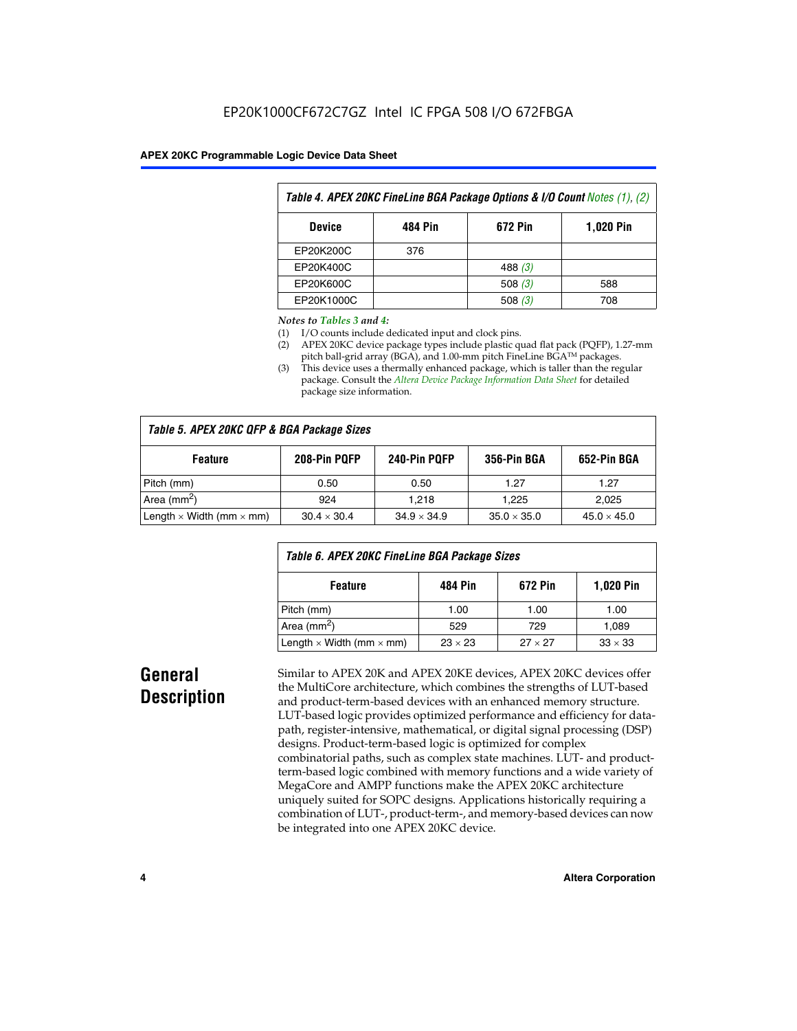EP20K1000CF672C7GZ Intel IC FPGA 508 I/O 672FBGA

| Table 4. APEX 20KC FineLine BGA Package Options & I/O Count *Notes (1), (2)* | | | |
|---|---|---|---|
| **Device** | **484 Pin** | **672 Pin** | **1,020 Pin** |
| EP20K200C | 376 | | |
| EP20K400C | | 488 *(3)* | |
| EP20K600C | | 508 *(3)* | 588 |
| EP20K1000C | | 508 *(3)* | 708 |

*Notes to Tables 3 and 4:*

(1) I/O counts include dedicated input and clock pins.

(2) APEX 20KC device package types include plastic quad flat pack (PQFP), 1.27-mm pitch ball-grid array (BGA), and 1.00-mm pitch FineLine BGA™ packages.

(3) This device uses a thermally enhanced package, which is taller than the regular package. Consult the *Altera Device Package Information Data Sheet* for detailed package size information.

| Table 5. APEX 20KC QFP & BGA Package Sizes | | | | |
|---|---|---|---|---|
| **Feature** | **208-Pin PQFP** | **240-Pin PQFP** | **356-Pin BGA** | **652-Pin BGA** |
| Pitch (mm) | 0.50 | 0.50 | 1.27 | 1.27 |
| Area (mm$^2$) | 924 | 1,218 | 1,225 | 2,025 |
| Length × Width (mm × mm) | 30.4 × 30.4 | 34.9 × 34.9 | 35.0 × 35.0 | 45.0 × 45.0 |

| Table 6. APEX 20KC FineLine BGA Package Sizes | | | |
|---|---|---|---|
| **Feature** | **484 Pin** | **672 Pin** | **1,020 Pin** |
| Pitch (mm) | 1.00 | 1.00 | 1.00 |
| Area (mm$^2$) | 529 | 729 | 1,089 |
| Length × Width (mm × mm) | 23 × 23 | 27 × 27 | 33 × 33 |

## General Description

Similar to APEX 20K and APEX 20KE devices, APEX 20KC devices offer the MultiCore architecture, which combines the strengths of LUT-based and product-term-based devices with an enhanced memory structure. LUT-based logic provides optimized performance and efficiency for data-path, register-intensive, mathematical, or digital signal processing (DSP) designs. Product-term-based logic is optimized for complex combinatorial paths, such as complex state machines. LUT- and product-term-based logic combined with memory functions and a wide variety of MegaCore and AMPP functions make the APEX 20KC architecture uniquely suited for SOPC designs. Applications historically requiring a combination of LUT-, product-term-, and memory-based devices can now be integrated into one APEX 20KC device.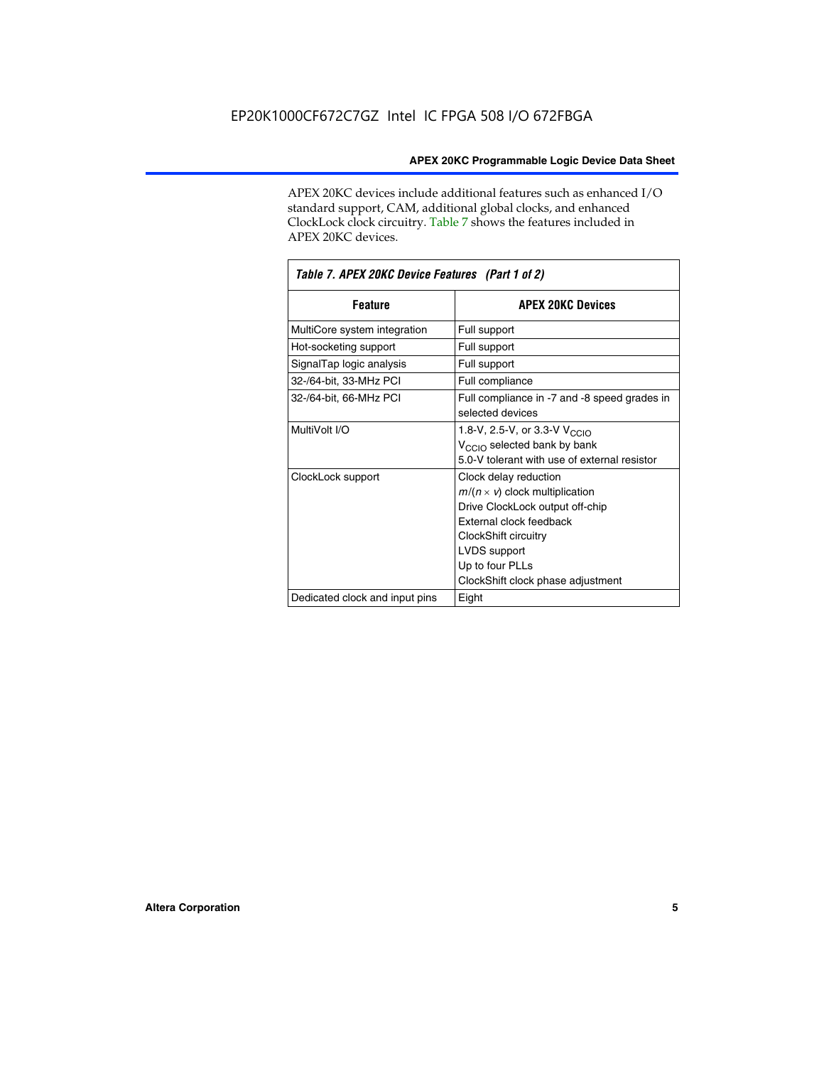APEX 20KC devices include additional features such as enhanced I/O standard support, CAM, additional global clocks, and enhanced ClockLock clock circuitry. Table 7 shows the features included in APEX 20KC devices.

| *Table 7. APEX 20KC Device Features (Part 1 of 2)* | |
|---|---|
| **Feature** | **APEX 20KC Devices** |
| MultiCore system integration | Full support |
| Hot-socketing support | Full support |
| SignalTap logic analysis | Full support |
| 32-/64-bit, 33-MHz PCI | Full compliance |
| 32-/64-bit, 66-MHz PCI | Full compliance in -7 and -8 speed grades in selected devices |
| MultiVolt I/O | 1.8-V, 2.5-V, or 3.3-V $V_{CCIO}$<br>$V_{CCIO}$ selected bank by bank<br>5.0-V tolerant with use of external resistor |
| ClockLock support | Clock delay reduction<br>$m/(n \times v)$ clock multiplication<br>Drive ClockLock output off-chip<br>External clock feedback<br>ClockShift circuitry<br>LVDS support<br>Up to four PLLs<br>ClockShift clock phase adjustment |
| Dedicated clock and input pins | Eight |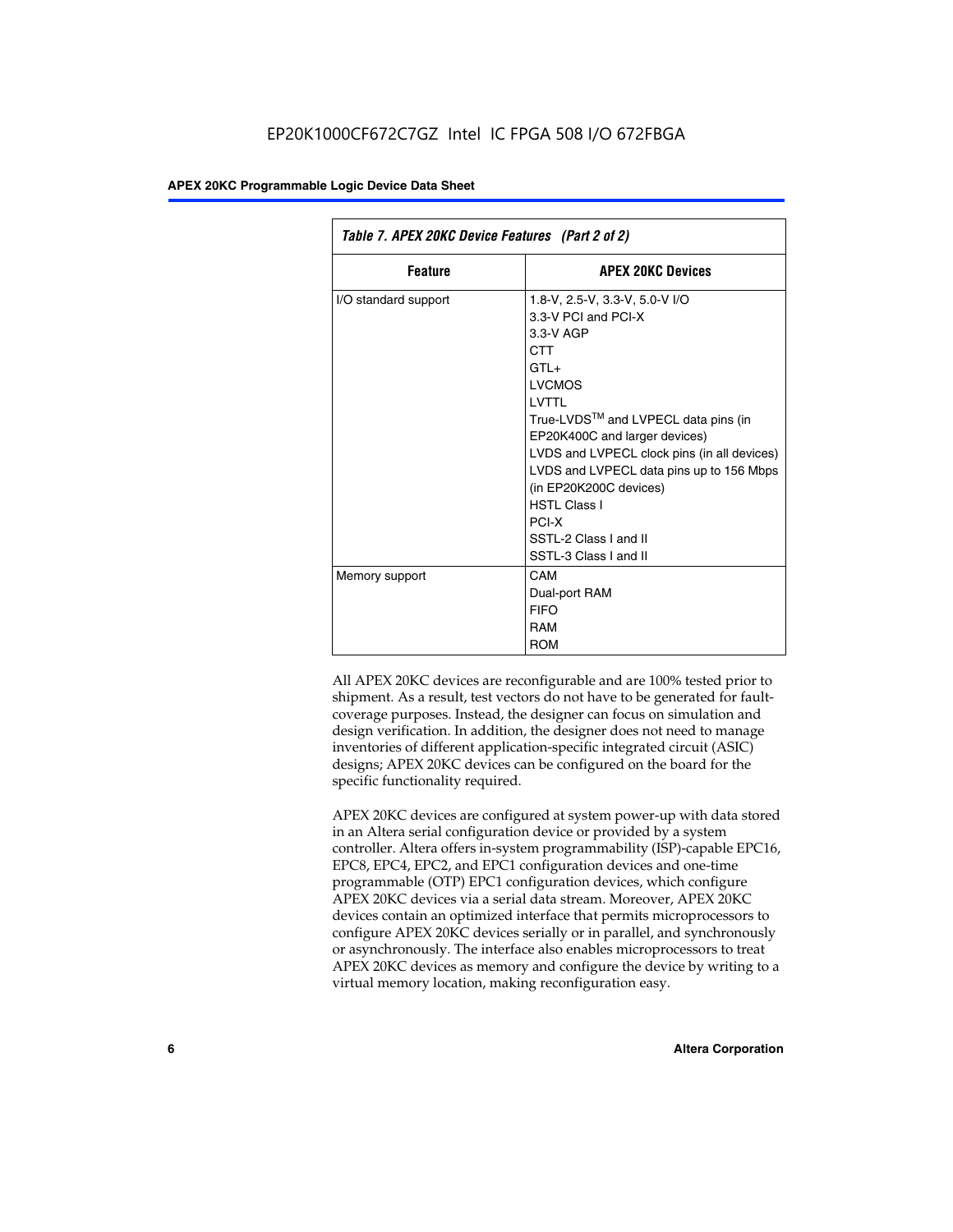| Table 7. APEX 20KC Device Features (Part 2 of 2) | |
|---|---|
| **Feature** | **APEX 20KC Devices** |
| I/O standard support | 1.8-V, 2.5-V, 3.3-V, 5.0-V I/O<br>3.3-V PCI and PCI-X<br>3.3-V AGP<br>CTT<br>GTL+<br>LVCMOS<br>LVTTL<br>True-LVDS™ and LVPECL data pins (in EP20K400C and larger devices)<br>LVDS and LVPECL clock pins (in all devices)<br>LVDS and LVPECL data pins up to 156 Mbps (in EP20K200C devices)<br>HSTL Class I<br>PCI-X<br>SSTL-2 Class I and II<br>SSTL-3 Class I and II |
| Memory support | CAM<br>Dual-port RAM<br>FIFO<br>RAM<br>ROM |

All APEX 20KC devices are reconfigurable and are 100% tested prior to shipment. As a result, test vectors do not have to be generated for fault-coverage purposes. Instead, the designer can focus on simulation and design verification. In addition, the designer does not need to manage inventories of different application-specific integrated circuit (ASIC) designs; APEX 20KC devices can be configured on the board for the specific functionality required.

APEX 20KC devices are configured at system power-up with data stored in an Altera serial configuration device or provided by a system controller. Altera offers in-system programmability (ISP)-capable EPC16, EPC8, EPC4, EPC2, and EPC1 configuration devices and one-time programmable (OTP) EPC1 configuration devices, which configure APEX 20KC devices via a serial data stream. Moreover, APEX 20KC devices contain an optimized interface that permits microprocessors to configure APEX 20KC devices serially or in parallel, and synchronously or asynchronously. The interface also enables microprocessors to treat APEX 20KC devices as memory and configure the device by writing to a virtual memory location, making reconfiguration easy.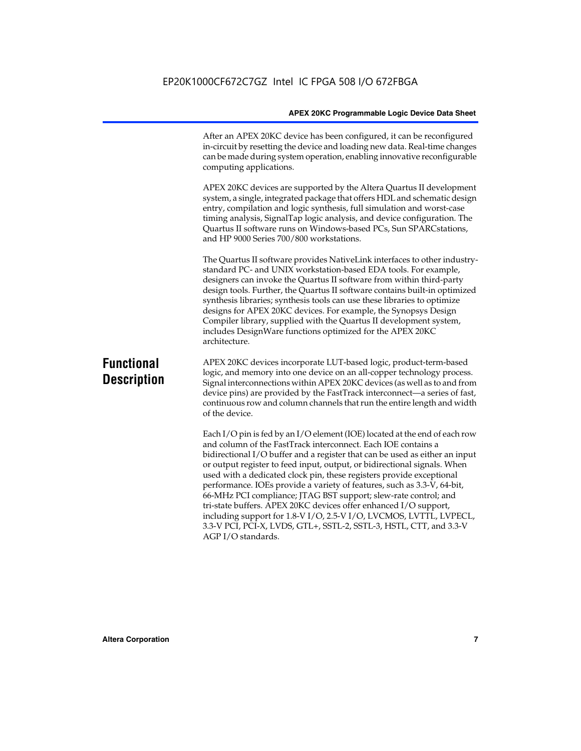After an APEX 20KC device has been configured, it can be reconfigured in-circuit by resetting the device and loading new data. Real-time changes can be made during system operation, enabling innovative reconfigurable computing applications.

APEX 20KC devices are supported by the Altera Quartus II development system, a single, integrated package that offers HDL and schematic design entry, compilation and logic synthesis, full simulation and worst-case timing analysis, SignalTap logic analysis, and device configuration. The Quartus II software runs on Windows-based PCs, Sun SPARCstations, and HP 9000 Series 700/800 workstations.

The Quartus II software provides NativeLink interfaces to other industry-standard PC- and UNIX workstation-based EDA tools. For example, designers can invoke the Quartus II software from within third-party design tools. Further, the Quartus II software contains built-in optimized synthesis libraries; synthesis tools can use these libraries to optimize designs for APEX 20KC devices. For example, the Synopsys Design Compiler library, supplied with the Quartus II development system, includes DesignWare functions optimized for the APEX 20KC architecture.

## Functional Description

APEX 20KC devices incorporate LUT-based logic, product-term-based logic, and memory into one device on an all-copper technology process. Signal interconnections within APEX 20KC devices (as well as to and from device pins) are provided by the FastTrack interconnect—a series of fast, continuous row and column channels that run the entire length and width of the device.

Each I/O pin is fed by an I/O element (IOE) located at the end of each row and column of the FastTrack interconnect. Each IOE contains a bidirectional I/O buffer and a register that can be used as either an input or output register to feed input, output, or bidirectional signals. When used with a dedicated clock pin, these registers provide exceptional performance. IOEs provide a variety of features, such as 3.3-V, 64-bit, 66-MHz PCI compliance; JTAG BST support; slew-rate control; and tri-state buffers. APEX 20KC devices offer enhanced I/O support, including support for 1.8-V I/O, 2.5-V I/O, LVCMOS, LVTTL, LVPECL, 3.3-V PCI, PCI-X, LVDS, GTL+, SSTL-2, SSTL-3, HSTL, CTT, and 3.3-V AGP I/O standards.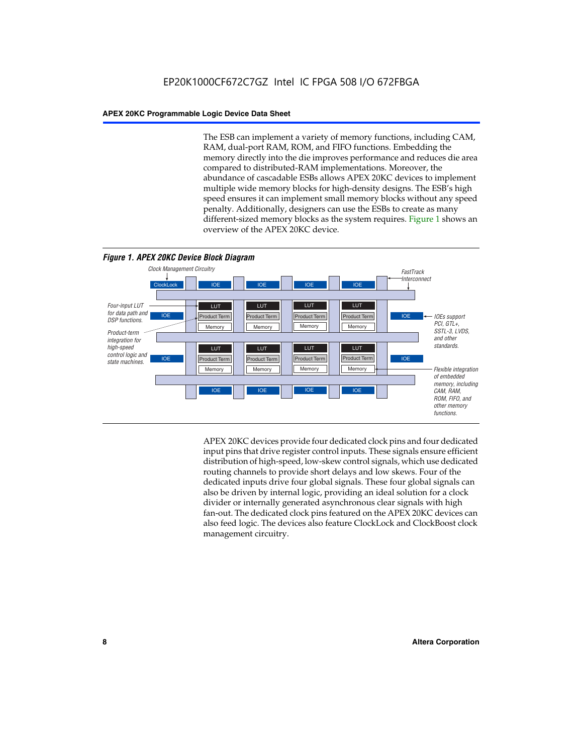The ESB can implement a variety of memory functions, including CAM, RAM, dual-port RAM, ROM, and FIFO functions. Embedding the memory directly into the die improves performance and reduces die area compared to distributed-RAM implementations. Moreover, the abundance of cascadable ESBs allows APEX 20KC devices to implement multiple wide memory blocks for high-density designs. The ESB's high speed ensures it can implement small memory blocks without any speed penalty. Additionally, designers can use the ESBs to create as many different-sized memory blocks as the system requires. Figure 1 shows an overview of the APEX 20KC device.

*Figure 1. APEX 20KC Device Block Diagram*

Clock Management Circuitry

ClockLock | IOE | IOE | IOE | IOE

FastTrack Interconnect

Four-input LUT for data path and DSP functions.

Product-term integration for high-speed control logic and state machines.

IOE | LUT | Product Term | Memory | LUT | Product Term | Memory | LUT | Product Term | Memory | LUT | Product Term | Memory | IOE

IOE | LUT | Product Term | Memory | LUT | Product Term | Memory | LUT | Product Term | Memory | LUT | Product Term | Memory | IOE

IOE | IOE | IOE | IOE

IOEs support PCI, GTL+, SSTL-3, LVDS, and other standards.

Flexible integration of embedded memory, including CAM, RAM, ROM, FIFO, and other memory functions.

APEX 20KC devices provide four dedicated clock pins and four dedicated input pins that drive register control inputs. These signals ensure efficient distribution of high-speed, low-skew control signals, which use dedicated routing channels to provide short delays and low skews. Four of the dedicated inputs drive four global signals. These four global signals can also be driven by internal logic, providing an ideal solution for a clock divider or internally generated asynchronous clear signals with high fan-out. The dedicated clock pins featured on the APEX 20KC devices can also feed logic. The devices also feature ClockLock and ClockBoost clock management circuitry.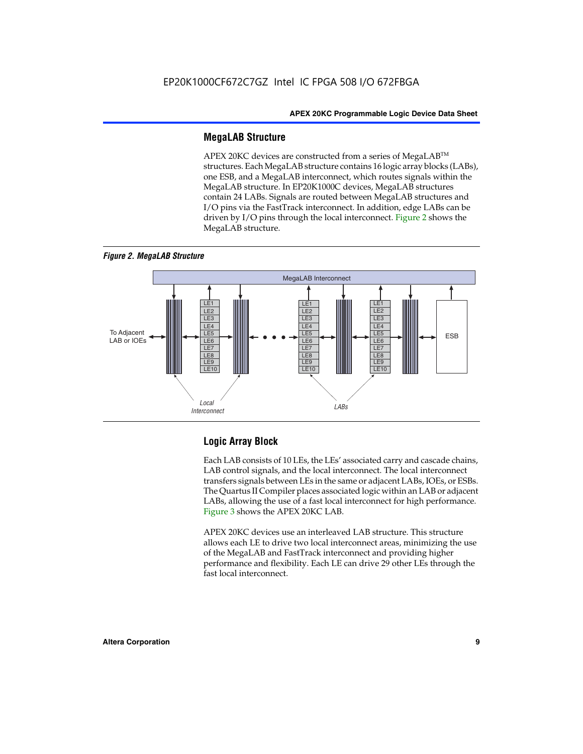## MegaLAB Structure

APEX 20KC devices are constructed from a series of MegaLAB™ structures. Each MegaLAB structure contains 16 logic array blocks (LABs), one ESB, and a MegaLAB interconnect, which routes signals within the MegaLAB structure. In EP20K1000C devices, MegaLAB structures contain 24 LABs. Signals are routed between MegaLAB structures and I/O pins via the FastTrack interconnect. In addition, edge LABs can be driven by I/O pins through the local interconnect. Figure 2 shows the MegaLAB structure.

*Figure 2. MegaLAB Structure*

## Logic Array Block

Each LAB consists of 10 LEs, the LEs' associated carry and cascade chains, LAB control signals, and the local interconnect. The local interconnect transfers signals between LEs in the same or adjacent LABs, IOEs, or ESBs. The Quartus II Compiler places associated logic within an LAB or adjacent LABs, allowing the use of a fast local interconnect for high performance. Figure 3 shows the APEX 20KC LAB.

APEX 20KC devices use an interleaved LAB structure. This structure allows each LE to drive two local interconnect areas, minimizing the use of the MegaLAB and FastTrack interconnect and providing higher performance and flexibility. Each LE can drive 29 other LEs through the fast local interconnect.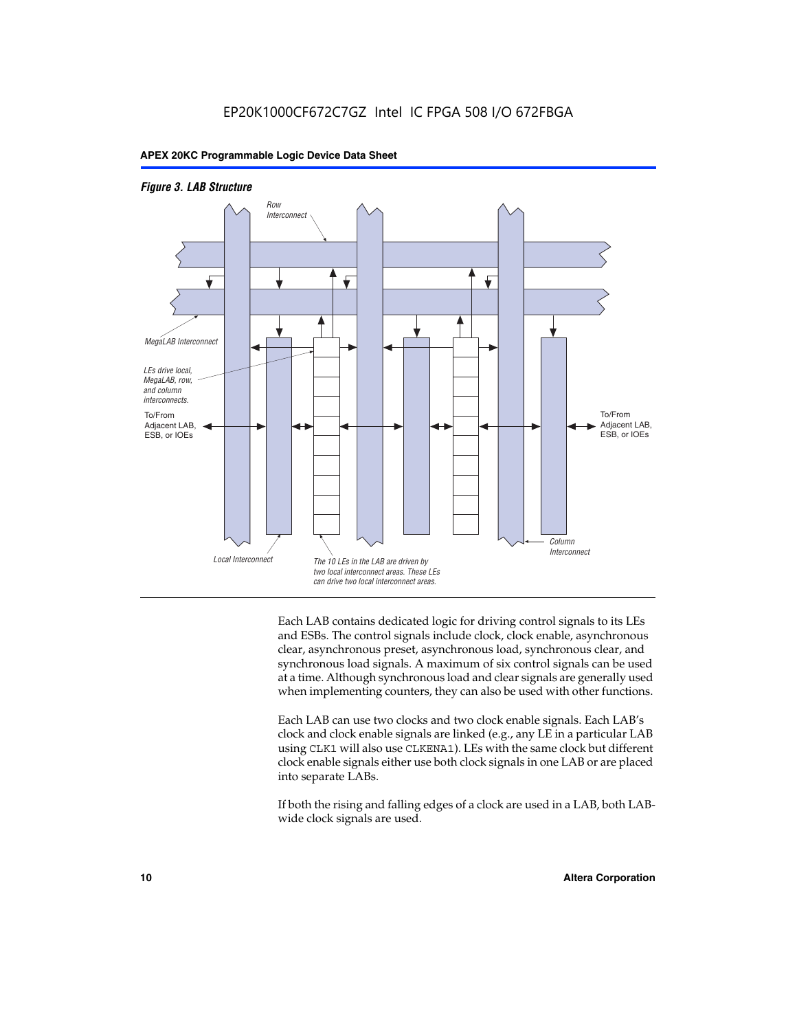*Figure 3. LAB Structure*

Row Interconnect

MegaLAB Interconnect

LEs drive local, MegaLAB, row, and column interconnects.

To/From Adjacent LAB, ESB, or IOEs

To/From Adjacent LAB, ESB, or IOEs

Local Interconnect

The 10 LEs in the LAB are driven by two local interconnect areas. These LEs can drive two local interconnect areas.

Column Interconnect

Each LAB contains dedicated logic for driving control signals to its LEs and ESBs. The control signals include clock, clock enable, asynchronous clear, asynchronous preset, asynchronous load, synchronous clear, and synchronous load signals. A maximum of six control signals can be used at a time. Although synchronous load and clear signals are generally used when implementing counters, they can also be used with other functions.

Each LAB can use two clocks and two clock enable signals. Each LAB's clock and clock enable signals are linked (e.g., any LE in a particular LAB using `CLK1` will also use `CLKENA1`). LEs with the same clock but different clock enable signals either use both clock signals in one LAB or are placed into separate LABs.

If both the rising and falling edges of a clock are used in a LAB, both LAB-wide clock signals are used.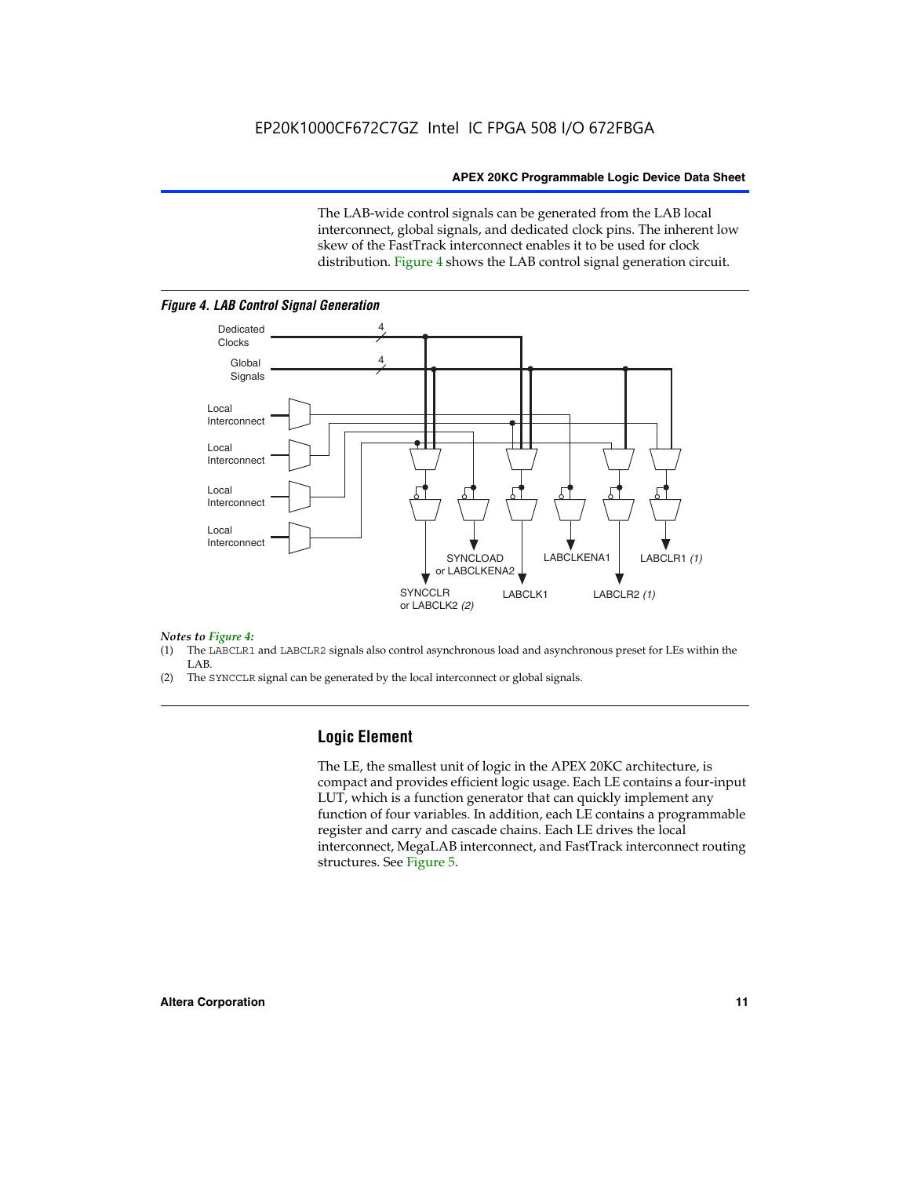The LAB-wide control signals can be generated from the LAB local interconnect, global signals, and dedicated clock pins. The inherent low skew of the FastTrack interconnect enables it to be used for clock distribution. Figure 4 shows the LAB control signal generation circuit.

*Figure 4. LAB Control Signal Generation*

Dedicated Clocks 4

Global Signals 4

Local Interconnect

Local Interconnect

Local Interconnect

Local Interconnect

SYNCLOAD or LABCLKENA2

LABCLKENA1

LABCLR1 *(1)*

SYNCCLR or LABCLK2 *(2)*

LABCLK1

LABCLR2 *(1)*

*Notes to Figure 4:*

(1) The LABCLR1 and LABCLR2 signals also control asynchronous load and asynchronous preset for LEs within the LAB.

(2) The SYNCCLR signal can be generated by the local interconnect or global signals.

## Logic Element

The LE, the smallest unit of logic in the APEX 20KC architecture, is compact and provides efficient logic usage. Each LE contains a four-input LUT, which is a function generator that can quickly implement any function of four variables. In addition, each LE contains a programmable register and carry and cascade chains. Each LE drives the local interconnect, MegaLAB interconnect, and FastTrack interconnect routing structures. See Figure 5.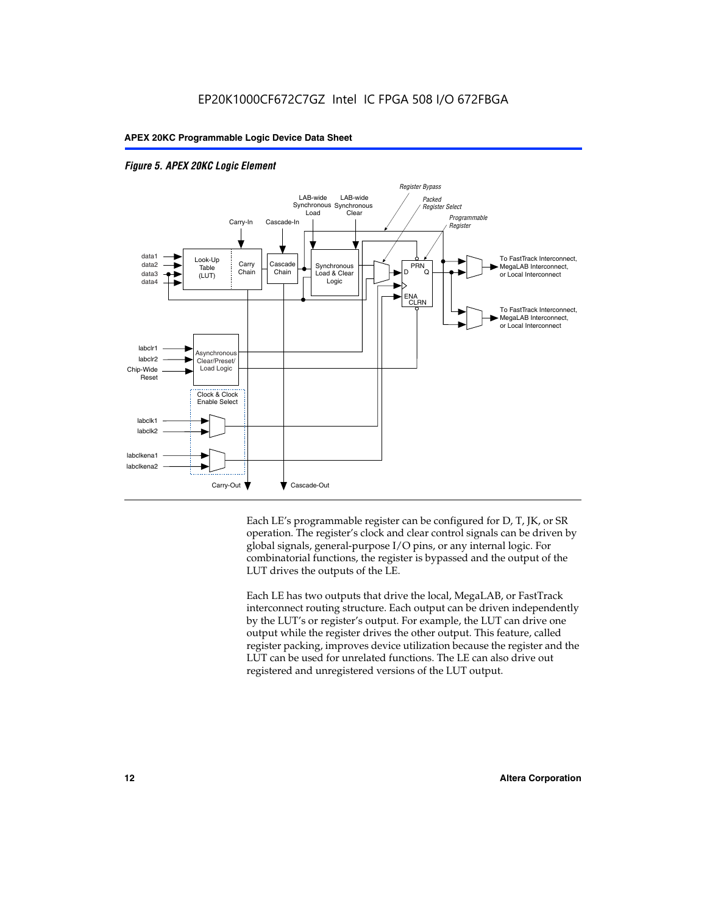*Figure 5. APEX 20KC Logic Element*

Each LE's programmable register can be configured for D, T, JK, or SR operation. The register's clock and clear control signals can be driven by global signals, general-purpose I/O pins, or any internal logic. For combinatorial functions, the register is bypassed and the output of the LUT drives the outputs of the LE.

Each LE has two outputs that drive the local, MegaLAB, or FastTrack interconnect routing structure. Each output can be driven independently by the LUT's or register's output. For example, the LUT can drive one output while the register drives the other output. This feature, called register packing, improves device utilization because the register and the LUT can be used for unrelated functions. The LE can also drive out registered and unregistered versions of the LUT output.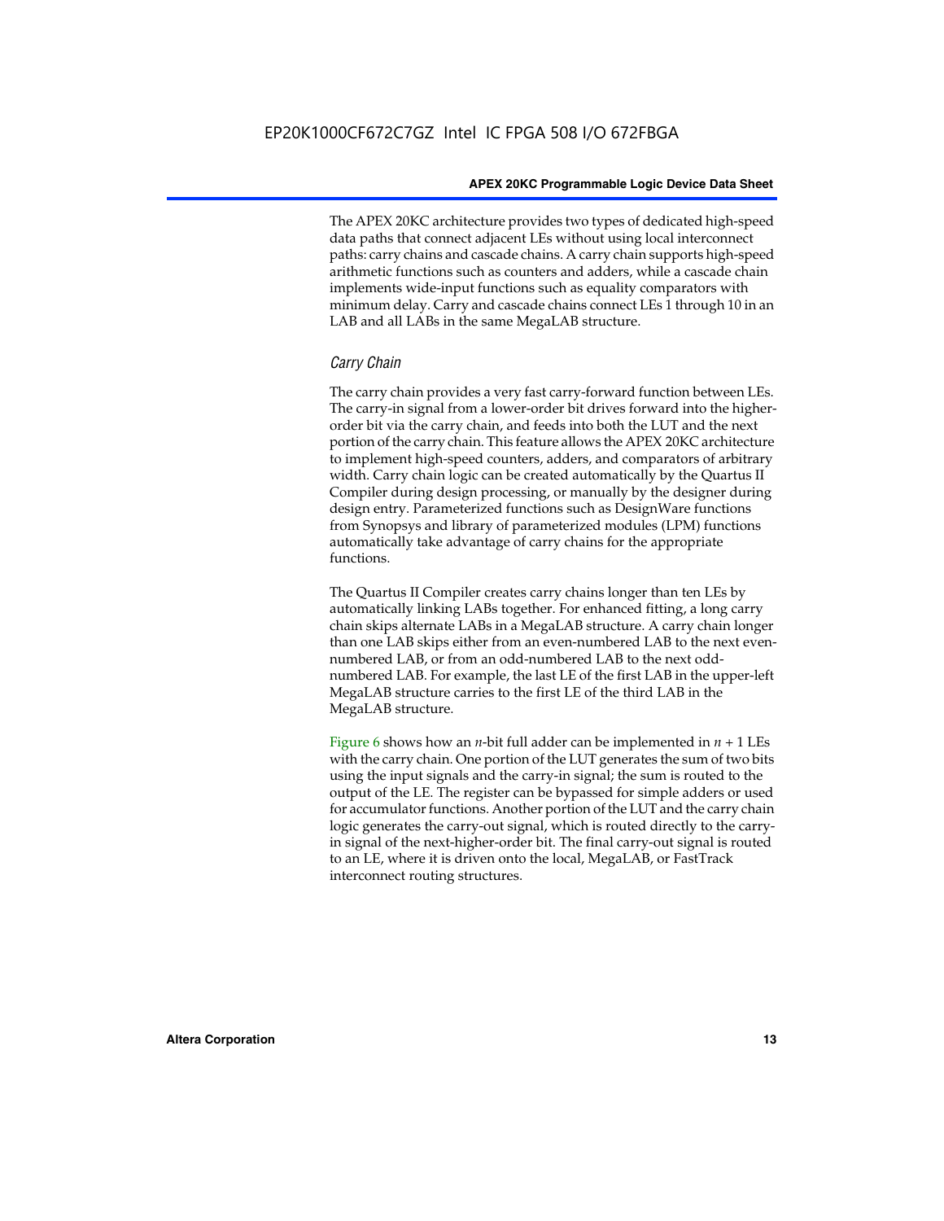The APEX 20KC architecture provides two types of dedicated high-speed data paths that connect adjacent LEs without using local interconnect paths: carry chains and cascade chains. A carry chain supports high-speed arithmetic functions such as counters and adders, while a cascade chain implements wide-input functions such as equality comparators with minimum delay. Carry and cascade chains connect LEs 1 through 10 in an LAB and all LABs in the same MegaLAB structure.

### *Carry Chain*

The carry chain provides a very fast carry-forward function between LEs. The carry-in signal from a lower-order bit drives forward into the higher-order bit via the carry chain, and feeds into both the LUT and the next portion of the carry chain. This feature allows the APEX 20KC architecture to implement high-speed counters, adders, and comparators of arbitrary width. Carry chain logic can be created automatically by the Quartus II Compiler during design processing, or manually by the designer during design entry. Parameterized functions such as DesignWare functions from Synopsys and library of parameterized modules (LPM) functions automatically take advantage of carry chains for the appropriate functions.

The Quartus II Compiler creates carry chains longer than ten LEs by automatically linking LABs together. For enhanced fitting, a long carry chain skips alternate LABs in a MegaLAB structure. A carry chain longer than one LAB skips either from an even-numbered LAB to the next even-numbered LAB, or from an odd-numbered LAB to the next odd-numbered LAB. For example, the last LE of the first LAB in the upper-left MegaLAB structure carries to the first LE of the third LAB in the MegaLAB structure.

Figure 6 shows how an $n$-bit full adder can be implemented in $n + 1$ LEs with the carry chain. One portion of the LUT generates the sum of two bits using the input signals and the carry-in signal; the sum is routed to the output of the LE. The register can be bypassed for simple adders or used for accumulator functions. Another portion of the LUT and the carry chain logic generates the carry-out signal, which is routed directly to the carry-in signal of the next-higher-order bit. The final carry-out signal is routed to an LE, where it is driven onto the local, MegaLAB, or FastTrack interconnect routing structures.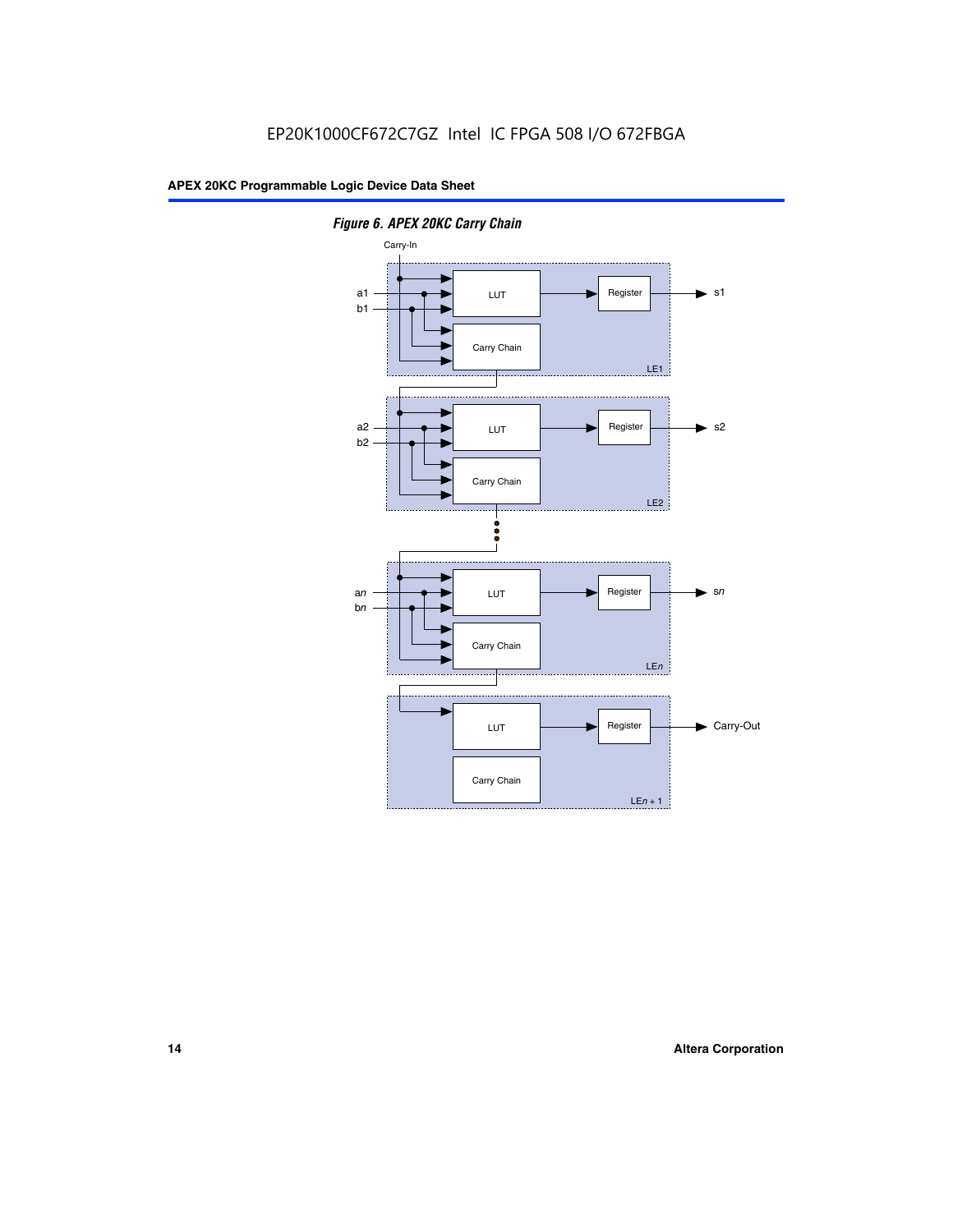*Figure 6. APEX 20KC Carry Chain*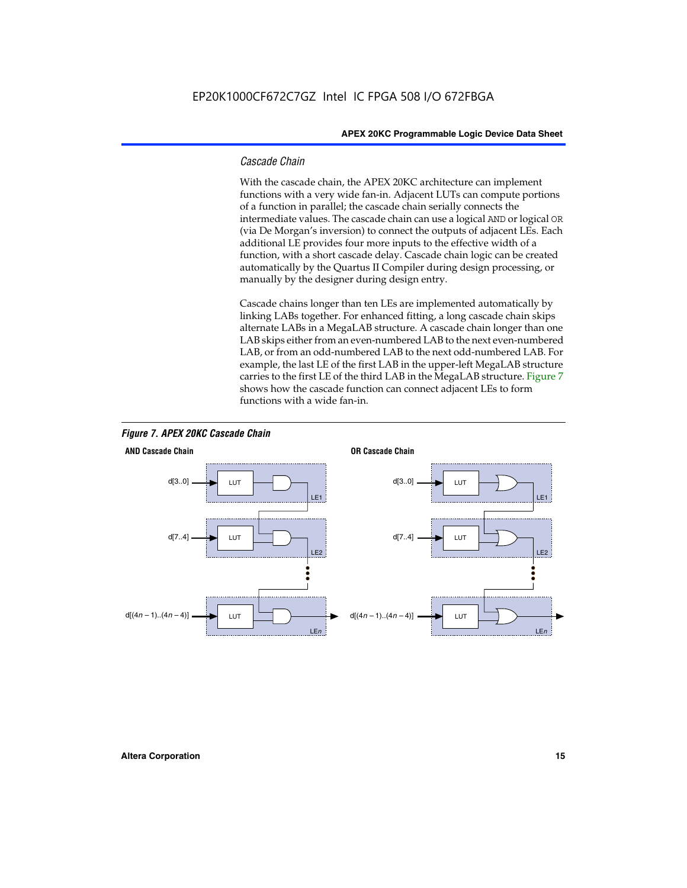### Cascade Chain

With the cascade chain, the APEX 20KC architecture can implement functions with a very wide fan-in. Adjacent LUTs can compute portions of a function in parallel; the cascade chain serially connects the intermediate values. The cascade chain can use a logical AND or logical OR (via De Morgan's inversion) to connect the outputs of adjacent LEs. Each additional LE provides four more inputs to the effective width of a function, with a short cascade delay. Cascade chain logic can be created automatically by the Quartus II Compiler during design processing, or manually by the designer during design entry.

Cascade chains longer than ten LEs are implemented automatically by linking LABs together. For enhanced fitting, a long cascade chain skips alternate LABs in a MegaLAB structure. A cascade chain longer than one LAB skips either from an even-numbered LAB to the next even-numbered LAB, or from an odd-numbered LAB to the next odd-numbered LAB. For example, the last LE of the first LAB in the upper-left MegaLAB structure carries to the first LE of the third LAB in the MegaLAB structure. Figure 7 shows how the cascade function can connect adjacent LEs to form functions with a wide fan-in.

*Figure 7. APEX 20KC Cascade Chain*

**AND Cascade Chain** — d[3..0] → LUT (LE1); d[7..4] → LUT (LE2); d[(4n – 1)..(4n – 4)] → LUT (LEn)

**OR Cascade Chain** — d[3..0] → LUT (LE1); d[7..4] → LUT (LE2); d[(4n – 1)..(4n – 4)] → LUT (LEn)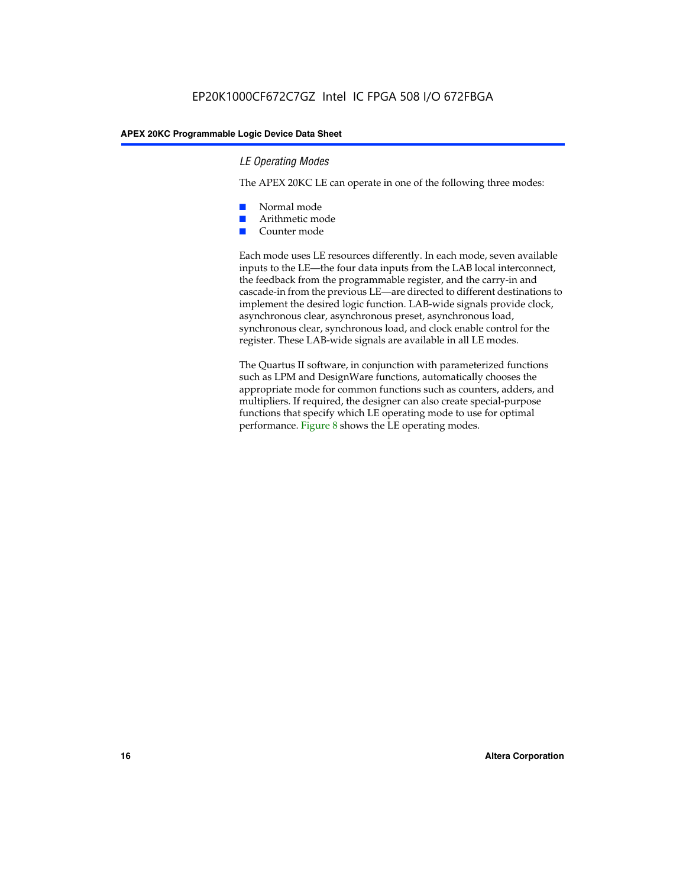### *LE Operating Modes*

The APEX 20KC LE can operate in one of the following three modes:

- Normal mode
- Arithmetic mode
- Counter mode

Each mode uses LE resources differently. In each mode, seven available inputs to the LE—the four data inputs from the LAB local interconnect, the feedback from the programmable register, and the carry-in and cascade-in from the previous LE—are directed to different destinations to implement the desired logic function. LAB-wide signals provide clock, asynchronous clear, asynchronous preset, asynchronous load, synchronous clear, synchronous load, and clock enable control for the register. These LAB-wide signals are available in all LE modes.

The Quartus II software, in conjunction with parameterized functions such as LPM and DesignWare functions, automatically chooses the appropriate mode for common functions such as counters, adders, and multipliers. If required, the designer can also create special-purpose functions that specify which LE operating mode to use for optimal performance. Figure 8 shows the LE operating modes.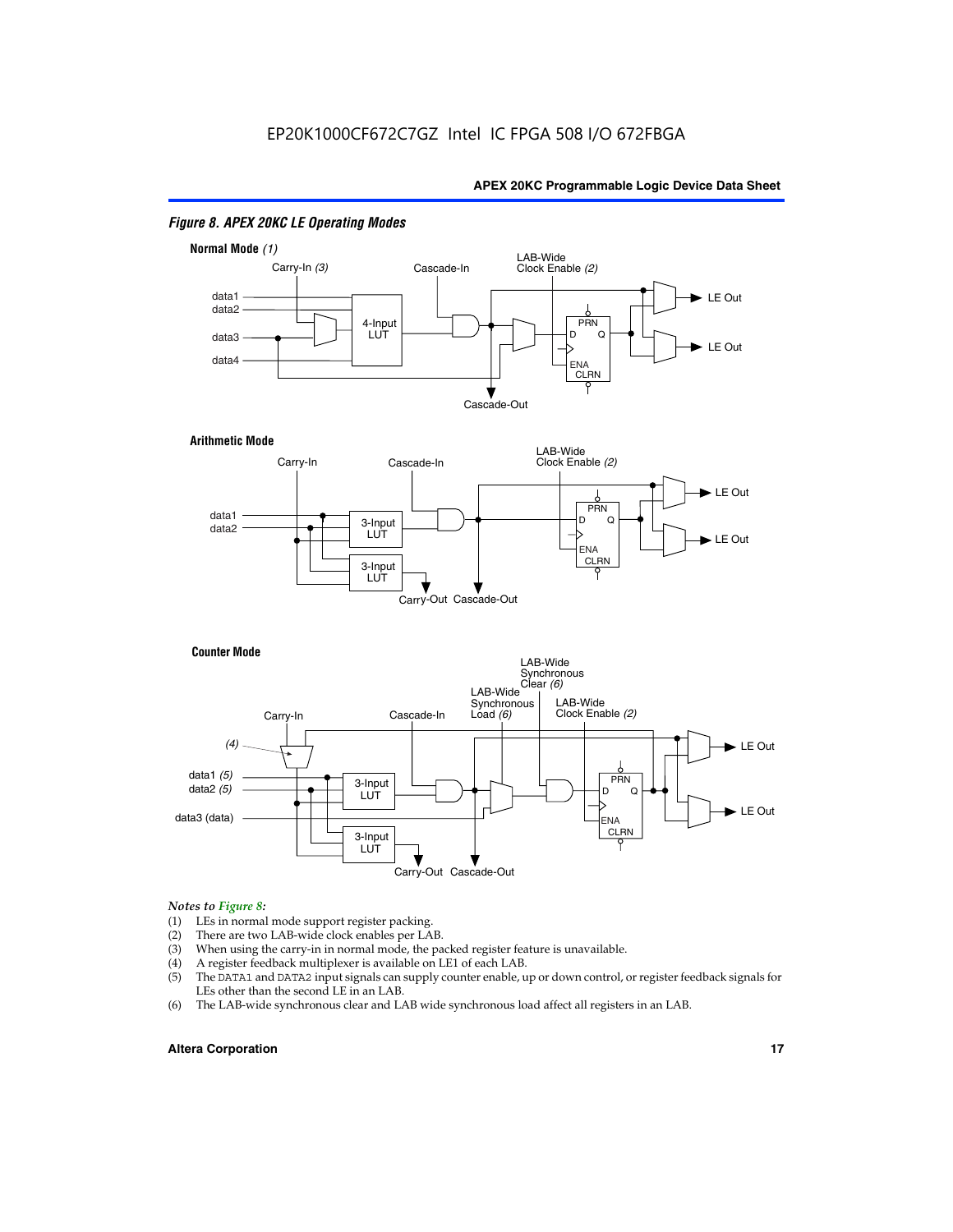*Figure 8. APEX 20KC LE Operating Modes*

*Notes to Figure 8:*

(1) LEs in normal mode support register packing.
(2) There are two LAB-wide clock enables per LAB.
(3) When using the carry-in in normal mode, the packed register feature is unavailable.
(4) A register feedback multiplexer is available on LE1 of each LAB.
(5) The DATA1 and DATA2 input signals can supply counter enable, up or down control, or register feedback signals for LEs other than the second LE in an LAB.
(6) The LAB-wide synchronous clear and LAB wide synchronous load affect all registers in an LAB.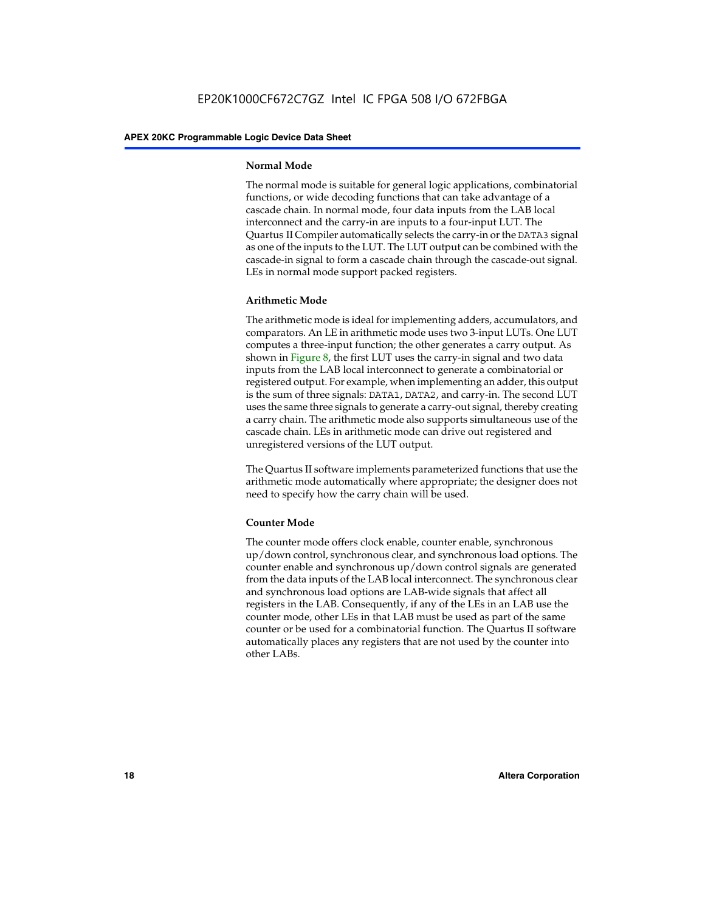### Normal Mode

The normal mode is suitable for general logic applications, combinatorial functions, or wide decoding functions that can take advantage of a cascade chain. In normal mode, four data inputs from the LAB local interconnect and the carry-in are inputs to a four-input LUT. The Quartus II Compiler automatically selects the carry-in or the DATA3 signal as one of the inputs to the LUT. The LUT output can be combined with the cascade-in signal to form a cascade chain through the cascade-out signal. LEs in normal mode support packed registers.

### Arithmetic Mode

The arithmetic mode is ideal for implementing adders, accumulators, and comparators. An LE in arithmetic mode uses two 3-input LUTs. One LUT computes a three-input function; the other generates a carry output. As shown in Figure 8, the first LUT uses the carry-in signal and two data inputs from the LAB local interconnect to generate a combinatorial or registered output. For example, when implementing an adder, this output is the sum of three signals: DATA1, DATA2, and carry-in. The second LUT uses the same three signals to generate a carry-out signal, thereby creating a carry chain. The arithmetic mode also supports simultaneous use of the cascade chain. LEs in arithmetic mode can drive out registered and unregistered versions of the LUT output.

The Quartus II software implements parameterized functions that use the arithmetic mode automatically where appropriate; the designer does not need to specify how the carry chain will be used.

### Counter Mode

The counter mode offers clock enable, counter enable, synchronous up/down control, synchronous clear, and synchronous load options. The counter enable and synchronous up/down control signals are generated from the data inputs of the LAB local interconnect. The synchronous clear and synchronous load options are LAB-wide signals that affect all registers in the LAB. Consequently, if any of the LEs in an LAB use the counter mode, other LEs in that LAB must be used as part of the same counter or be used for a combinatorial function. The Quartus II software automatically places any registers that are not used by the counter into other LABs.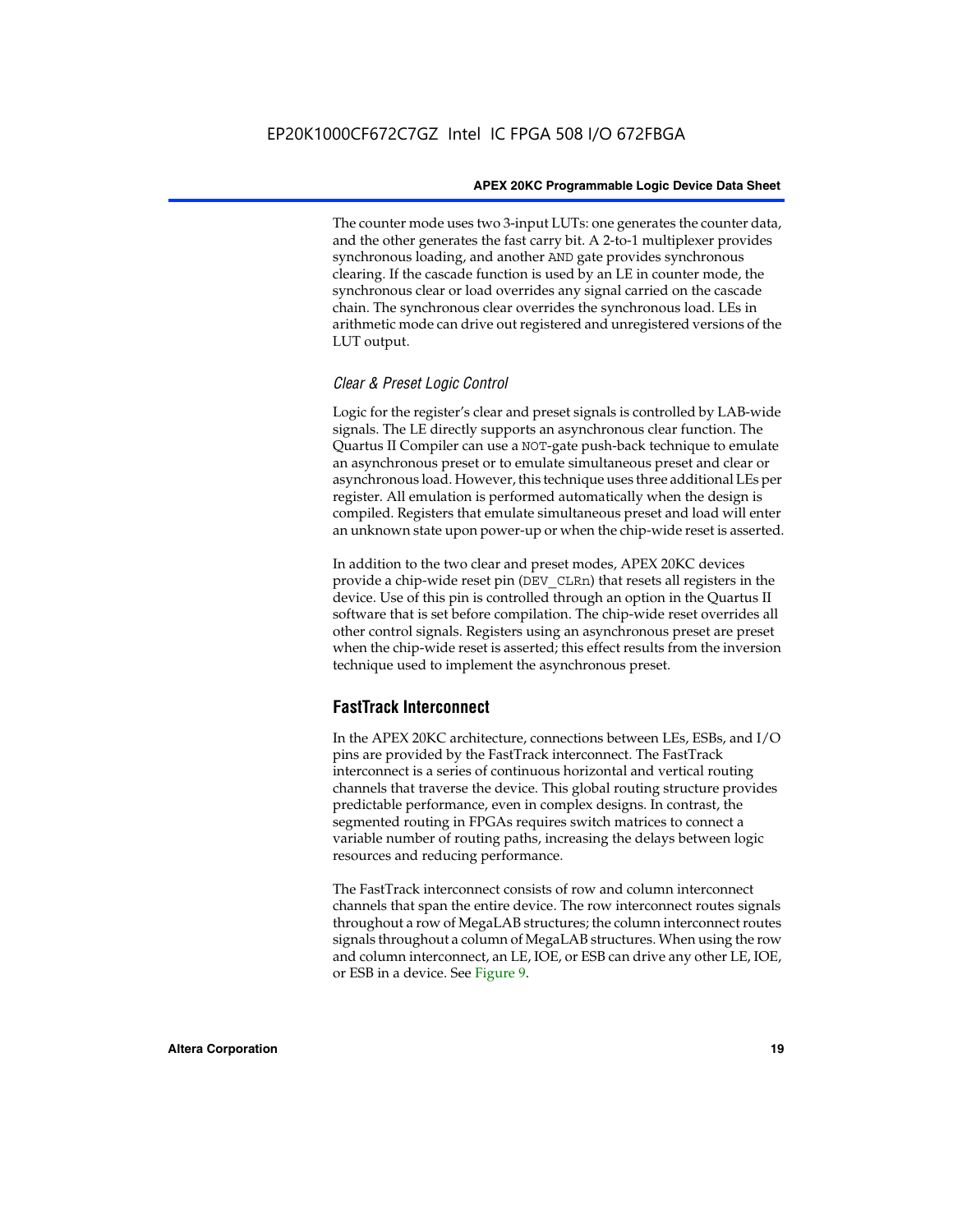The counter mode uses two 3-input LUTs: one generates the counter data, and the other generates the fast carry bit. A 2-to-1 multiplexer provides synchronous loading, and another AND gate provides synchronous clearing. If the cascade function is used by an LE in counter mode, the synchronous clear or load overrides any signal carried on the cascade chain. The synchronous clear overrides the synchronous load. LEs in arithmetic mode can drive out registered and unregistered versions of the LUT output.

### *Clear & Preset Logic Control*

Logic for the register's clear and preset signals is controlled by LAB-wide signals. The LE directly supports an asynchronous clear function. The Quartus II Compiler can use a NOT-gate push-back technique to emulate an asynchronous preset or to emulate simultaneous preset and clear or asynchronous load. However, this technique uses three additional LEs per register. All emulation is performed automatically when the design is compiled. Registers that emulate simultaneous preset and load will enter an unknown state upon power-up or when the chip-wide reset is asserted.

In addition to the two clear and preset modes, APEX 20KC devices provide a chip-wide reset pin (DEV_CLRn) that resets all registers in the device. Use of this pin is controlled through an option in the Quartus II software that is set before compilation. The chip-wide reset overrides all other control signals. Registers using an asynchronous preset are preset when the chip-wide reset is asserted; this effect results from the inversion technique used to implement the asynchronous preset.

## FastTrack Interconnect

In the APEX 20KC architecture, connections between LEs, ESBs, and I/O pins are provided by the FastTrack interconnect. The FastTrack interconnect is a series of continuous horizontal and vertical routing channels that traverse the device. This global routing structure provides predictable performance, even in complex designs. In contrast, the segmented routing in FPGAs requires switch matrices to connect a variable number of routing paths, increasing the delays between logic resources and reducing performance.

The FastTrack interconnect consists of row and column interconnect channels that span the entire device. The row interconnect routes signals throughout a row of MegaLAB structures; the column interconnect routes signals throughout a column of MegaLAB structures. When using the row and column interconnect, an LE, IOE, or ESB can drive any other LE, IOE, or ESB in a device. See Figure 9.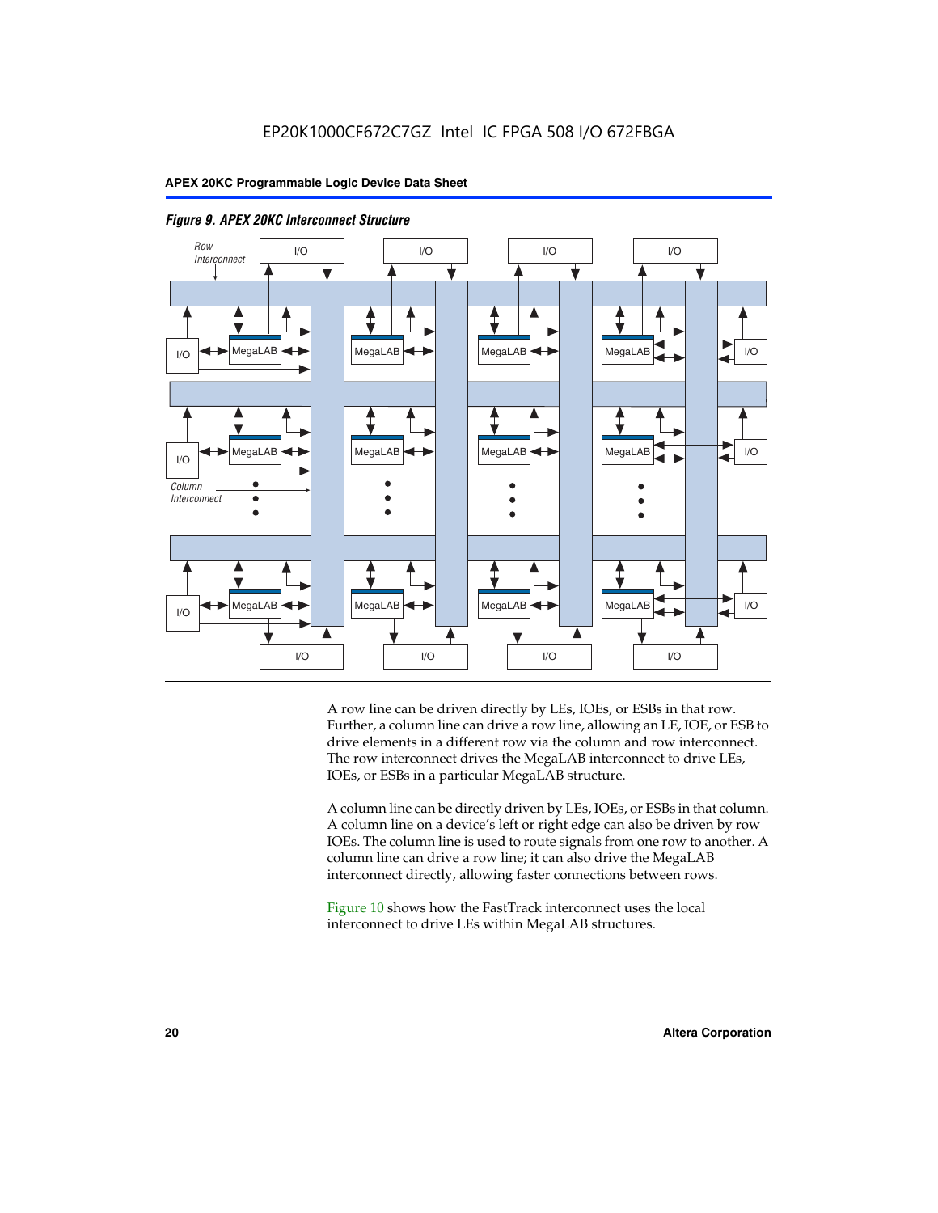*Figure 9. APEX 20KC Interconnect Structure*

A row line can be driven directly by LEs, IOEs, or ESBs in that row. Further, a column line can drive a row line, allowing an LE, IOE, or ESB to drive elements in a different row via the column and row interconnect. The row interconnect drives the MegaLAB interconnect to drive LEs, IOEs, or ESBs in a particular MegaLAB structure.

A column line can be directly driven by LEs, IOEs, or ESBs in that column. A column line on a device's left or right edge can also be driven by row IOEs. The column line is used to route signals from one row to another. A column line can drive a row line; it can also drive the MegaLAB interconnect directly, allowing faster connections between rows.

Figure 10 shows how the FastTrack interconnect uses the local interconnect to drive LEs within MegaLAB structures.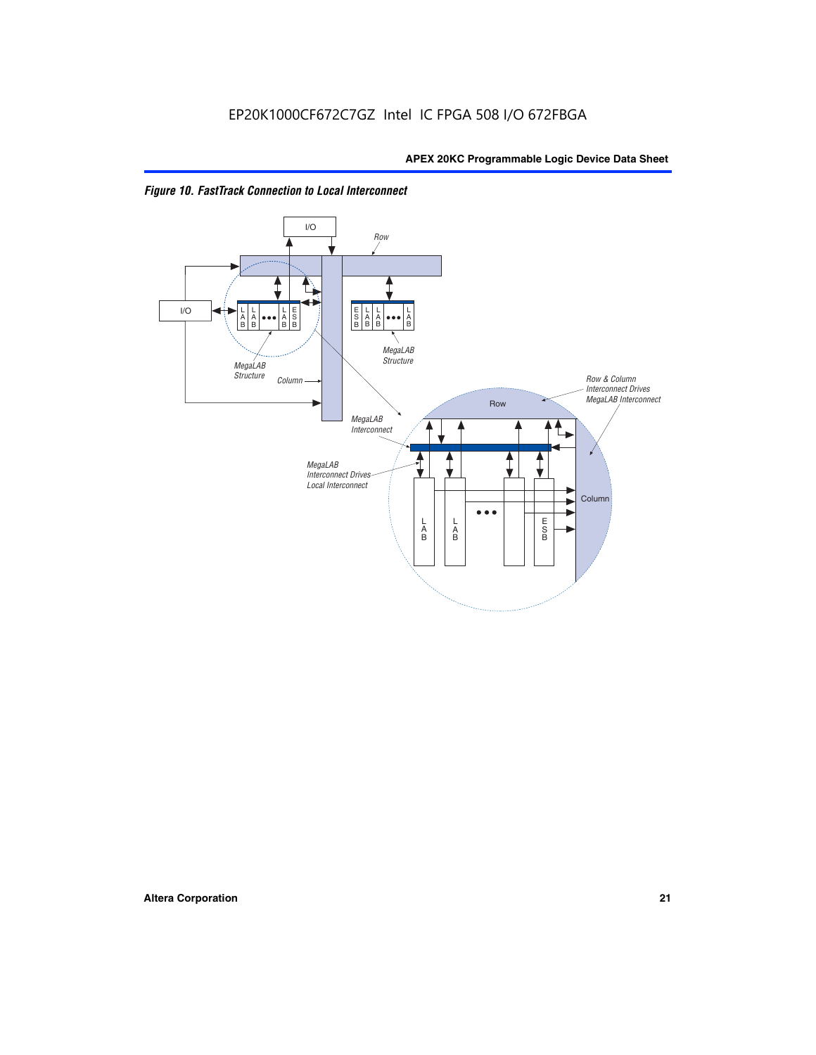*Figure 10. FastTrack Connection to Local Interconnect*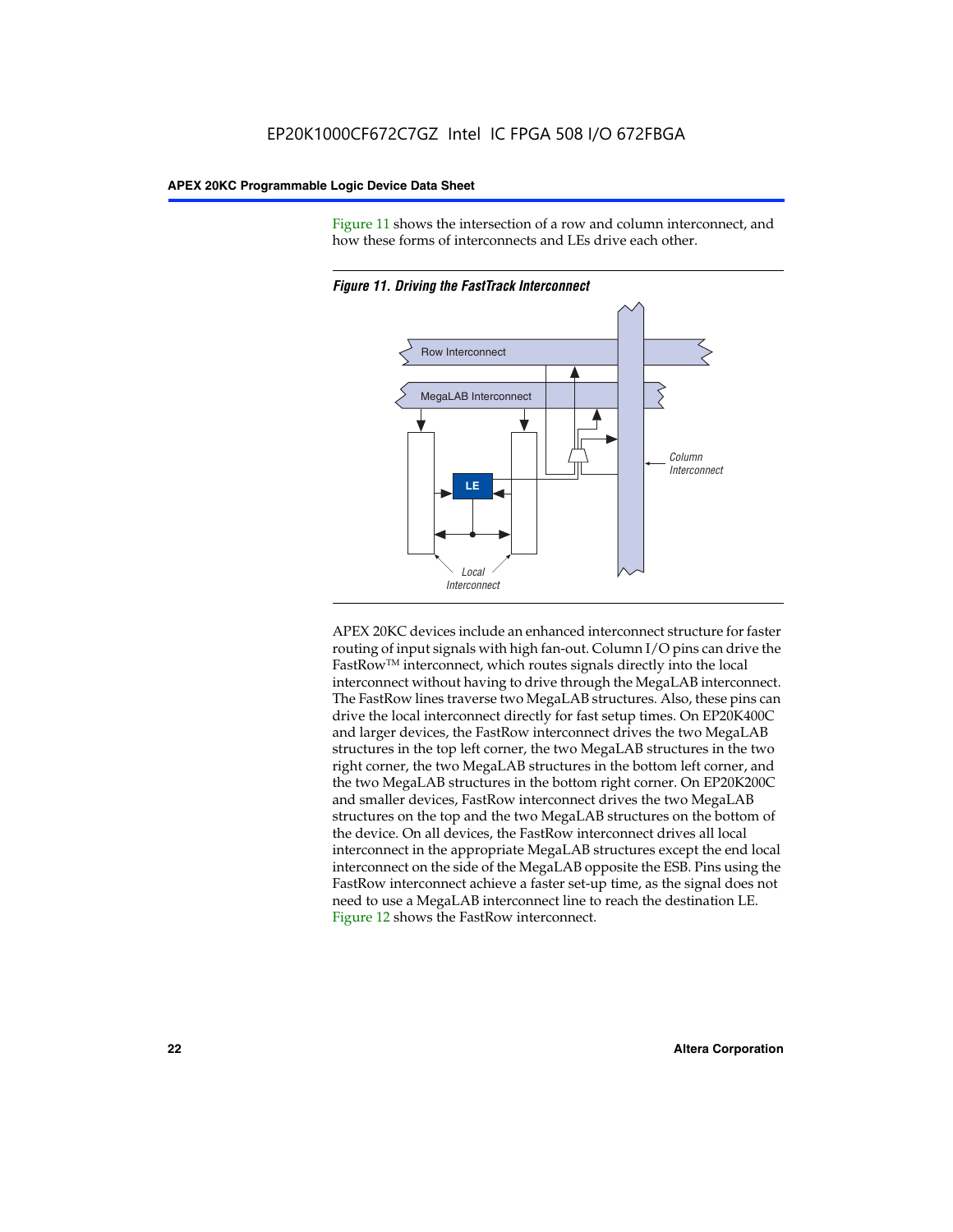Figure 11 shows the intersection of a row and column interconnect, and how these forms of interconnects and LEs drive each other.

*Figure 11. Driving the FastTrack Interconnect*

APEX 20KC devices include an enhanced interconnect structure for faster routing of input signals with high fan-out. Column I/O pins can drive the FastRow™ interconnect, which routes signals directly into the local interconnect without having to drive through the MegaLAB interconnect. The FastRow lines traverse two MegaLAB structures. Also, these pins can drive the local interconnect directly for fast setup times. On EP20K400C and larger devices, the FastRow interconnect drives the two MegaLAB structures in the top left corner, the two MegaLAB structures in the two right corner, the two MegaLAB structures in the bottom left corner, and the two MegaLAB structures in the bottom right corner. On EP20K200C and smaller devices, FastRow interconnect drives the two MegaLAB structures on the top and the two MegaLAB structures on the bottom of the device. On all devices, the FastRow interconnect drives all local interconnect in the appropriate MegaLAB structures except the end local interconnect on the side of the MegaLAB opposite the ESB. Pins using the FastRow interconnect achieve a faster set-up time, as the signal does not need to use a MegaLAB interconnect line to reach the destination LE. Figure 12 shows the FastRow interconnect.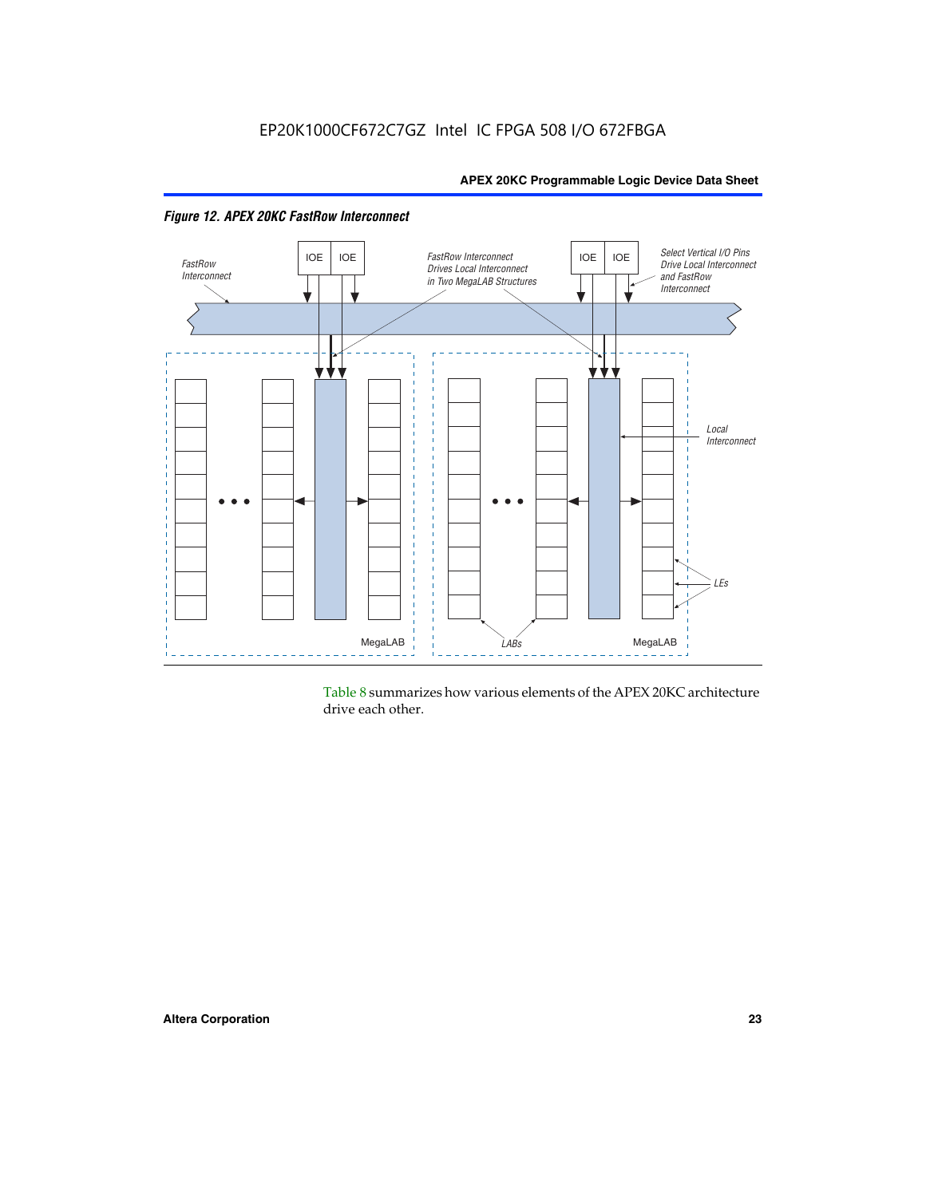*Figure 12. APEX 20KC FastRow Interconnect*

Table 8 summarizes how various elements of the APEX 20KC architecture drive each other.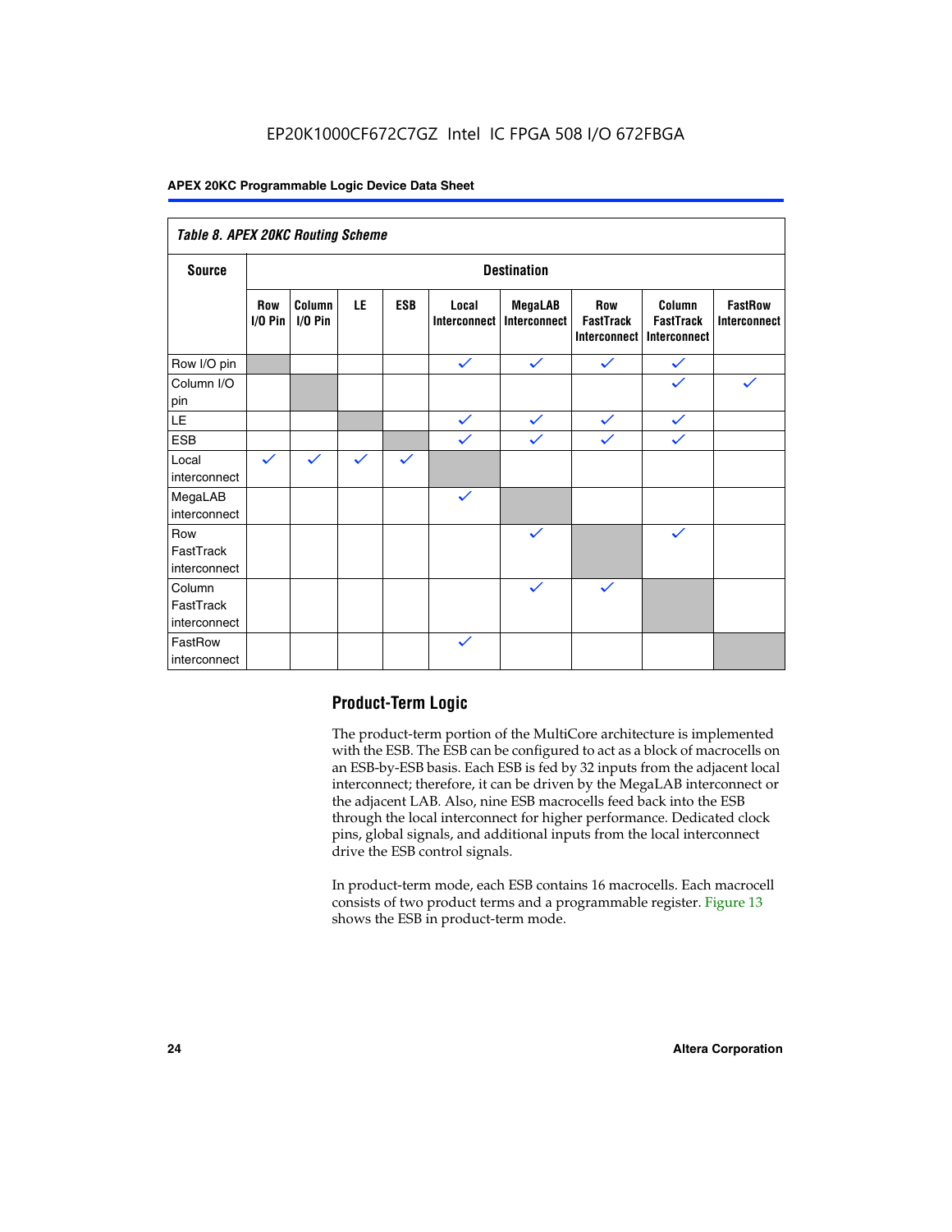*Table 8. APEX 20KC Routing Scheme*

| Source | Destination | | | | | | | | |
|---|---|---|---|---|---|---|---|---|---|
| | Row I/O Pin | Column I/O Pin | LE | ESB | Local Interconnect | MegaLAB Interconnect | Row FastTrack Interconnect | Column FastTrack Interconnect | FastRow Interconnect |
| Row I/O pin | | | | | ✓ | ✓ | ✓ | ✓ | |
| Column I/O pin | | | | | | | | ✓ | ✓ |
| LE | | | | | ✓ | ✓ | ✓ | ✓ | |
| ESB | | | | | ✓ | ✓ | ✓ | ✓ | |
| Local interconnect | ✓ | ✓ | ✓ | ✓ | | | | | |
| MegaLAB interconnect | | | | | ✓ | | | | |
| Row FastTrack interconnect | | | | | | ✓ | | ✓ | |
| Column FastTrack interconnect | | | | | | ✓ | ✓ | | |
| FastRow interconnect | | | | | ✓ | | | | |

## Product-Term Logic

The product-term portion of the MultiCore architecture is implemented with the ESB. The ESB can be configured to act as a block of macrocells on an ESB-by-ESB basis. Each ESB is fed by 32 inputs from the adjacent local interconnect; therefore, it can be driven by the MegaLAB interconnect or the adjacent LAB. Also, nine ESB macrocells feed back into the ESB through the local interconnect for higher performance. Dedicated clock pins, global signals, and additional inputs from the local interconnect drive the ESB control signals.

In product-term mode, each ESB contains 16 macrocells. Each macrocell consists of two product terms and a programmable register. Figure 13 shows the ESB in product-term mode.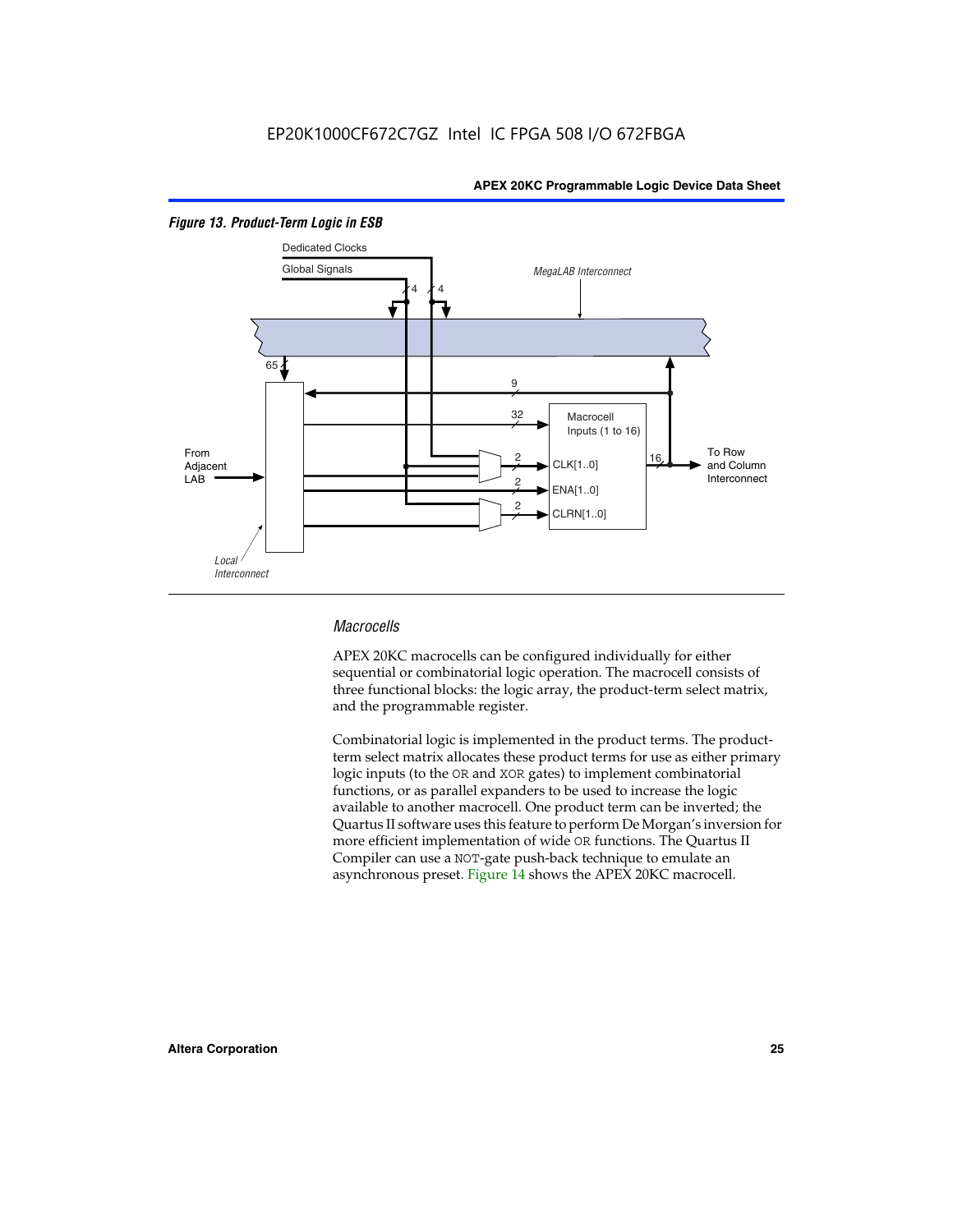*Figure 13. Product-Term Logic in ESB*

Dedicated Clocks

Global Signals

4 4

MegaLAB Interconnect

65

9

32

Macrocell Inputs (1 to 16)

From Adjacent LAB

2 CLK[1..0]

2 ENA[1..0]

2 CLRN[1..0]

16

To Row and Column Interconnect

Local Interconnect

### *Macrocells*

APEX 20KC macrocells can be configured individually for either sequential or combinatorial logic operation. The macrocell consists of three functional blocks: the logic array, the product-term select matrix, and the programmable register.

Combinatorial logic is implemented in the product terms. The product-term select matrix allocates these product terms for use as either primary logic inputs (to the OR and XOR gates) to implement combinatorial functions, or as parallel expanders to be used to increase the logic available to another macrocell. One product term can be inverted; the Quartus II software uses this feature to perform De Morgan's inversion for more efficient implementation of wide OR functions. The Quartus II Compiler can use a NOT-gate push-back technique to emulate an asynchronous preset. Figure 14 shows the APEX 20KC macrocell.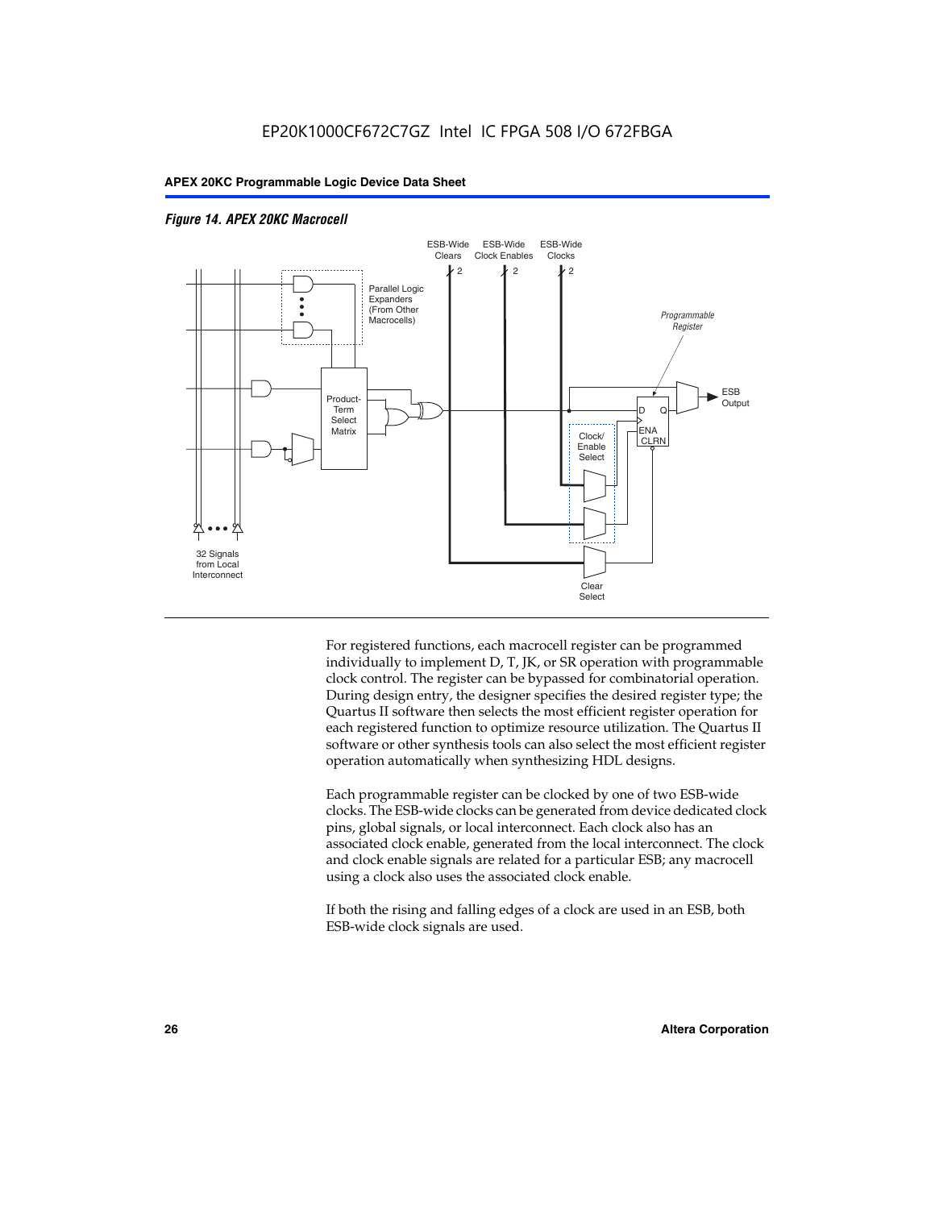*Figure 14. APEX 20KC Macrocell*

For registered functions, each macrocell register can be programmed individually to implement D, T, JK, or SR operation with programmable clock control. The register can be bypassed for combinatorial operation. During design entry, the designer specifies the desired register type; the Quartus II software then selects the most efficient register operation for each registered function to optimize resource utilization. The Quartus II software or other synthesis tools can also select the most efficient register operation automatically when synthesizing HDL designs.

Each programmable register can be clocked by one of two ESB-wide clocks. The ESB-wide clocks can be generated from device dedicated clock pins, global signals, or local interconnect. Each clock also has an associated clock enable, generated from the local interconnect. The clock and clock enable signals are related for a particular ESB; any macrocell using a clock also uses the associated clock enable.

If both the rising and falling edges of a clock are used in an ESB, both ESB-wide clock signals are used.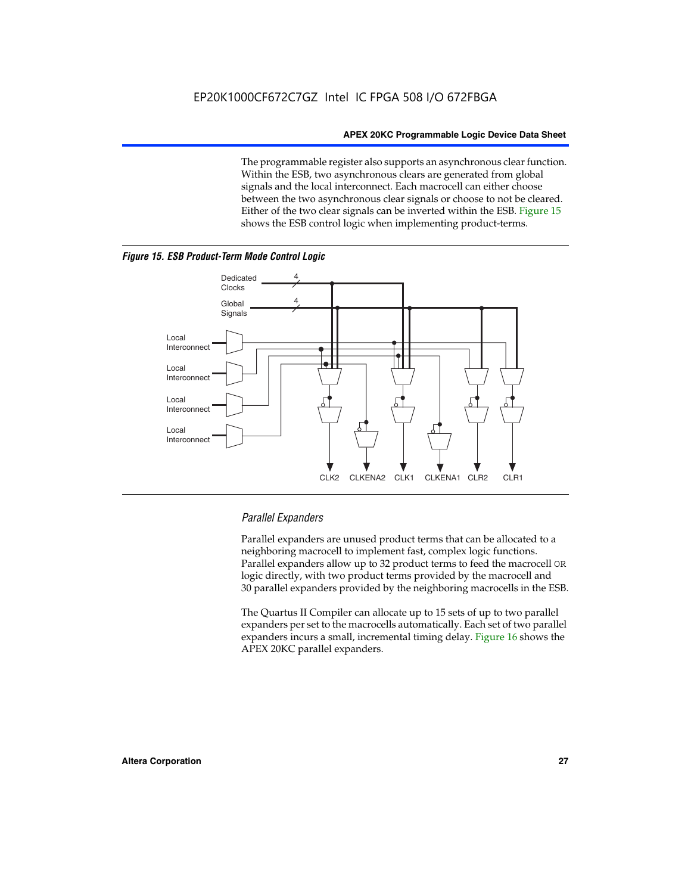The programmable register also supports an asynchronous clear function. Within the ESB, two asynchronous clears are generated from global signals and the local interconnect. Each macrocell can either choose between the two asynchronous clear signals or choose to not be cleared. Either of the two clear signals can be inverted within the ESB. Figure 15 shows the ESB control logic when implementing product-terms.

***Figure 15. ESB Product-Term Mode Control Logic***

### *Parallel Expanders*

Parallel expanders are unused product terms that can be allocated to a neighboring macrocell to implement fast, complex logic functions. Parallel expanders allow up to 32 product terms to feed the macrocell OR logic directly, with two product terms provided by the macrocell and 30 parallel expanders provided by the neighboring macrocells in the ESB.

The Quartus II Compiler can allocate up to 15 sets of up to two parallel expanders per set to the macrocells automatically. Each set of two parallel expanders incurs a small, incremental timing delay. Figure 16 shows the APEX 20KC parallel expanders.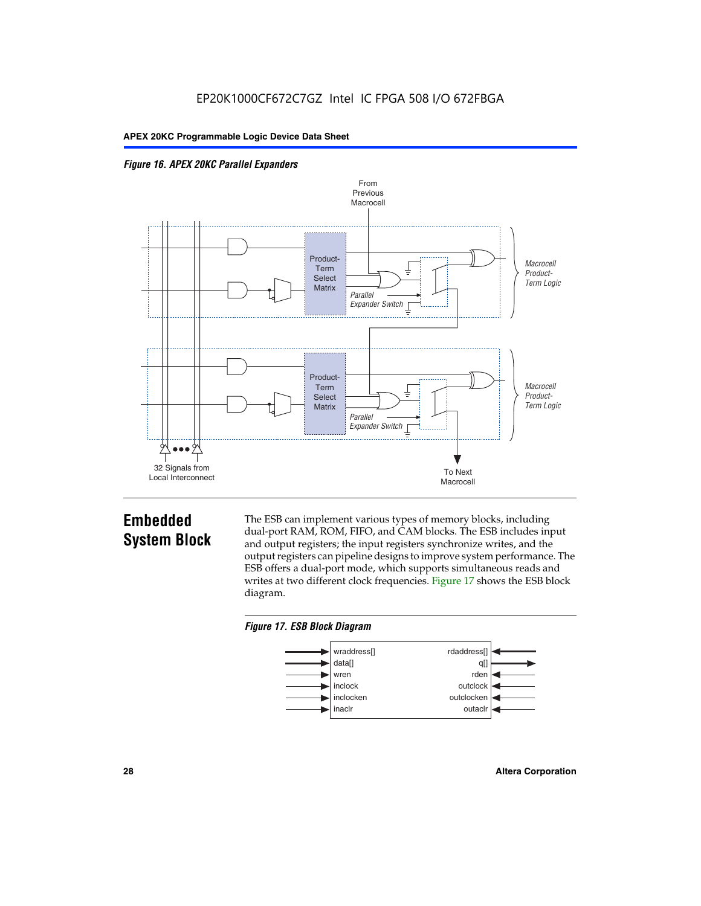*Figure 16. APEX 20KC Parallel Expanders*

## Embedded System Block

The ESB can implement various types of memory blocks, including dual-port RAM, ROM, FIFO, and CAM blocks. The ESB includes input and output registers; the input registers synchronize writes, and the output registers can pipeline designs to improve system performance. The ESB offers a dual-port mode, which supports simultaneous reads and writes at two different clock frequencies. Figure 17 shows the ESB block diagram.

*Figure 17. ESB Block Diagram*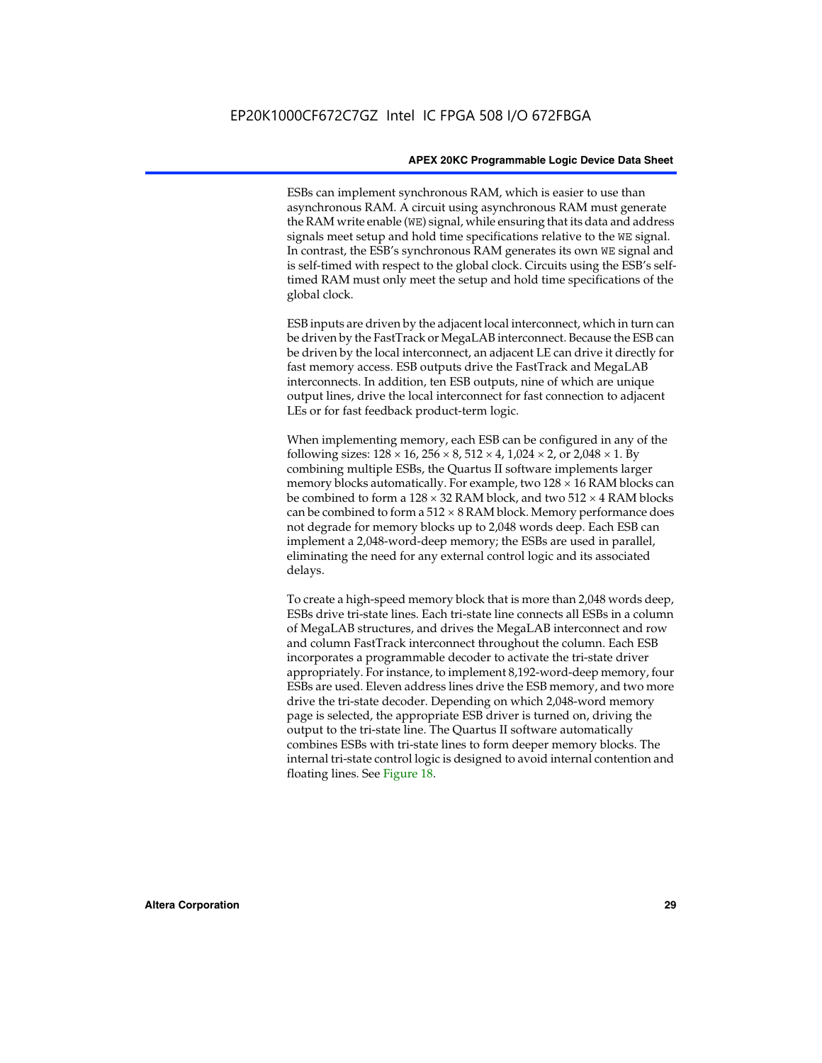ESBs can implement synchronous RAM, which is easier to use than asynchronous RAM. A circuit using asynchronous RAM must generate the RAM write enable (`WE`) signal, while ensuring that its data and address signals meet setup and hold time specifications relative to the `WE` signal. In contrast, the ESB's synchronous RAM generates its own `WE` signal and is self-timed with respect to the global clock. Circuits using the ESB's self-timed RAM must only meet the setup and hold time specifications of the global clock.

ESB inputs are driven by the adjacent local interconnect, which in turn can be driven by the FastTrack or MegaLAB interconnect. Because the ESB can be driven by the local interconnect, an adjacent LE can drive it directly for fast memory access. ESB outputs drive the FastTrack and MegaLAB interconnects. In addition, ten ESB outputs, nine of which are unique output lines, drive the local interconnect for fast connection to adjacent LEs or for fast feedback product-term logic.

When implementing memory, each ESB can be configured in any of the following sizes: $128 \times 16$, $256 \times 8$, $512 \times 4$, $1{,}024 \times 2$, or $2{,}048 \times 1$. By combining multiple ESBs, the Quartus II software implements larger memory blocks automatically. For example, two $128 \times 16$ RAM blocks can be combined to form a $128 \times 32$ RAM block, and two $512 \times 4$ RAM blocks can be combined to form a $512 \times 8$ RAM block. Memory performance does not degrade for memory blocks up to 2,048 words deep. Each ESB can implement a 2,048-word-deep memory; the ESBs are used in parallel, eliminating the need for any external control logic and its associated delays.

To create a high-speed memory block that is more than 2,048 words deep, ESBs drive tri-state lines. Each tri-state line connects all ESBs in a column of MegaLAB structures, and drives the MegaLAB interconnect and row and column FastTrack interconnect throughout the column. Each ESB incorporates a programmable decoder to activate the tri-state driver appropriately. For instance, to implement 8,192-word-deep memory, four ESBs are used. Eleven address lines drive the ESB memory, and two more drive the tri-state decoder. Depending on which 2,048-word memory page is selected, the appropriate ESB driver is turned on, driving the output to the tri-state line. The Quartus II software automatically combines ESBs with tri-state lines to form deeper memory blocks. The internal tri-state control logic is designed to avoid internal contention and floating lines. See Figure 18.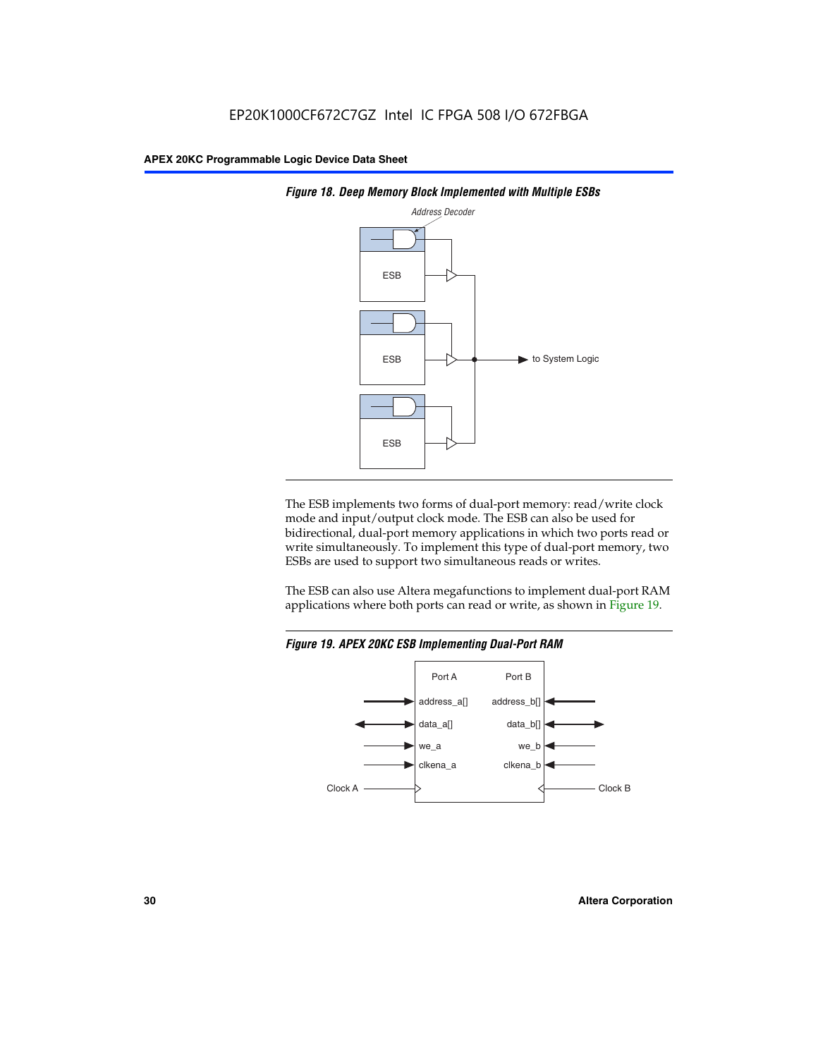Figure 18. Deep Memory Block Implemented with Multiple ESBs

The ESB implements two forms of dual-port memory: read/write clock mode and input/output clock mode. The ESB can also be used for bidirectional, dual-port memory applications in which two ports read or write simultaneously. To implement this type of dual-port memory, two ESBs are used to support two simultaneous reads or writes.

The ESB can also use Altera megafunctions to implement dual-port RAM applications where both ports can read or write, as shown in Figure 19.

Figure 19. APEX 20KC ESB Implementing Dual-Port RAM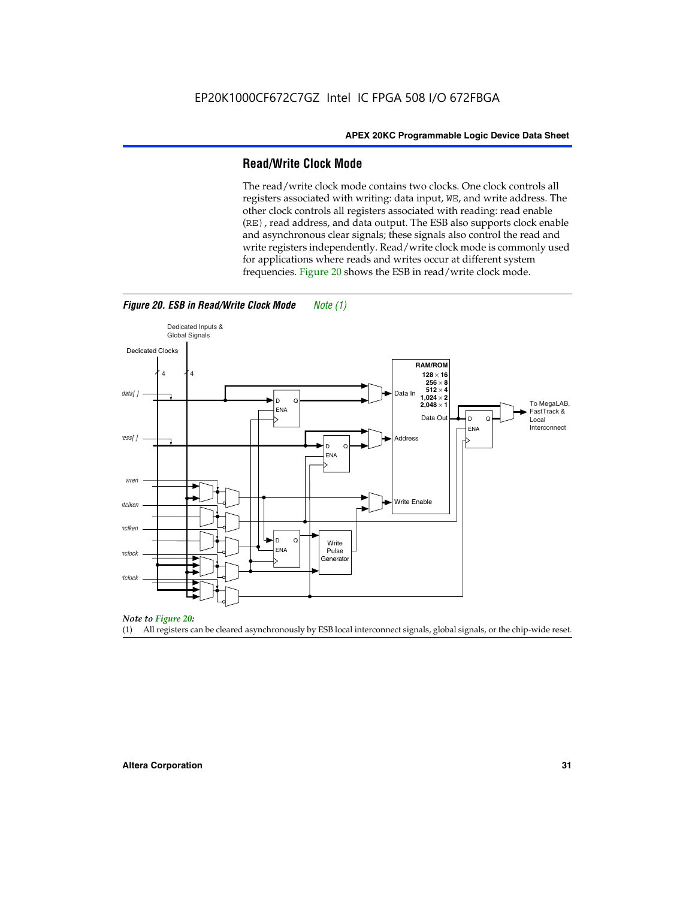## Read/Write Clock Mode

The read/write clock mode contains two clocks. One clock controls all registers associated with writing: data input, WE, and write address. The other clock controls all registers associated with reading: read enable (RE), read address, and data output. The ESB also supports clock enable and asynchronous clear signals; these signals also control the read and write registers independently. Read/write clock mode is commonly used for applications where reads and writes occur at different system frequencies. Figure 20 shows the ESB in read/write clock mode.

*Figure 20. ESB in Read/Write Clock Mode* Note (1)

*Note to Figure 20:*

(1) All registers can be cleared asynchronously by ESB local interconnect signals, global signals, or the chip-wide reset.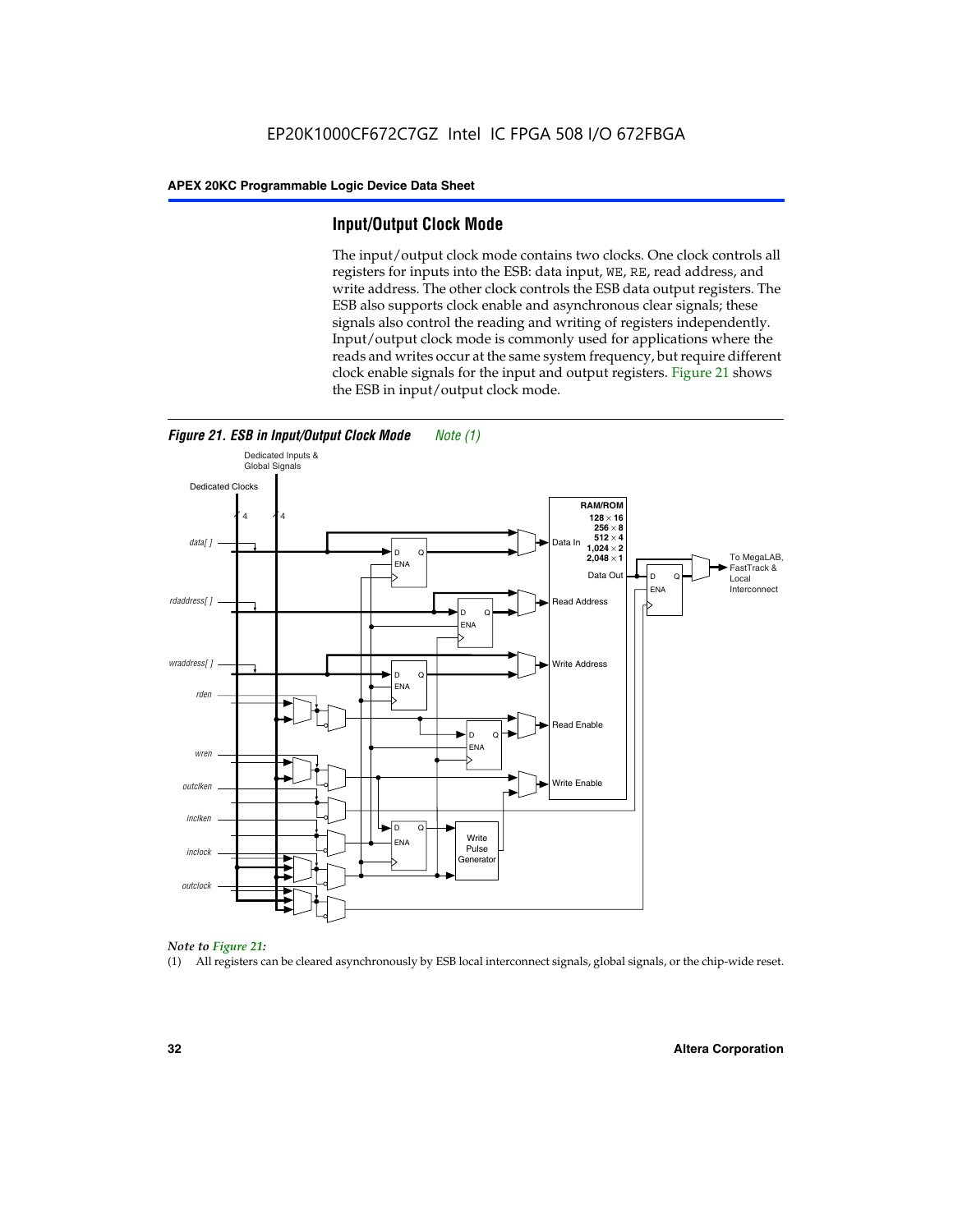## Input/Output Clock Mode

The input/output clock mode contains two clocks. One clock controls all registers for inputs into the ESB: data input, WE, RE, read address, and write address. The other clock controls the ESB data output registers. The ESB also supports clock enable and asynchronous clear signals; these signals also control the reading and writing of registers independently. Input/output clock mode is commonly used for applications where the reads and writes occur at the same system frequency, but require different clock enable signals for the input and output registers. Figure 21 shows the ESB in input/output clock mode.

***Figure 21. ESB in Input/Output Clock Mode*** *Note (1)*

*Note to Figure 21:*

(1) All registers can be cleared asynchronously by ESB local interconnect signals, global signals, or the chip-wide reset.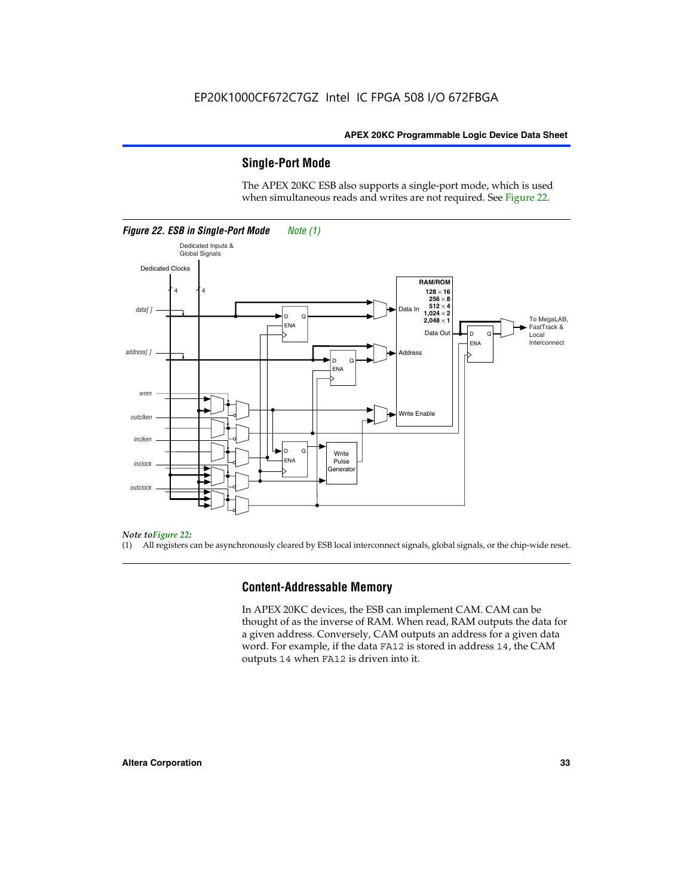## Single-Port Mode

The APEX 20KC ESB also supports a single-port mode, which is used when simultaneous reads and writes are not required. See Figure 22.

***Figure 22. ESB in Single-Port Mode*** *Note (1)*

*Note to Figure 22:*

(1) All registers can be asynchronously cleared by ESB local interconnect signals, global signals, or the chip-wide reset.

## Content-Addressable Memory

In APEX 20KC devices, the ESB can implement CAM. CAM can be thought of as the inverse of RAM. When read, RAM outputs the data for a given address. Conversely, CAM outputs an address for a given data word. For example, if the data `FA12` is stored in address `14`, the CAM outputs `14` when `FA12` is driven into it.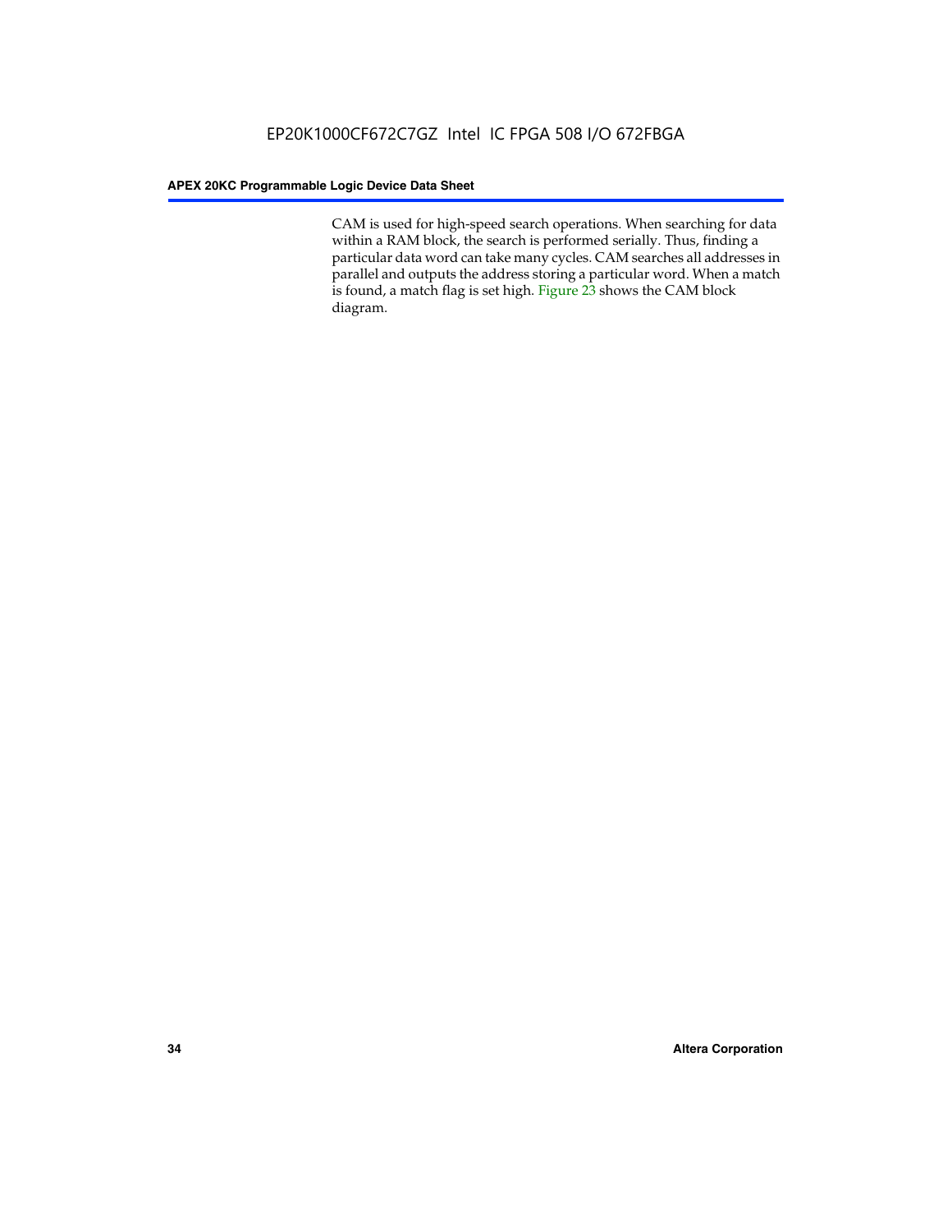CAM is used for high-speed search operations. When searching for data within a RAM block, the search is performed serially. Thus, finding a particular data word can take many cycles. CAM searches all addresses in parallel and outputs the address storing a particular word. When a match is found, a match flag is set high. Figure 23 shows the CAM block diagram.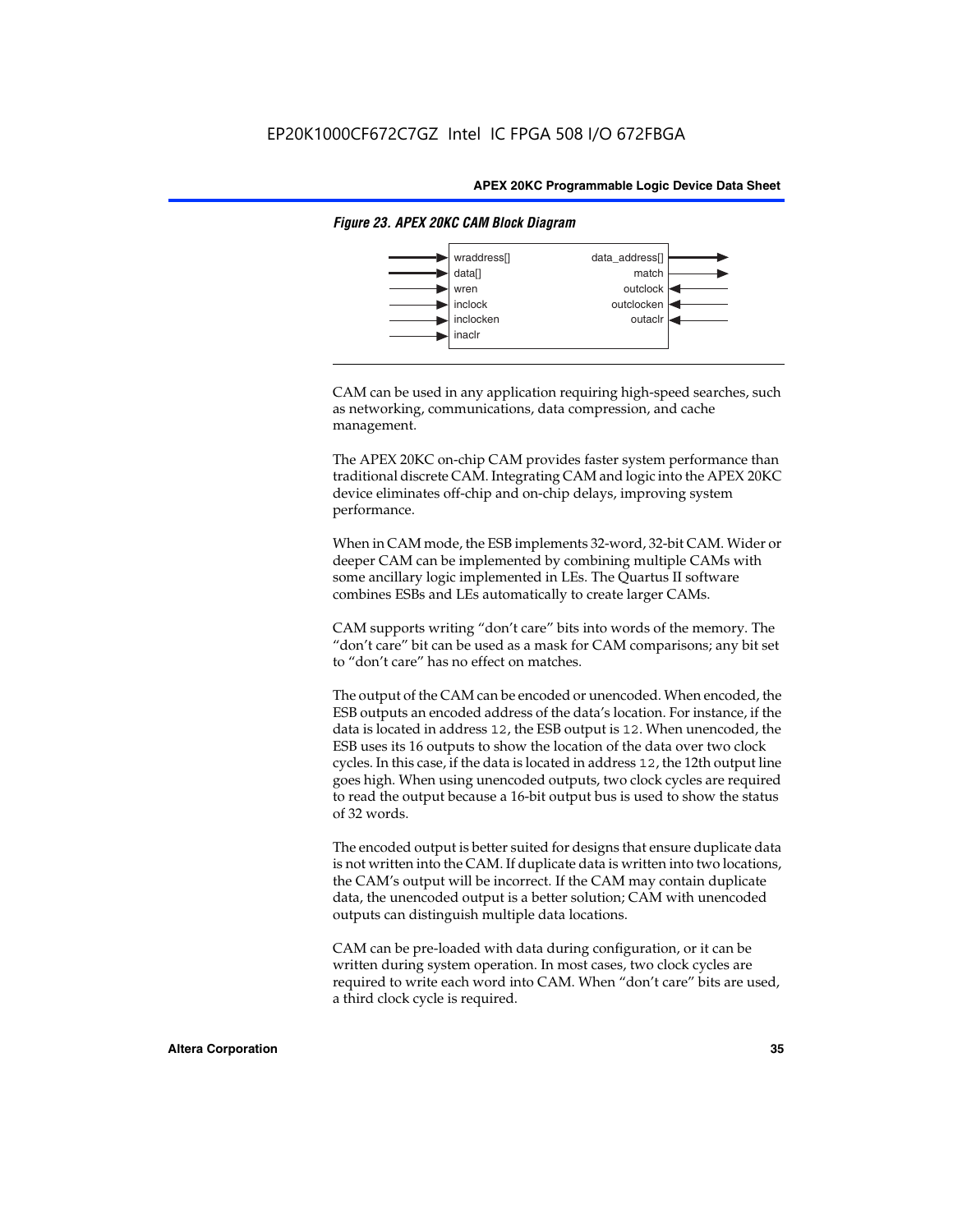*Figure 23. APEX 20KC CAM Block Diagram*

| Inputs | Outputs |
| --- | --- |
| wraddress[] | data_address[] |
| data[] | match |
| wren | outclock |
| inclock | outclocken |
| inclocken | outaclr |
| inaclr | |

CAM can be used in any application requiring high-speed searches, such as networking, communications, data compression, and cache management.

The APEX 20KC on-chip CAM provides faster system performance than traditional discrete CAM. Integrating CAM and logic into the APEX 20KC device eliminates off-chip and on-chip delays, improving system performance.

When in CAM mode, the ESB implements 32-word, 32-bit CAM. Wider or deeper CAM can be implemented by combining multiple CAMs with some ancillary logic implemented in LEs. The Quartus II software combines ESBs and LEs automatically to create larger CAMs.

CAM supports writing "don't care" bits into words of the memory. The "don't care" bit can be used as a mask for CAM comparisons; any bit set to "don't care" has no effect on matches.

The output of the CAM can be encoded or unencoded. When encoded, the ESB outputs an encoded address of the data's location. For instance, if the data is located in address `12`, the ESB output is `12`. When unencoded, the ESB uses its 16 outputs to show the location of the data over two clock cycles. In this case, if the data is located in address `12`, the 12th output line goes high. When using unencoded outputs, two clock cycles are required to read the output because a 16-bit output bus is used to show the status of 32 words.

The encoded output is better suited for designs that ensure duplicate data is not written into the CAM. If duplicate data is written into two locations, the CAM's output will be incorrect. If the CAM may contain duplicate data, the unencoded output is a better solution; CAM with unencoded outputs can distinguish multiple data locations.

CAM can be pre-loaded with data during configuration, or it can be written during system operation. In most cases, two clock cycles are required to write each word into CAM. When "don't care" bits are used, a third clock cycle is required.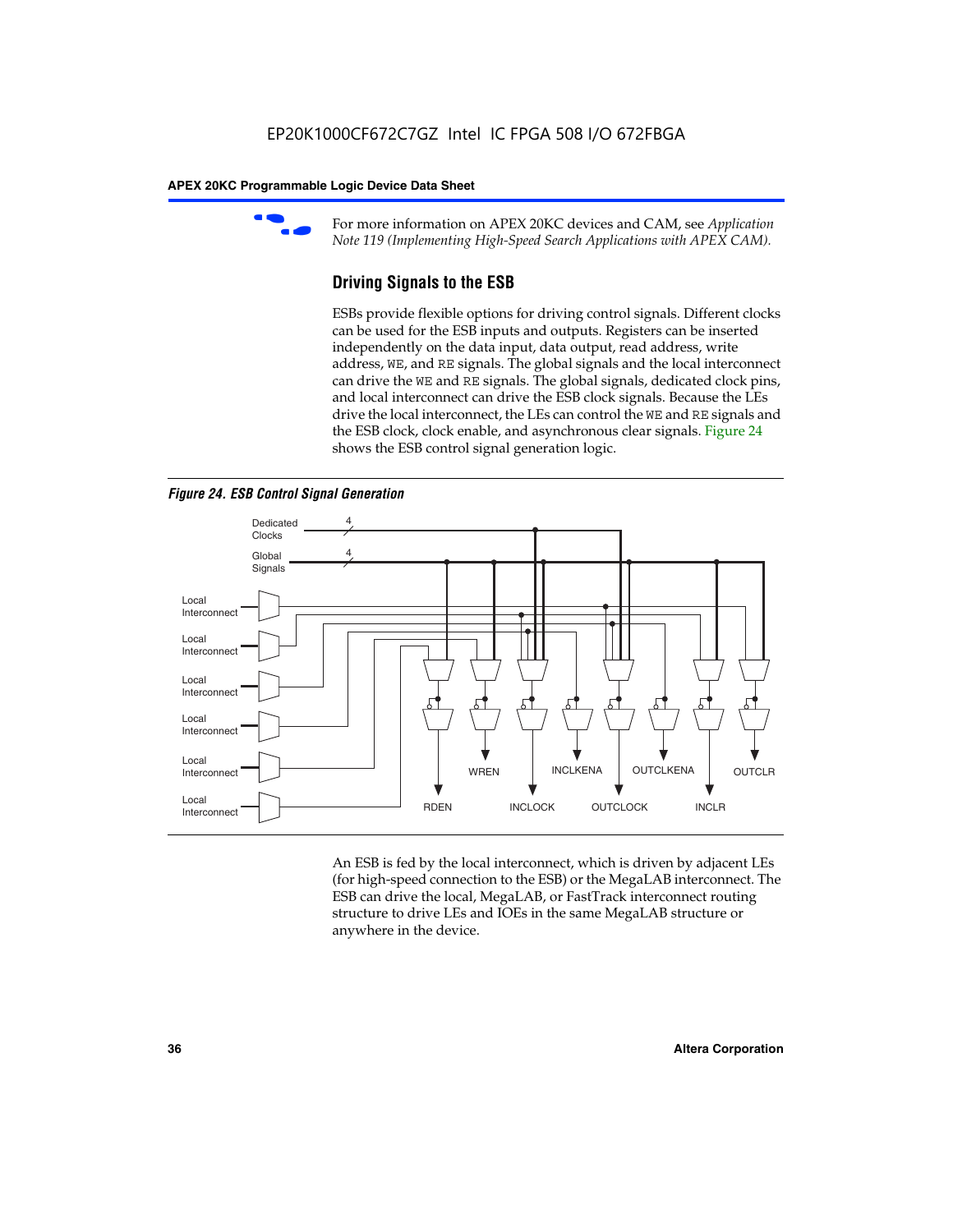For more information on APEX 20KC devices and CAM, see *Application Note 119 (Implementing High-Speed Search Applications with APEX CAM).*

### Driving Signals to the ESB

ESBs provide flexible options for driving control signals. Different clocks can be used for the ESB inputs and outputs. Registers can be inserted independently on the data input, data output, read address, write address, WE, and RE signals. The global signals and the local interconnect can drive the WE and RE signals. The global signals, dedicated clock pins, and local interconnect can drive the ESB clock signals. Because the LEs drive the local interconnect, the LEs can control the WE and RE signals and the ESB clock, clock enable, and asynchronous clear signals. Figure 24 shows the ESB control signal generation logic.

*Figure 24. ESB Control Signal Generation*

An ESB is fed by the local interconnect, which is driven by adjacent LEs (for high-speed connection to the ESB) or the MegaLAB interconnect. The ESB can drive the local, MegaLAB, or FastTrack interconnect routing structure to drive LEs and IOEs in the same MegaLAB structure or anywhere in the device.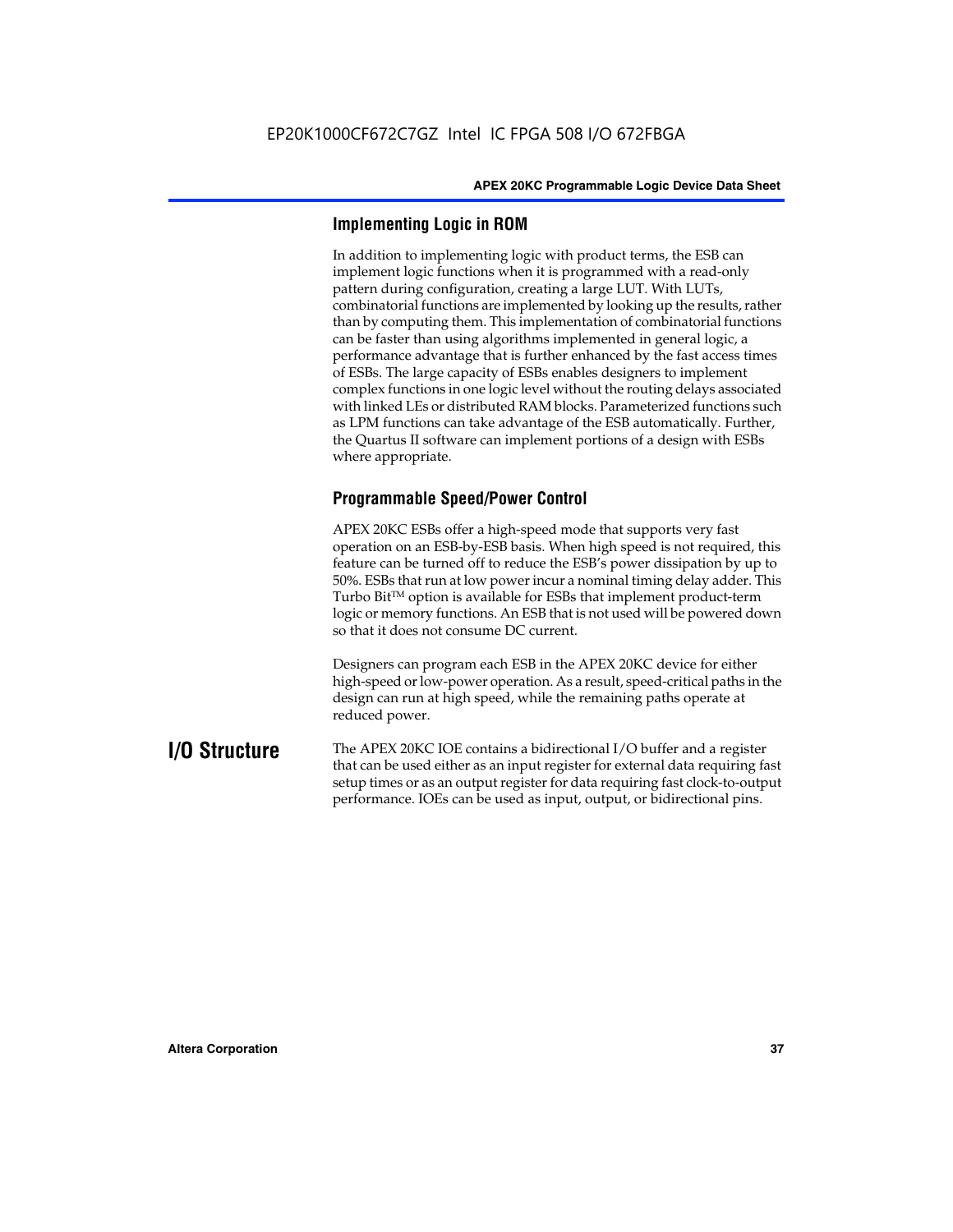### Implementing Logic in ROM

In addition to implementing logic with product terms, the ESB can implement logic functions when it is programmed with a read-only pattern during configuration, creating a large LUT. With LUTs, combinatorial functions are implemented by looking up the results, rather than by computing them. This implementation of combinatorial functions can be faster than using algorithms implemented in general logic, a performance advantage that is further enhanced by the fast access times of ESBs. The large capacity of ESBs enables designers to implement complex functions in one logic level without the routing delays associated with linked LEs or distributed RAM blocks. Parameterized functions such as LPM functions can take advantage of the ESB automatically. Further, the Quartus II software can implement portions of a design with ESBs where appropriate.

### Programmable Speed/Power Control

APEX 20KC ESBs offer a high-speed mode that supports very fast operation on an ESB-by-ESB basis. When high speed is not required, this feature can be turned off to reduce the ESB's power dissipation by up to 50%. ESBs that run at low power incur a nominal timing delay adder. This Turbo Bit™ option is available for ESBs that implement product-term logic or memory functions. An ESB that is not used will be powered down so that it does not consume DC current.

Designers can program each ESB in the APEX 20KC device for either high-speed or low-power operation. As a result, speed-critical paths in the design can run at high speed, while the remaining paths operate at reduced power.

## I/O Structure

The APEX 20KC IOE contains a bidirectional I/O buffer and a register that can be used either as an input register for external data requiring fast setup times or as an output register for data requiring fast clock-to-output performance. IOEs can be used as input, output, or bidirectional pins.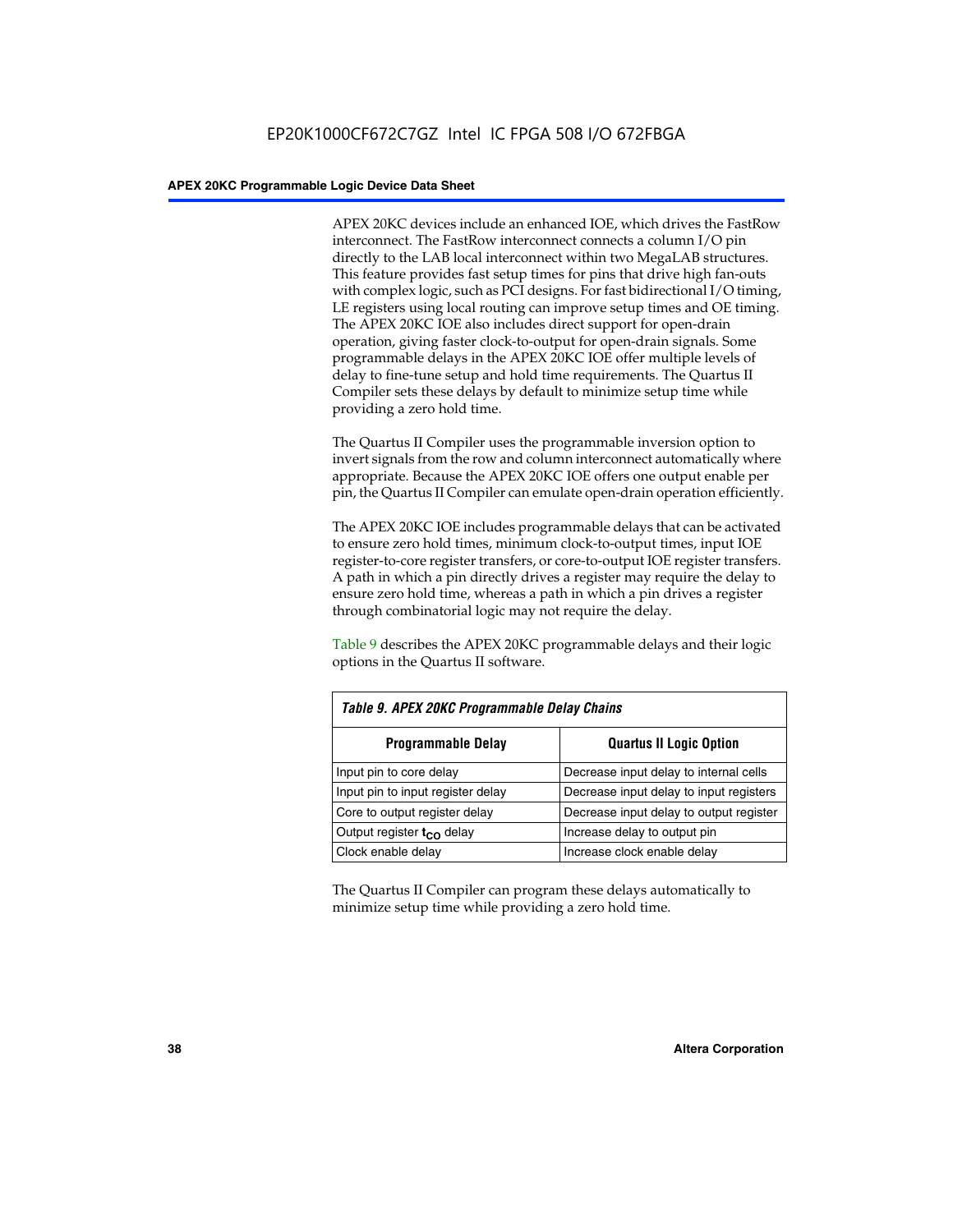APEX 20KC devices include an enhanced IOE, which drives the FastRow interconnect. The FastRow interconnect connects a column I/O pin directly to the LAB local interconnect within two MegaLAB structures. This feature provides fast setup times for pins that drive high fan-outs with complex logic, such as PCI designs. For fast bidirectional I/O timing, LE registers using local routing can improve setup times and OE timing. The APEX 20KC IOE also includes direct support for open-drain operation, giving faster clock-to-output for open-drain signals. Some programmable delays in the APEX 20KC IOE offer multiple levels of delay to fine-tune setup and hold time requirements. The Quartus II Compiler sets these delays by default to minimize setup time while providing a zero hold time.

The Quartus II Compiler uses the programmable inversion option to invert signals from the row and column interconnect automatically where appropriate. Because the APEX 20KC IOE offers one output enable per pin, the Quartus II Compiler can emulate open-drain operation efficiently.

The APEX 20KC IOE includes programmable delays that can be activated to ensure zero hold times, minimum clock-to-output times, input IOE register-to-core register transfers, or core-to-output IOE register transfers. A path in which a pin directly drives a register may require the delay to ensure zero hold time, whereas a path in which a pin drives a register through combinatorial logic may not require the delay.

Table 9 describes the APEX 20KC programmable delays and their logic options in the Quartus II software.

*Table 9. APEX 20KC Programmable Delay Chains*

| Programmable Delay | Quartus II Logic Option |
|---|---|
| Input pin to core delay | Decrease input delay to internal cells |
| Input pin to input register delay | Decrease input delay to input registers |
| Core to output register delay | Decrease input delay to output register |
| Output register $t_{CO}$ delay | Increase delay to output pin |
| Clock enable delay | Increase clock enable delay |

The Quartus II Compiler can program these delays automatically to minimize setup time while providing a zero hold time.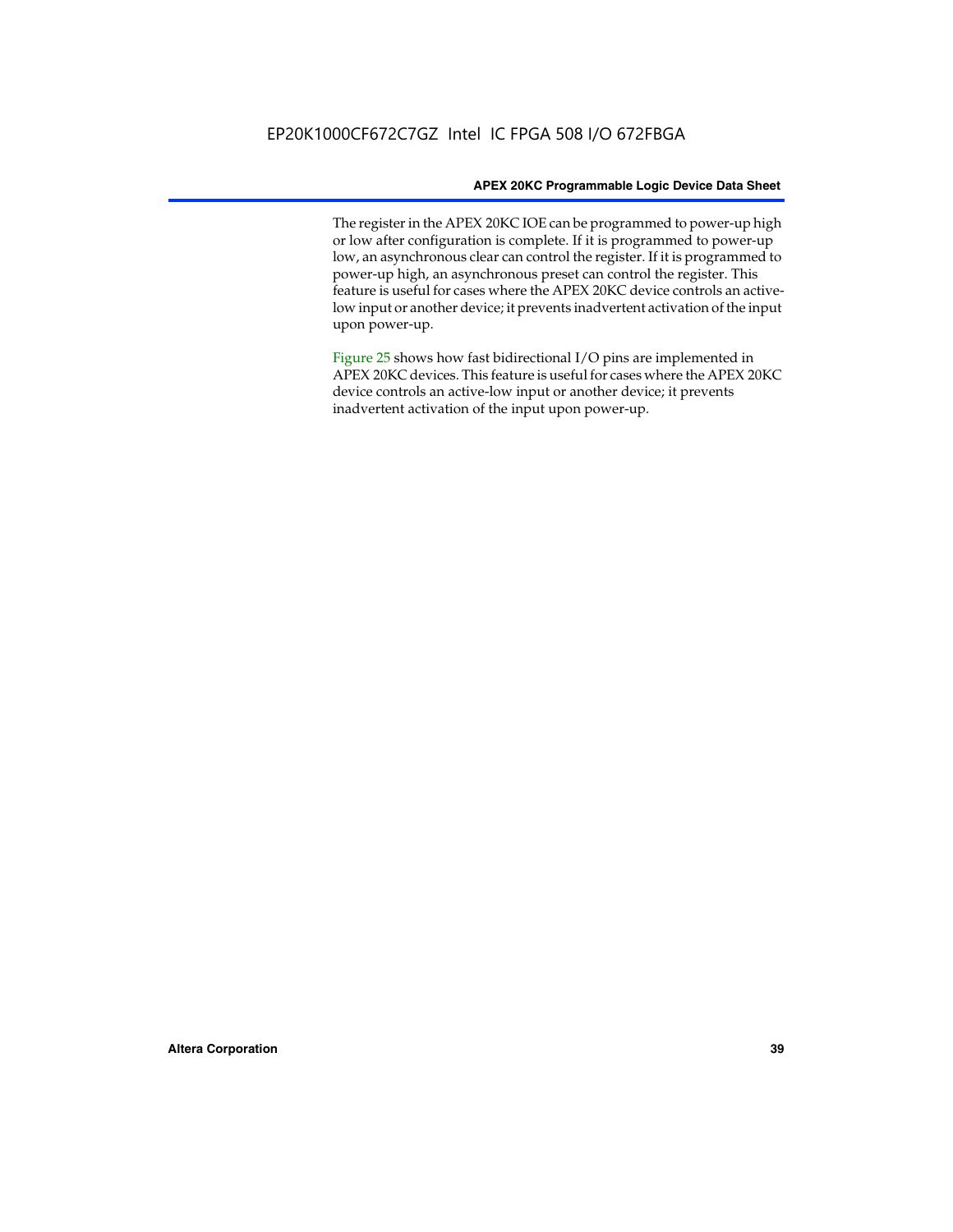The register in the APEX 20KC IOE can be programmed to power-up high or low after configuration is complete. If it is programmed to power-up low, an asynchronous clear can control the register. If it is programmed to power-up high, an asynchronous preset can control the register. This feature is useful for cases where the APEX 20KC device controls an active-low input or another device; it prevents inadvertent activation of the input upon power-up.

Figure 25 shows how fast bidirectional I/O pins are implemented in APEX 20KC devices. This feature is useful for cases where the APEX 20KC device controls an active-low input or another device; it prevents inadvertent activation of the input upon power-up.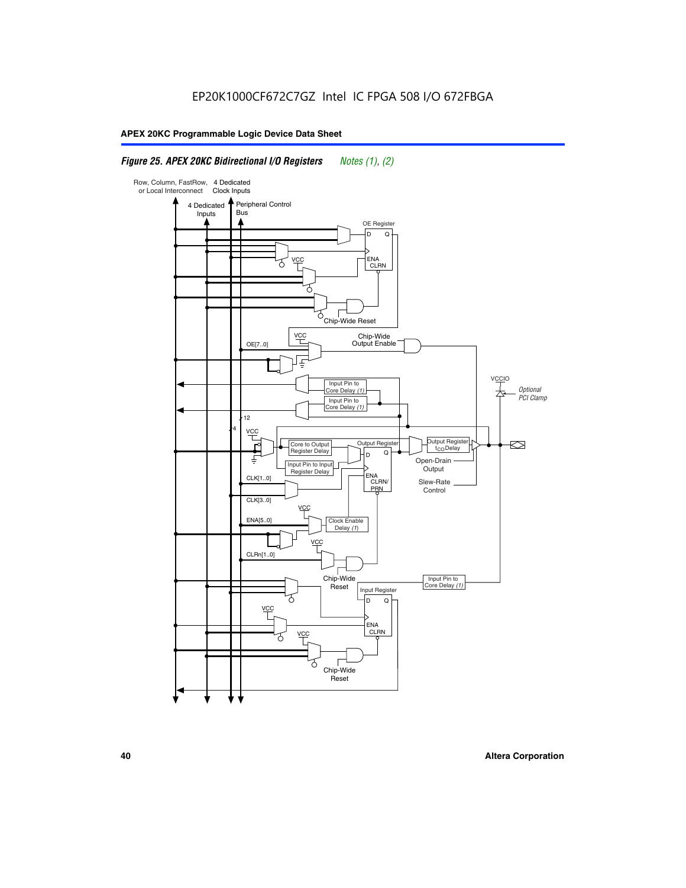EP20K1000CF672C7GZ Intel IC FPGA 508 I/O 672FBGA

*Figure 25. APEX 20KC Bidirectional I/O Registers* *Notes (1), (2)*

Row, Column, FastRow, or Local Interconnect

4 Dedicated Clock Inputs

4 Dedicated Inputs

Peripheral Control Bus

OE Register

D Q

ENA CLRN

VCC

Chip-Wide Reset

VCC

OE[7..0]

Chip-Wide Output Enable

Input Pin to Core Delay (1)

Input Pin to Core Delay (1)

VCCIO

Optional PCI Clamp

12

4

VCC

Core to Output Register Delay

Input Pin to Input Register Delay

Output Register

D Q

ENA CLRN/ PRN

Output Register $t_{CO}$ Delay

Open-Drain Output

Slew-Rate Control

CLK[1..0]

CLK[3..0]

VCC

ENA[5..0]

Clock Enable Delay (1)

VCC

CLRn[1..0]

Chip-Wide Reset

Input Pin to Core Delay (1)

Input Register

D Q

VCC

ENA CLRN

VCC

Chip-Wide Reset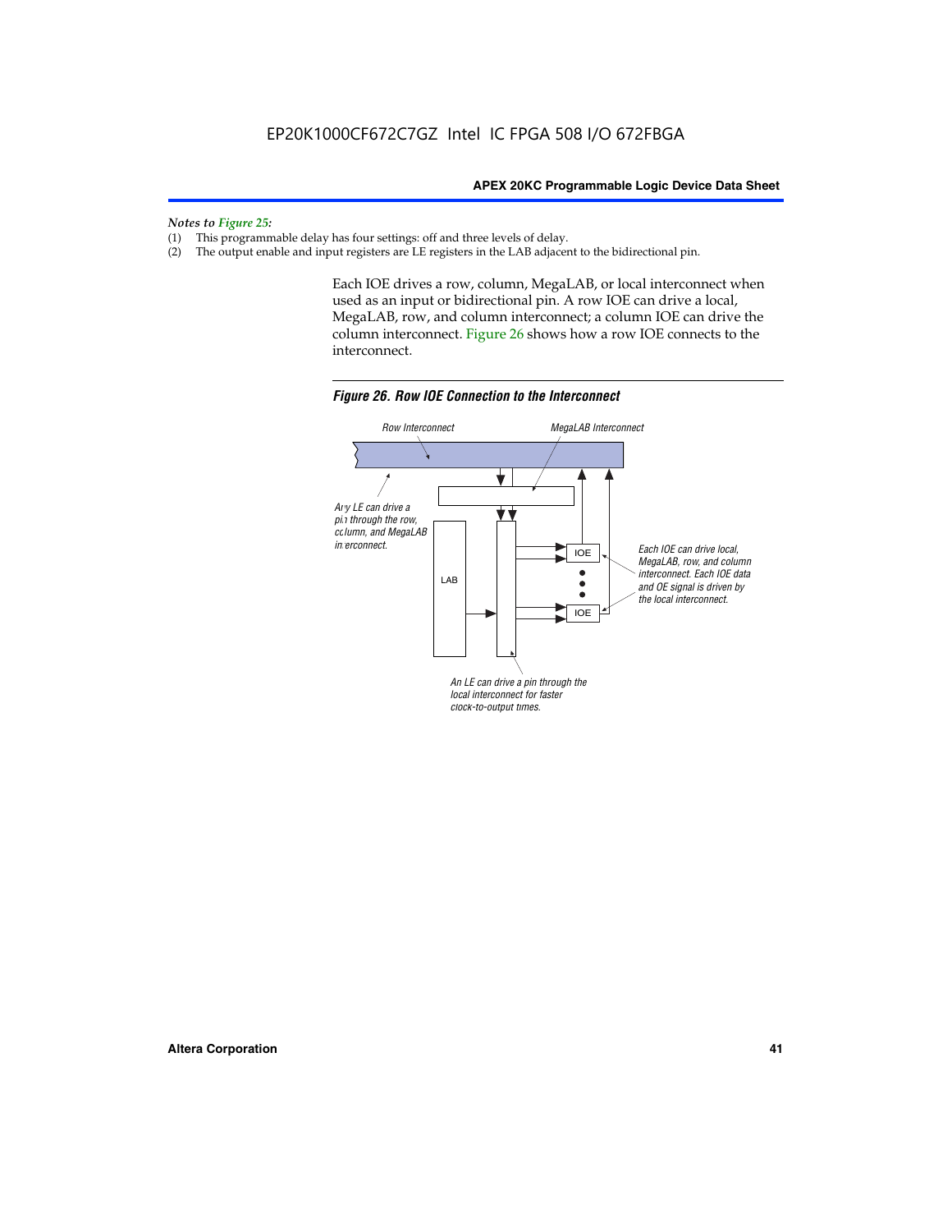*Notes to Figure 25:*

(1) This programmable delay has four settings: off and three levels of delay.
(2) The output enable and input registers are LE registers in the LAB adjacent to the bidirectional pin.

Each IOE drives a row, column, MegaLAB, or local interconnect when used as an input or bidirectional pin. A row IOE can drive a local, MegaLAB, row, and column interconnect; a column IOE can drive the column interconnect. Figure 26 shows how a row IOE connects to the interconnect.

***Figure 26. Row IOE Connection to the Interconnect***

Row Interconnect

MegaLAB Interconnect

Any LE can drive a pin through the row, column, and MegaLAB interconnect.

LAB

IOE

IOE

Each IOE can drive local, MegaLAB, row, and column interconnect. Each IOE data and OE signal is driven by the local interconnect.

An LE can drive a pin through the local interconnect for faster clock-to-output times.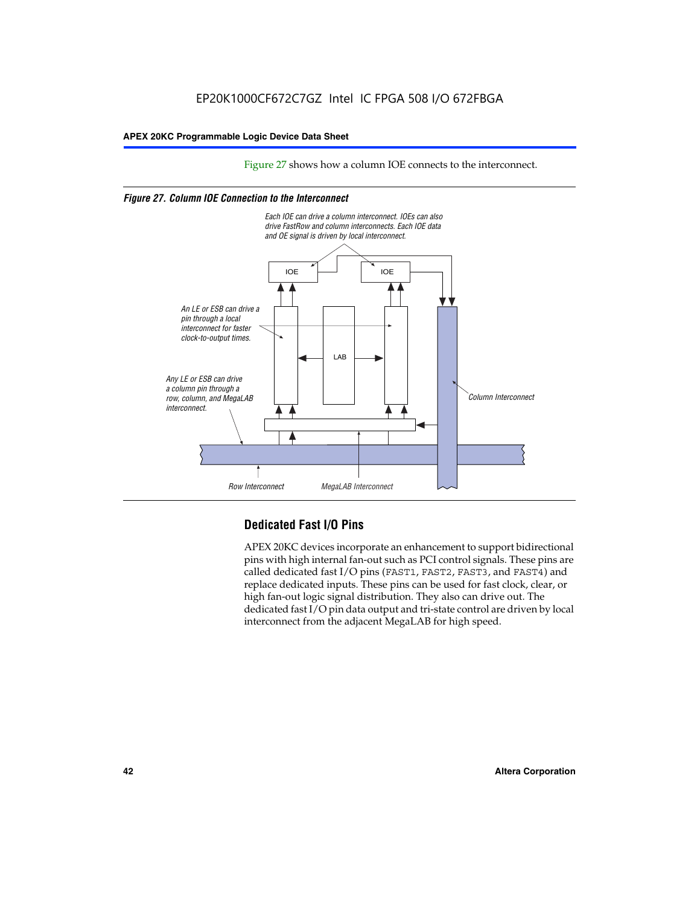Figure 27 shows how a column IOE connects to the interconnect.

*Figure 27. Column IOE Connection to the Interconnect*

Each IOE can drive a column interconnect. IOEs can also drive FastRow and column interconnects. Each IOE data and OE signal is driven by local interconnect.

An LE or ESB can drive a pin through a local interconnect for faster clock-to-output times.

Any LE or ESB can drive a column pin through a row, column, and MegaLAB interconnect.

Column Interconnect

Row Interconnect

MegaLAB Interconnect

## Dedicated Fast I/O Pins

APEX 20KC devices incorporate an enhancement to support bidirectional pins with high internal fan-out such as PCI control signals. These pins are called dedicated fast I/O pins (FAST1, FAST2, FAST3, and FAST4) and replace dedicated inputs. These pins can be used for fast clock, clear, or high fan-out logic signal distribution. They also can drive out. The dedicated fast I/O pin data output and tri-state control are driven by local interconnect from the adjacent MegaLAB for high speed.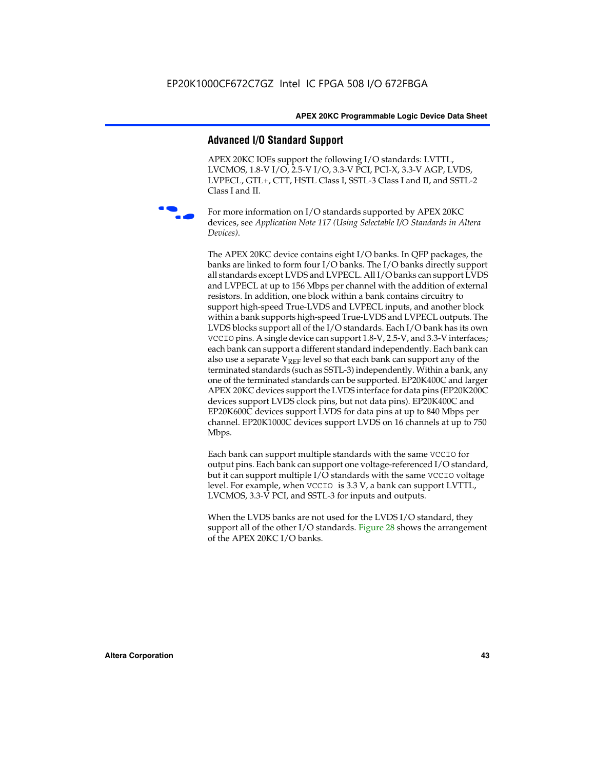## Advanced I/O Standard Support

APEX 20KC IOEs support the following I/O standards: LVTTL, LVCMOS, 1.8-V I/O, 2.5-V I/O, 3.3-V PCI, PCI-X, 3.3-V AGP, LVDS, LVPECL, GTL+, CTT, HSTL Class I, SSTL-3 Class I and II, and SSTL-2 Class I and II.

For more information on I/O standards supported by APEX 20KC devices, see *Application Note 117 (Using Selectable I/O Standards in Altera Devices)*.

The APEX 20KC device contains eight I/O banks. In QFP packages, the banks are linked to form four I/O banks. The I/O banks directly support all standards except LVDS and LVPECL. All I/O banks can support LVDS and LVPECL at up to 156 Mbps per channel with the addition of external resistors. In addition, one block within a bank contains circuitry to support high-speed True-LVDS and LVPECL inputs, and another block within a bank supports high-speed True-LVDS and LVPECL outputs. The LVDS blocks support all of the I/O standards. Each I/O bank has its own `VCCIO` pins. A single device can support 1.8-V, 2.5-V, and 3.3-V interfaces; each bank can support a different standard independently. Each bank can also use a separate $V_{REF}$ level so that each bank can support any of the terminated standards (such as SSTL-3) independently. Within a bank, any one of the terminated standards can be supported. EP20K400C and larger APEX 20KC devices support the LVDS interface for data pins (EP20K200C devices support LVDS clock pins, but not data pins). EP20K400C and EP20K600C devices support LVDS for data pins at up to 840 Mbps per channel. EP20K1000C devices support LVDS on 16 channels at up to 750 Mbps.

Each bank can support multiple standards with the same `VCCIO` for output pins. Each bank can support one voltage-referenced I/O standard, but it can support multiple I/O standards with the same `VCCIO` voltage level. For example, when `VCCIO` is 3.3 V, a bank can support LVTTL, LVCMOS, 3.3-V PCI, and SSTL-3 for inputs and outputs.

When the LVDS banks are not used for the LVDS I/O standard, they support all of the other I/O standards. Figure 28 shows the arrangement of the APEX 20KC I/O banks.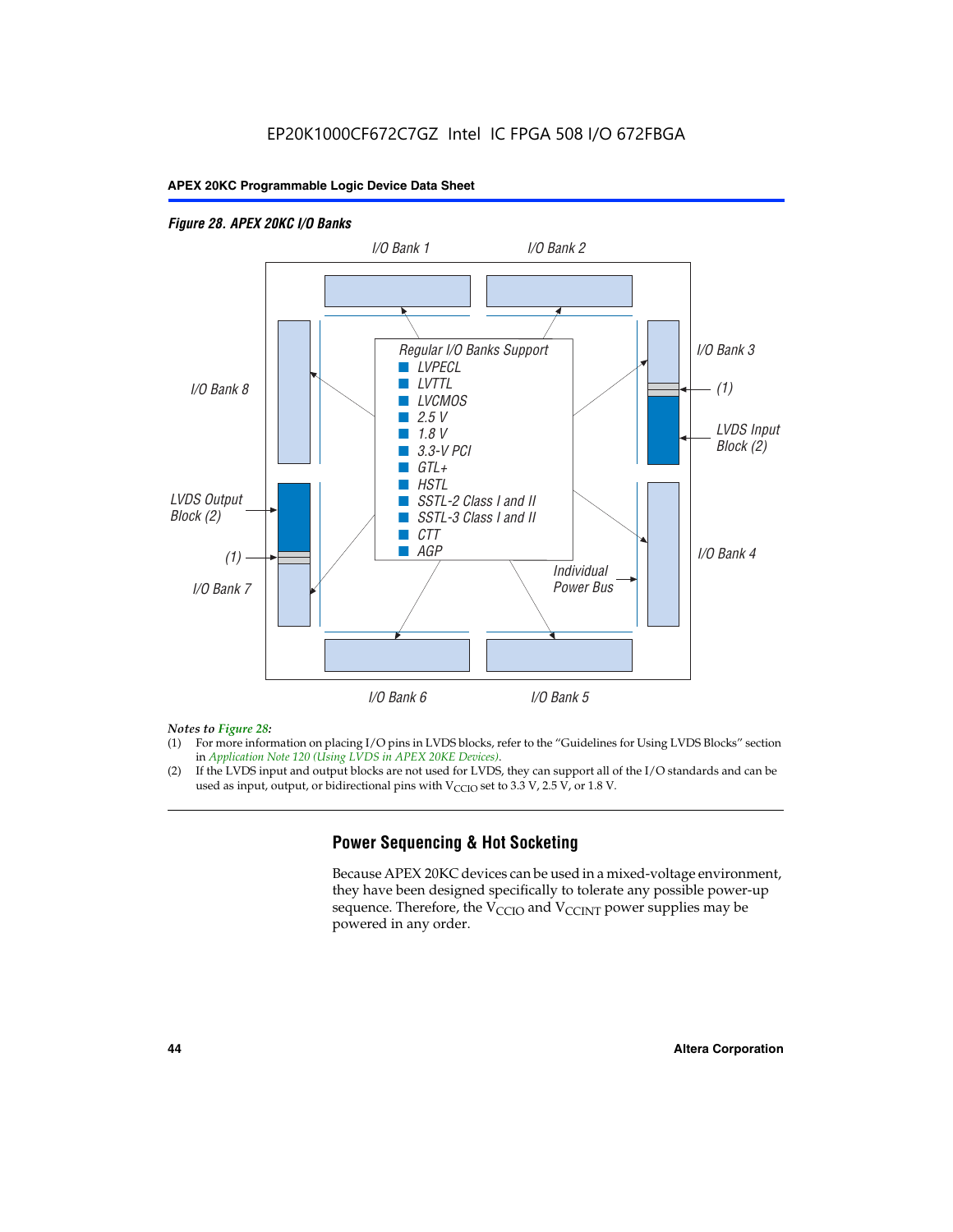EP20K1000CF672C7GZ Intel IC FPGA 508 I/O 672FBGA

*Figure 28. APEX 20KC I/O Banks*

I/O Bank 1 | I/O Bank 2

I/O Bank 8 | I/O Bank 3

(1)

LVDS Input Block (2)

LVDS Output Block (2)

(1)

I/O Bank 7 | I/O Bank 4

Regular I/O Banks Support
- LVPECL
- LVTTL
- LVCMOS
- 2.5 V
- 1.8 V
- 3.3-V PCI
- GTL+
- HSTL
- SSTL-2 Class I and II
- SSTL-3 Class I and II
- CTT
- AGP

Individual Power Bus

I/O Bank 6 | I/O Bank 5

*Notes to Figure 28:*

(1) For more information on placing I/O pins in LVDS blocks, refer to the "Guidelines for Using LVDS Blocks" section in *Application Note 120 (Using LVDS in APEX 20KE Devices)*.

(2) If the LVDS input and output blocks are not used for LVDS, they can support all of the I/O standards and can be used as input, output, or bidirectional pins with $V_{CCIO}$ set to 3.3 V, 2.5 V, or 1.8 V.

## Power Sequencing & Hot Socketing

Because APEX 20KC devices can be used in a mixed-voltage environment, they have been designed specifically to tolerate any possible power-up sequence. Therefore, the $V_{CCIO}$ and $V_{CCINT}$ power supplies may be powered in any order.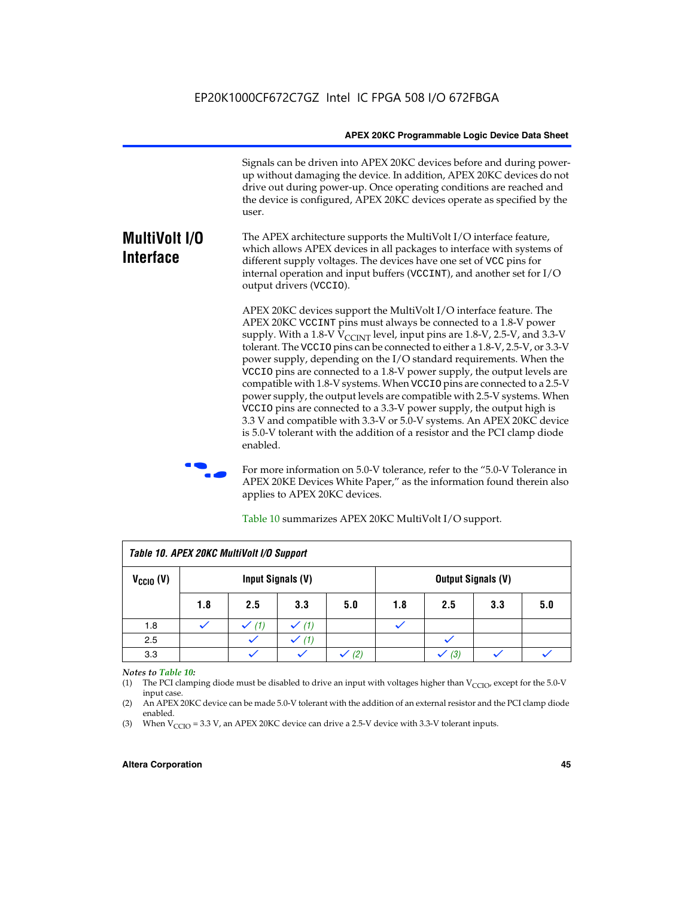Signals can be driven into APEX 20KC devices before and during power-up without damaging the device. In addition, APEX 20KC devices do not drive out during power-up. Once operating conditions are reached and the device is configured, APEX 20KC devices operate as specified by the user.

## MultiVolt I/O Interface

The APEX architecture supports the MultiVolt I/O interface feature, which allows APEX devices in all packages to interface with systems of different supply voltages. The devices have one set of VCC pins for internal operation and input buffers (VCCINT), and another set for I/O output drivers (VCCIO).

APEX 20KC devices support the MultiVolt I/O interface feature. The APEX 20KC VCCINT pins must always be connected to a 1.8-V power supply. With a 1.8-V $V_{CCINT}$ level, input pins are 1.8-V, 2.5-V, and 3.3-V tolerant. The VCCIO pins can be connected to either a 1.8-V, 2.5-V, or 3.3-V power supply, depending on the I/O standard requirements. When the VCCIO pins are connected to a 1.8-V power supply, the output levels are compatible with 1.8-V systems. When VCCIO pins are connected to a 2.5-V power supply, the output levels are compatible with 2.5-V systems. When VCCIO pins are connected to a 3.3-V power supply, the output high is 3.3 V and compatible with 3.3-V or 5.0-V systems. An APEX 20KC device is 5.0-V tolerant with the addition of a resistor and the PCI clamp diode enabled.

For more information on 5.0-V tolerance, refer to the "5.0-V Tolerance in APEX 20KE Devices White Paper," as the information found therein also applies to APEX 20KC devices.

Table 10 summarizes APEX 20KC MultiVolt I/O support.

**Table 10. APEX 20KC MultiVolt I/O Support**

| $V_{CCIO}$ (V) | Input Signals (V) | | | | Output Signals (V) | | | |
|---|---|---|---|---|---|---|---|---|
| | 1.8 | 2.5 | 3.3 | 5.0 | 1.8 | 2.5 | 3.3 | 5.0 |
| 1.8 | ✓ | ✓ (1) | ✓ (1) | | ✓ | | | |
| 2.5 | | ✓ | ✓ (1) | | | ✓ | | |
| 3.3 | | ✓ | ✓ | ✓ (2) | | ✓ (3) | ✓ | ✓ |

*Notes to Table 10:*

(1) The PCI clamping diode must be disabled to drive an input with voltages higher than $V_{CCIO}$, except for the 5.0-V input case.

(2) An APEX 20KC device can be made 5.0-V tolerant with the addition of an external resistor and the PCI clamp diode enabled.

(3) When $V_{CCIO}$ = 3.3 V, an APEX 20KC device can drive a 2.5-V device with 3.3-V tolerant inputs.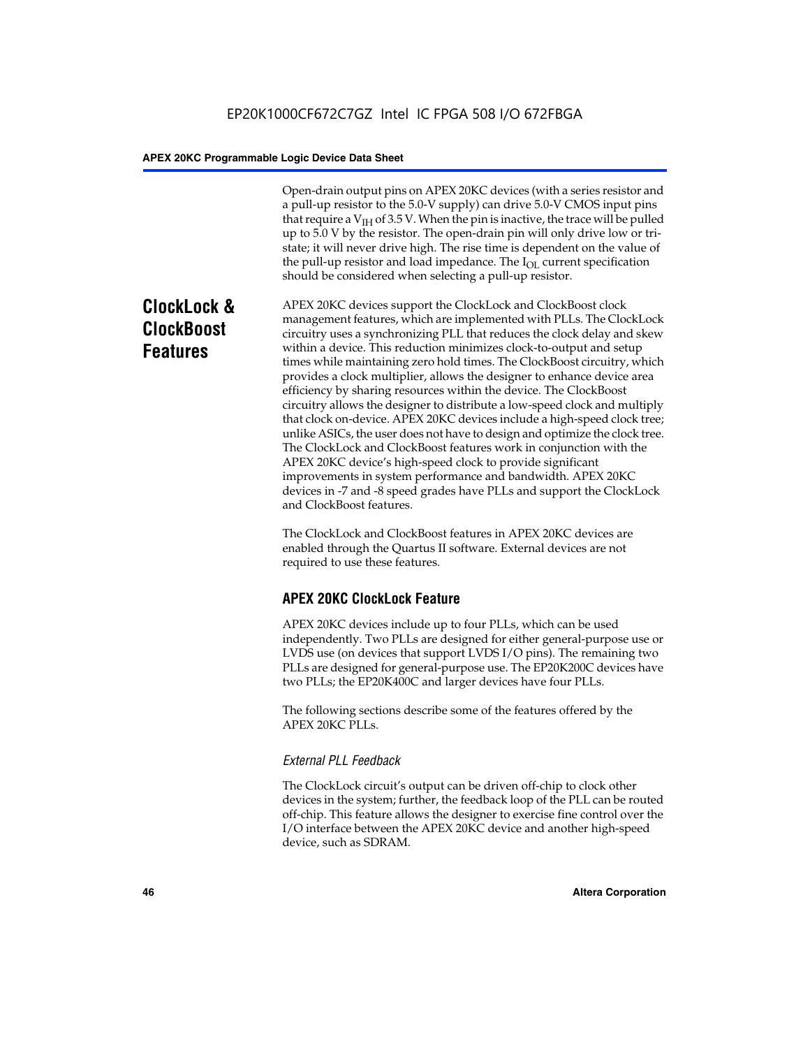Open-drain output pins on APEX 20KC devices (with a series resistor and a pull-up resistor to the 5.0-V supply) can drive 5.0-V CMOS input pins that require a $V_{IH}$ of 3.5 V. When the pin is inactive, the trace will be pulled up to 5.0 V by the resistor. The open-drain pin will only drive low or tri-state; it will never drive high. The rise time is dependent on the value of the pull-up resistor and load impedance. The $I_{OL}$ current specification should be considered when selecting a pull-up resistor.

## ClockLock & ClockBoost Features

APEX 20KC devices support the ClockLock and ClockBoost clock management features, which are implemented with PLLs. The ClockLock circuitry uses a synchronizing PLL that reduces the clock delay and skew within a device. This reduction minimizes clock-to-output and setup times while maintaining zero hold times. The ClockBoost circuitry, which provides a clock multiplier, allows the designer to enhance device area efficiency by sharing resources within the device. The ClockBoost circuitry allows the designer to distribute a low-speed clock and multiply that clock on-device. APEX 20KC devices include a high-speed clock tree; unlike ASICs, the user does not have to design and optimize the clock tree. The ClockLock and ClockBoost features work in conjunction with the APEX 20KC device's high-speed clock to provide significant improvements in system performance and bandwidth. APEX 20KC devices in -7 and -8 speed grades have PLLs and support the ClockLock and ClockBoost features.

The ClockLock and ClockBoost features in APEX 20KC devices are enabled through the Quartus II software. External devices are not required to use these features.

### APEX 20KC ClockLock Feature

APEX 20KC devices include up to four PLLs, which can be used independently. Two PLLs are designed for either general-purpose use or LVDS use (on devices that support LVDS I/O pins). The remaining two PLLs are designed for general-purpose use. The EP20K200C devices have two PLLs; the EP20K400C and larger devices have four PLLs.

The following sections describe some of the features offered by the APEX 20KC PLLs.

#### *External PLL Feedback*

The ClockLock circuit's output can be driven off-chip to clock other devices in the system; further, the feedback loop of the PLL can be routed off-chip. This feature allows the designer to exercise fine control over the I/O interface between the APEX 20KC device and another high-speed device, such as SDRAM.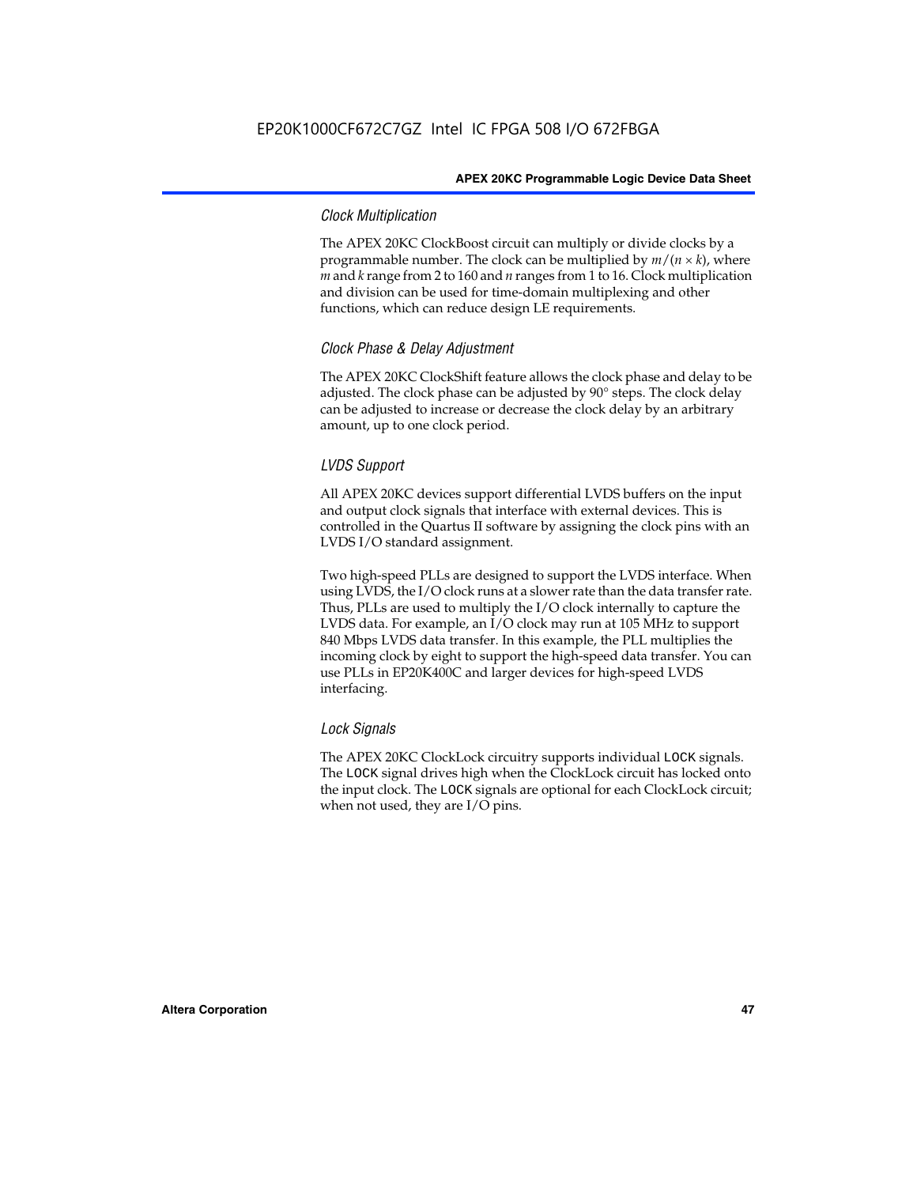### Clock Multiplication

The APEX 20KC ClockBoost circuit can multiply or divide clocks by a programmable number. The clock can be multiplied by $m/(n \times k)$, where $m$ and $k$ range from 2 to 160 and $n$ ranges from 1 to 16. Clock multiplication and division can be used for time-domain multiplexing and other functions, which can reduce design LE requirements.

### Clock Phase & Delay Adjustment

The APEX 20KC ClockShift feature allows the clock phase and delay to be adjusted. The clock phase can be adjusted by 90° steps. The clock delay can be adjusted to increase or decrease the clock delay by an arbitrary amount, up to one clock period.

### LVDS Support

All APEX 20KC devices support differential LVDS buffers on the input and output clock signals that interface with external devices. This is controlled in the Quartus II software by assigning the clock pins with an LVDS I/O standard assignment.

Two high-speed PLLs are designed to support the LVDS interface. When using LVDS, the I/O clock runs at a slower rate than the data transfer rate. Thus, PLLs are used to multiply the I/O clock internally to capture the LVDS data. For example, an I/O clock may run at 105 MHz to support 840 Mbps LVDS data transfer. In this example, the PLL multiplies the incoming clock by eight to support the high-speed data transfer. You can use PLLs in EP20K400C and larger devices for high-speed LVDS interfacing.

### Lock Signals

The APEX 20KC ClockLock circuitry supports individual `LOCK` signals. The `LOCK` signal drives high when the ClockLock circuit has locked onto the input clock. The `LOCK` signals are optional for each ClockLock circuit; when not used, they are I/O pins.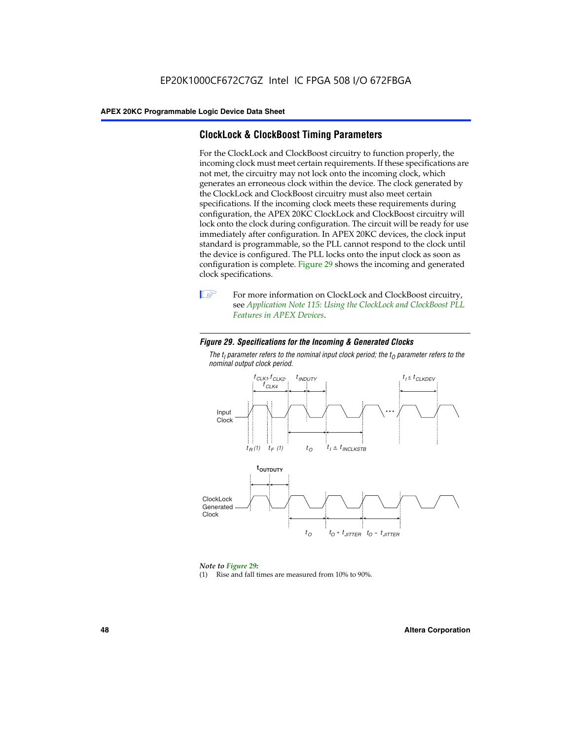EP20K1000CF672C7GZ Intel IC FPGA 508 I/O 672FBGA

## ClockLock & ClockBoost Timing Parameters

For the ClockLock and ClockBoost circuitry to function properly, the incoming clock must meet certain requirements. If these specifications are not met, the circuitry may not lock onto the incoming clock, which generates an erroneous clock within the device. The clock generated by the ClockLock and ClockBoost circuitry must also meet certain specifications. If the incoming clock meets these requirements during configuration, the APEX 20KC ClockLock and ClockBoost circuitry will lock onto the clock during configuration. The circuit will be ready for use immediately after configuration. In APEX 20KC devices, the clock input standard is programmable, so the PLL cannot respond to the clock until the device is configured. The PLL locks onto the input clock as soon as configuration is complete. Figure 29 shows the incoming and generated clock specifications.

For more information on ClockLock and ClockBoost circuitry, see *Application Note 115: Using the ClockLock and ClockBoost PLL Features in APEX Devices*.

***Figure 29. Specifications for the Incoming & Generated Clocks***

*The $t_I$ parameter refers to the nominal input clock period; the $t_O$ parameter refers to the nominal output clock period.*

*Note to Figure 29:*

(1) Rise and fall times are measured from 10% to 90%.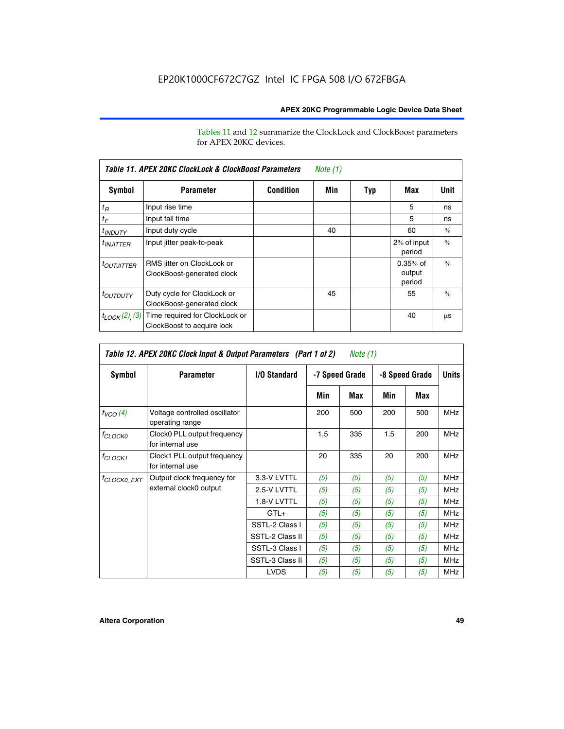Tables 11 and 12 summarize the ClockLock and ClockBoost parameters for APEX 20KC devices.

| Table 11. APEX 20KC ClockLock & ClockBoost Parameters *Note (1)* | | | | | | |
|---|---|---|---|---|---|---|
| **Symbol** | **Parameter** | **Condition** | **Min** | **Typ** | **Max** | **Unit** |
| $t_R$ | Input rise time | | | | 5 | ns |
| $t_F$ | Input fall time | | | | 5 | ns |
| $t_{INDUTY}$ | Input duty cycle | | 40 | | 60 | % |
| $t_{INJITTER}$ | Input jitter peak-to-peak | | | | 2% of input period | % |
| $t_{OUTJITTER}$ | RMS jitter on ClockLock or ClockBoost-generated clock | | | | 0.35% of output period | % |
| $t_{OUTDUTY}$ | Duty cycle for ClockLock or ClockBoost-generated clock | | 45 | | 55 | % |
| $t_{LOCK}$ *(2), (3)* | Time required for ClockLock or ClockBoost to acquire lock | | | | 40 | µs |

| Table 12. APEX 20KC Clock Input & Output Parameters (Part 1 of 2) *Note (1)* | | | | | | | |
|---|---|---|---|---|---|---|---|
| **Symbol** | **Parameter** | **I/O Standard** | **-7 Speed Grade** | | **-8 Speed Grade** | | **Units** |
| | | | **Min** | **Max** | **Min** | **Max** | |
| $f_{VCO}$ *(4)* | Voltage controlled oscillator operating range | | 200 | 500 | 200 | 500 | MHz |
| $f_{CLOCK0}$ | Clock0 PLL output frequency for internal use | | 1.5 | 335 | 1.5 | 200 | MHz |
| $f_{CLOCK1}$ | Clock1 PLL output frequency for internal use | | 20 | 335 | 20 | 200 | MHz |
| $f_{CLOCK0\_EXT}$ | Output clock frequency for external clock0 output | 3.3-V LVTTL | *(5)* | *(5)* | *(5)* | *(5)* | MHz |
| | | 2.5-V LVTTL | *(5)* | *(5)* | *(5)* | *(5)* | MHz |
| | | 1.8-V LVTTL | *(5)* | *(5)* | *(5)* | *(5)* | MHz |
| | | GTL+ | *(5)* | *(5)* | *(5)* | *(5)* | MHz |
| | | SSTL-2 Class I | *(5)* | *(5)* | *(5)* | *(5)* | MHz |
| | | SSTL-2 Class II | *(5)* | *(5)* | *(5)* | *(5)* | MHz |
| | | SSTL-3 Class I | *(5)* | *(5)* | *(5)* | *(5)* | MHz |
| | | SSTL-3 Class II | *(5)* | *(5)* | *(5)* | *(5)* | MHz |
| | | LVDS | *(5)* | *(5)* | *(5)* | *(5)* | MHz |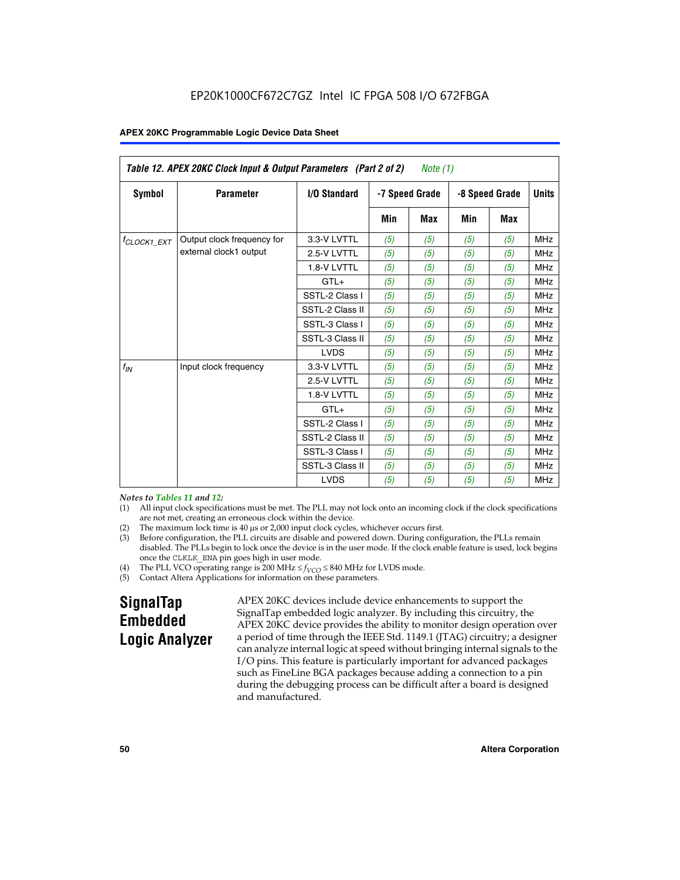Table 12. APEX 20KC Clock Input & Output Parameters (Part 2 of 2) *Note (1)*

| Symbol | Parameter | I/O Standard | -7 Speed Grade | | -8 Speed Grade | | Units |
|---|---|---|---|---|---|---|---|
| | | | Min | Max | Min | Max | |
| $f_{CLOCK1\_EXT}$ | Output clock frequency for external clock1 output | 3.3-V LVTTL | (5) | (5) | (5) | (5) | MHz |
| | | 2.5-V LVTTL | (5) | (5) | (5) | (5) | MHz |
| | | 1.8-V LVTTL | (5) | (5) | (5) | (5) | MHz |
| | | GTL+ | (5) | (5) | (5) | (5) | MHz |
| | | SSTL-2 Class I | (5) | (5) | (5) | (5) | MHz |
| | | SSTL-2 Class II | (5) | (5) | (5) | (5) | MHz |
| | | SSTL-3 Class I | (5) | (5) | (5) | (5) | MHz |
| | | SSTL-3 Class II | (5) | (5) | (5) | (5) | MHz |
| | | LVDS | (5) | (5) | (5) | (5) | MHz |
| $f_{IN}$ | Input clock frequency | 3.3-V LVTTL | (5) | (5) | (5) | (5) | MHz |
| | | 2.5-V LVTTL | (5) | (5) | (5) | (5) | MHz |
| | | 1.8-V LVTTL | (5) | (5) | (5) | (5) | MHz |
| | | GTL+ | (5) | (5) | (5) | (5) | MHz |
| | | SSTL-2 Class I | (5) | (5) | (5) | (5) | MHz |
| | | SSTL-2 Class II | (5) | (5) | (5) | (5) | MHz |
| | | SSTL-3 Class I | (5) | (5) | (5) | (5) | MHz |
| | | SSTL-3 Class II | (5) | (5) | (5) | (5) | MHz |
| | | LVDS | (5) | (5) | (5) | (5) | MHz |

*Notes to Tables 11 and 12:*

(1) All input clock specifications must be met. The PLL may not lock onto an incoming clock if the clock specifications are not met, creating an erroneous clock within the device.

(2) The maximum lock time is 40 µs or 2,000 input clock cycles, whichever occurs first.

(3) Before configuration, the PLL circuits are disable and powered down. During configuration, the PLLs remain disabled. The PLLs begin to lock once the device is in the user mode. If the clock enable feature is used, lock begins once the CLKLK_ENA pin goes high in user mode.

(4) The PLL VCO operating range is 200 MHz $\leq f_{VCO} \leq$ 840 MHz for LVDS mode.

(5) Contact Altera Applications for information on these parameters.

## SignalTap Embedded Logic Analyzer

APEX 20KC devices include device enhancements to support the SignalTap embedded logic analyzer. By including this circuitry, the APEX 20KC device provides the ability to monitor design operation over a period of time through the IEEE Std. 1149.1 (JTAG) circuitry; a designer can analyze internal logic at speed without bringing internal signals to the I/O pins. This feature is particularly important for advanced packages such as FineLine BGA packages because adding a connection to a pin during the debugging process can be difficult after a board is designed and manufactured.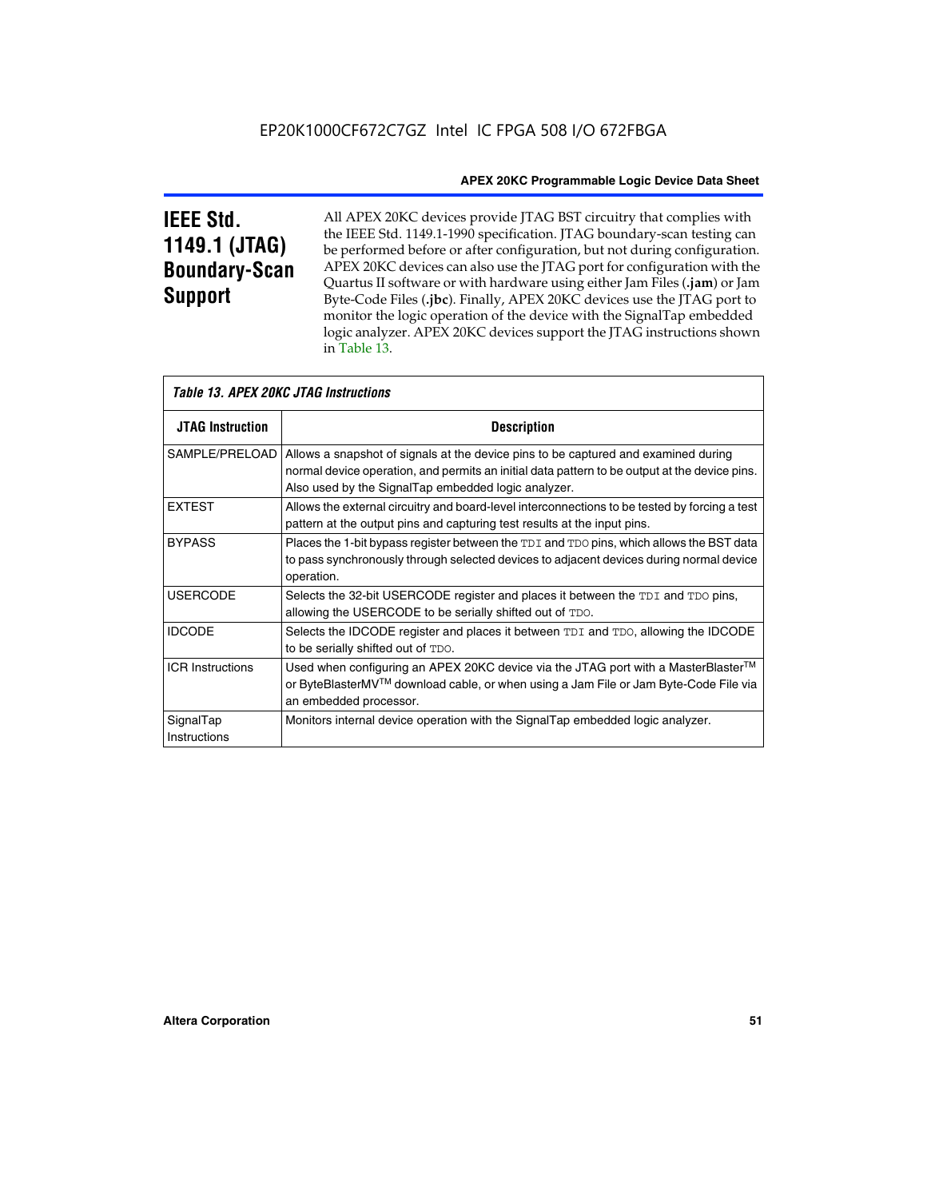## IEEE Std. 1149.1 (JTAG) Boundary-Scan Support

All APEX 20KC devices provide JTAG BST circuitry that complies with the IEEE Std. 1149.1-1990 specification. JTAG boundary-scan testing can be performed before or after configuration, but not during configuration. APEX 20KC devices can also use the JTAG port for configuration with the Quartus II software or with hardware using either Jam Files (**.jam**) or Jam Byte-Code Files (**.jbc**). Finally, APEX 20KC devices use the JTAG port to monitor the logic operation of the device with the SignalTap embedded logic analyzer. APEX 20KC devices support the JTAG instructions shown in Table 13.

*Table 13. APEX 20KC JTAG Instructions*

| JTAG Instruction | Description |
|---|---|
| SAMPLE/PRELOAD | Allows a snapshot of signals at the device pins to be captured and examined during normal device operation, and permits an initial data pattern to be output at the device pins. Also used by the SignalTap embedded logic analyzer. |
| EXTEST | Allows the external circuitry and board-level interconnections to be tested by forcing a test pattern at the output pins and capturing test results at the input pins. |
| BYPASS | Places the 1-bit bypass register between the `TDI` and `TDO` pins, which allows the BST data to pass synchronously through selected devices to adjacent devices during normal device operation. |
| USERCODE | Selects the 32-bit USERCODE register and places it between the `TDI` and `TDO` pins, allowing the USERCODE to be serially shifted out of `TDO`. |
| IDCODE | Selects the IDCODE register and places it between `TDI` and `TDO`, allowing the IDCODE to be serially shifted out of `TDO`. |
| ICR Instructions | Used when configuring an APEX 20KC device via the JTAG port with a MasterBlaster™ or ByteBlasterMV™ download cable, or when using a Jam File or Jam Byte-Code File via an embedded processor. |
| SignalTap Instructions | Monitors internal device operation with the SignalTap embedded logic analyzer. |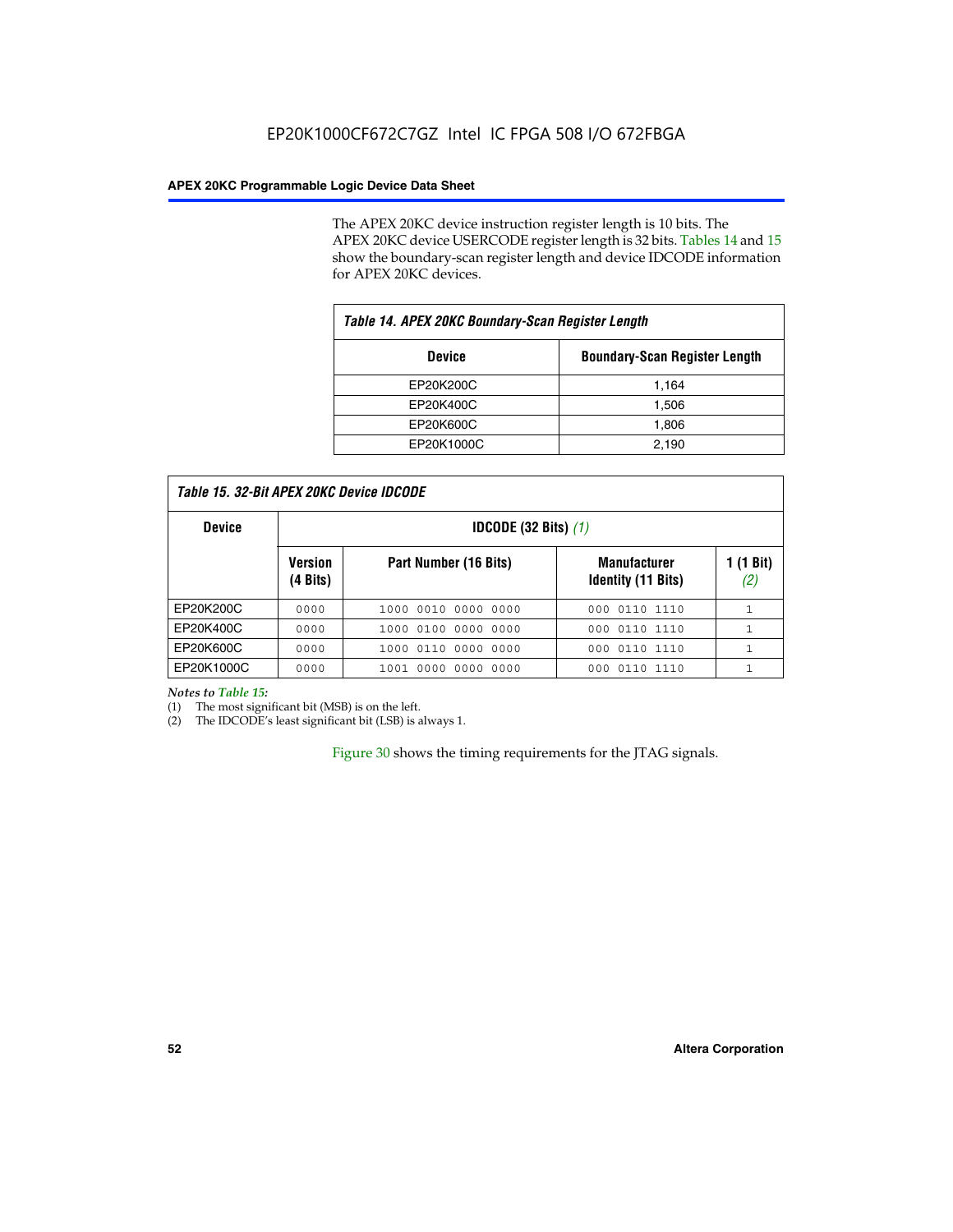The APEX 20KC device instruction register length is 10 bits. The APEX 20KC device USERCODE register length is 32 bits. Tables 14 and 15 show the boundary-scan register length and device IDCODE information for APEX 20KC devices.

**Table 14. APEX 20KC Boundary-Scan Register Length**

| Device | Boundary-Scan Register Length |
|---|---|
| EP20K200C | 1,164 |
| EP20K400C | 1,506 |
| EP20K600C | 1,806 |
| EP20K1000C | 2,190 |

**Table 15. 32-Bit APEX 20KC Device IDCODE**

| Device | IDCODE (32 Bits) *(1)* | | | |
|---|---|---|---|---|
| | Version (4 Bits) | Part Number (16 Bits) | Manufacturer Identity (11 Bits) | 1 (1 Bit) *(2)* |
| EP20K200C | 0000 | 1000 0010 0000 0000 | 000 0110 1110 | 1 |
| EP20K400C | 0000 | 1000 0100 0000 0000 | 000 0110 1110 | 1 |
| EP20K600C | 0000 | 1000 0110 0000 0000 | 000 0110 1110 | 1 |
| EP20K1000C | 0000 | 1001 0000 0000 0000 | 000 0110 1110 | 1 |

*Notes to Table 15:*
(1) The most significant bit (MSB) is on the left.
(2) The IDCODE's least significant bit (LSB) is always 1.

Figure 30 shows the timing requirements for the JTAG signals.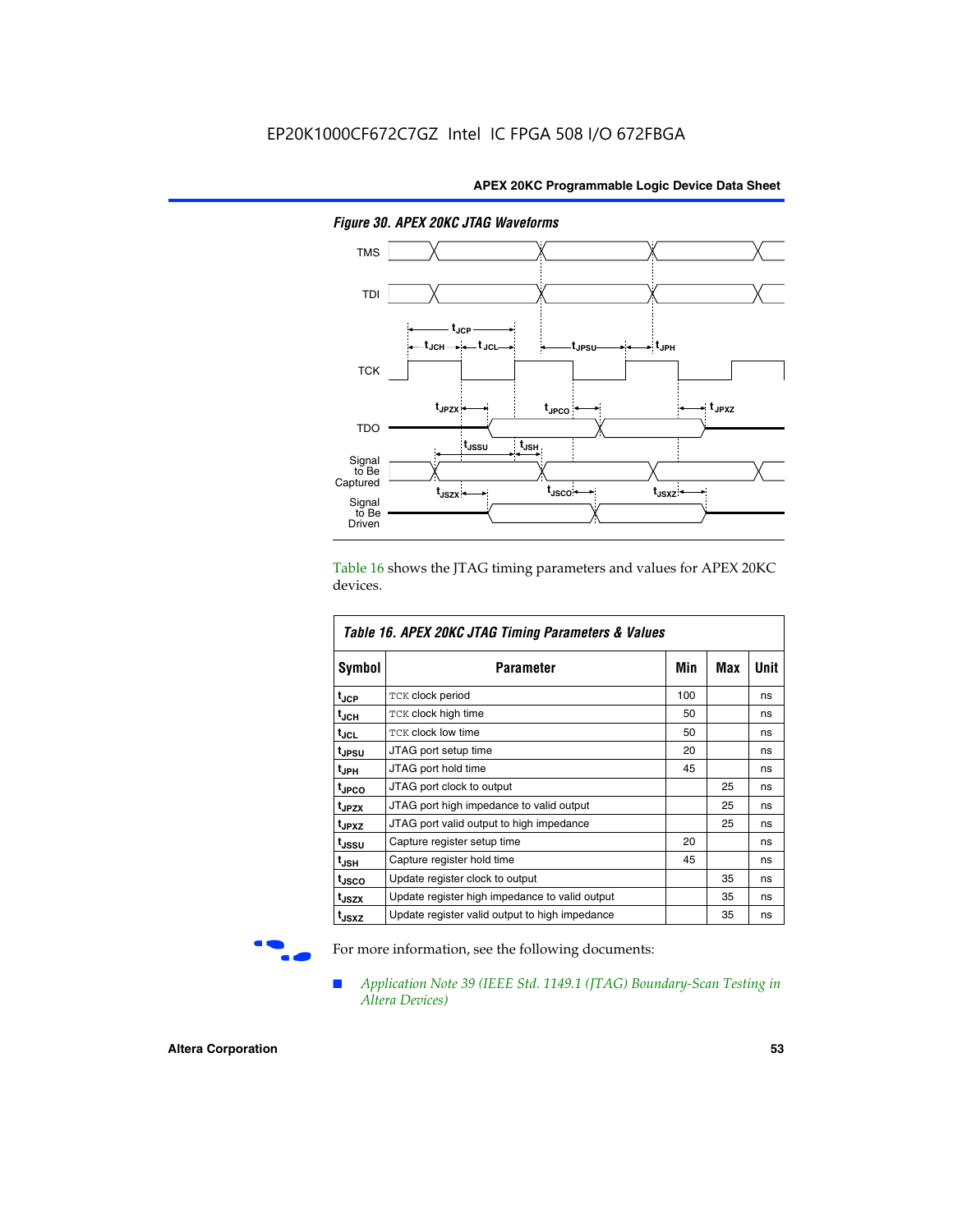EP20K1000CF672C7GZ Intel IC FPGA 508 I/O 672FBGA

*Figure 30. APEX 20KC JTAG Waveforms*

Table 16 shows the JTAG timing parameters and values for APEX 20KC devices.

| Table 16. APEX 20KC JTAG Timing Parameters & Values | | | | |
|---|---|---|---|---|
| **Symbol** | **Parameter** | **Min** | **Max** | **Unit** |
| $t_{JCP}$ | TCK clock period | 100 | | ns |
| $t_{JCH}$ | TCK clock high time | 50 | | ns |
| $t_{JCL}$ | TCK clock low time | 50 | | ns |
| $t_{JPSU}$ | JTAG port setup time | 20 | | ns |
| $t_{JPH}$ | JTAG port hold time | 45 | | ns |
| $t_{JPCO}$ | JTAG port clock to output | | 25 | ns |
| $t_{JPZX}$ | JTAG port high impedance to valid output | | 25 | ns |
| $t_{JPXZ}$ | JTAG port valid output to high impedance | | 25 | ns |
| $t_{JSSU}$ | Capture register setup time | 20 | | ns |
| $t_{JSH}$ | Capture register hold time | 45 | | ns |
| $t_{JSCO}$ | Update register clock to output | | 35 | ns |
| $t_{JSZX}$ | Update register high impedance to valid output | | 35 | ns |
| $t_{JSXZ}$ | Update register valid output to high impedance | | 35 | ns |

For more information, see the following documents:

- *Application Note 39 (IEEE Std. 1149.1 (JTAG) Boundary-Scan Testing in Altera Devices)*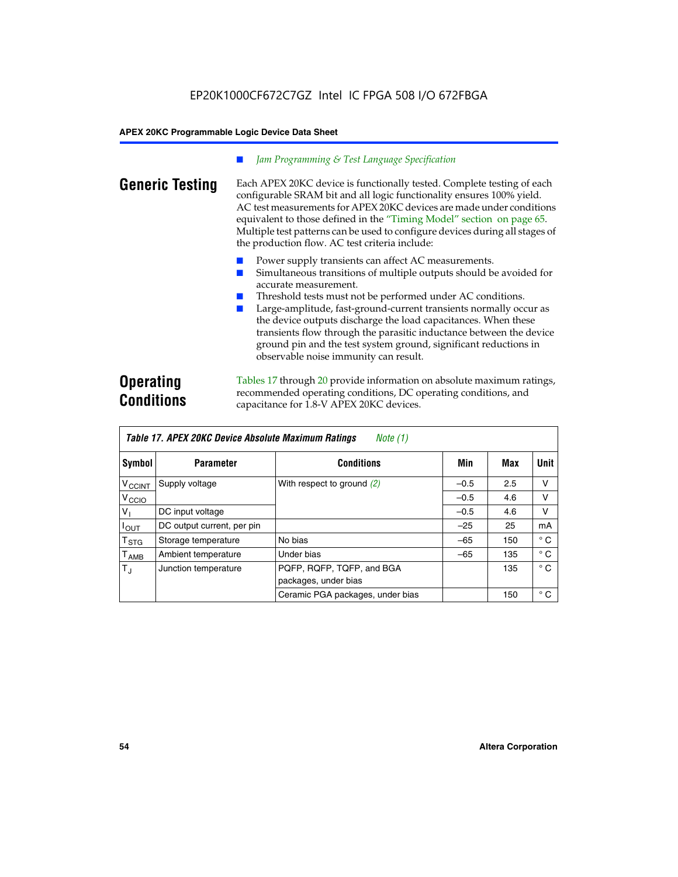- *Jam Programming & Test Language Specification*

## Generic Testing

Each APEX 20KC device is functionally tested. Complete testing of each configurable SRAM bit and all logic functionality ensures 100% yield. AC test measurements for APEX 20KC devices are made under conditions equivalent to those defined in the "Timing Model" section on page 65. Multiple test patterns can be used to configure devices during all stages of the production flow. AC test criteria include:

- Power supply transients can affect AC measurements.
- Simultaneous transitions of multiple outputs should be avoided for accurate measurement.
- Threshold tests must not be performed under AC conditions.
- Large-amplitude, fast-ground-current transients normally occur as the device outputs discharge the load capacitances. When these transients flow through the parasitic inductance between the device ground pin and the test system ground, significant reductions in observable noise immunity can result.

## Operating Conditions

Tables 17 through 20 provide information on absolute maximum ratings, recommended operating conditions, DC operating conditions, and capacitance for 1.8-V APEX 20KC devices.

**Table 17. APEX 20KC Device Absolute Maximum Ratings** *Note (1)*

| Symbol | Parameter | Conditions | Min | Max | Unit |
|---|---|---|---|---|---|
| $V_{CCINT}$ | Supply voltage | With respect to ground *(2)* | –0.5 | 2.5 | V |
| $V_{CCIO}$ | | | –0.5 | 4.6 | V |
| $V_I$ | DC input voltage | | –0.5 | 4.6 | V |
| $I_{OUT}$ | DC output current, per pin | | –25 | 25 | mA |
| $T_{STG}$ | Storage temperature | No bias | –65 | 150 | ° C |
| $T_{AMB}$ | Ambient temperature | Under bias | –65 | 135 | ° C |
| $T_J$ | Junction temperature | PQFP, RQFP, TQFP, and BGA packages, under bias | | 135 | ° C |
| | | Ceramic PGA packages, under bias | | 150 | ° C |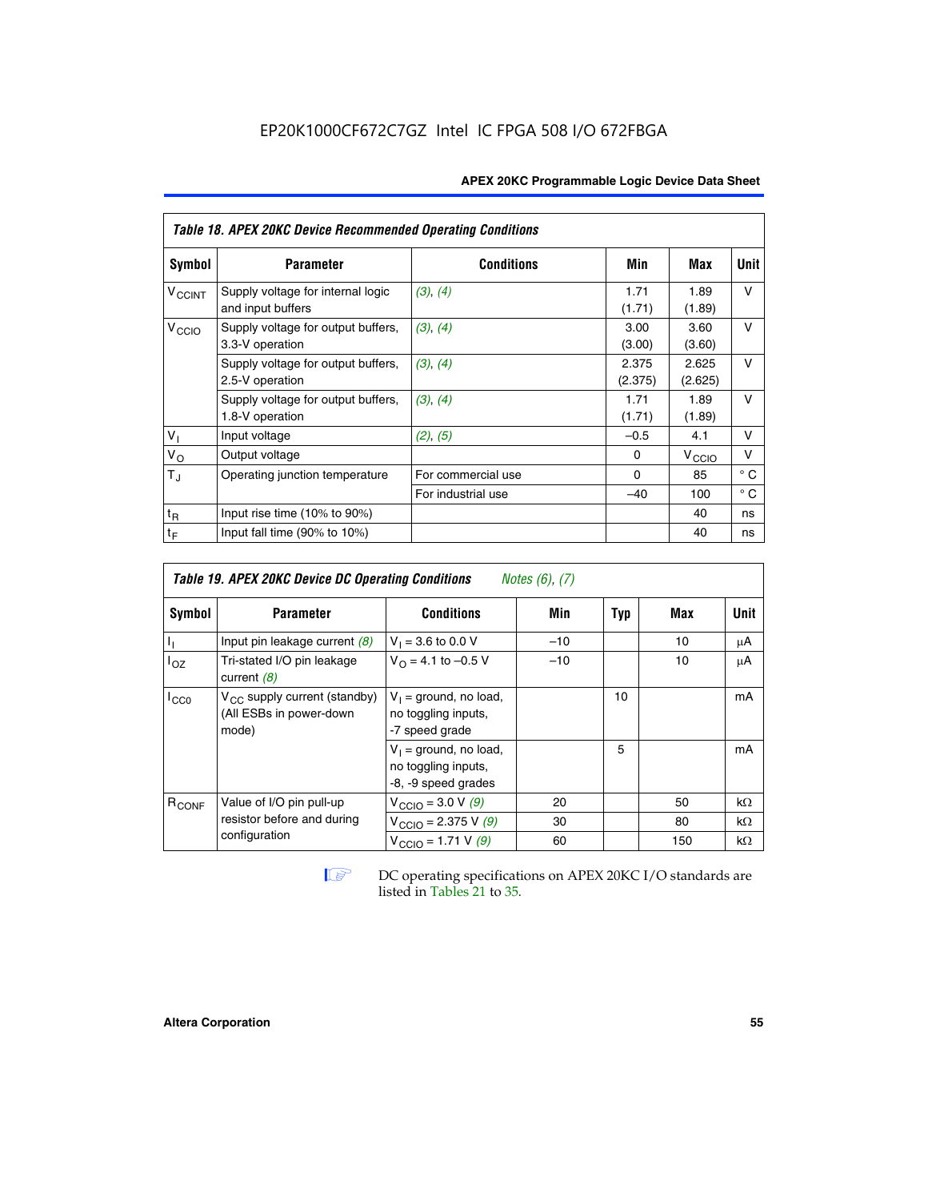EP20K1000CF672C7GZ Intel IC FPGA 508 I/O 672FBGA

| Table 18. APEX 20KC Device Recommended Operating Conditions | | | | | |
|---|---|---|---|---|---|
| **Symbol** | **Parameter** | **Conditions** | **Min** | **Max** | **Unit** |
| $V_{CCINT}$ | Supply voltage for internal logic and input buffers | *(3)*, *(4)* | 1.71 (1.71) | 1.89 (1.89) | V |
| $V_{CCIO}$ | Supply voltage for output buffers, 3.3-V operation | *(3)*, *(4)* | 3.00 (3.00) | 3.60 (3.60) | V |
| | Supply voltage for output buffers, 2.5-V operation | *(3)*, *(4)* | 2.375 (2.375) | 2.625 (2.625) | V |
| | Supply voltage for output buffers, 1.8-V operation | *(3)*, *(4)* | 1.71 (1.71) | 1.89 (1.89) | V |
| $V_I$ | Input voltage | *(2)*, *(5)* | –0.5 | 4.1 | V |
| $V_O$ | Output voltage | | 0 | $V_{CCIO}$ | V |
| $T_J$ | Operating junction temperature | For commercial use | 0 | 85 | ° C |
| | | For industrial use | –40 | 100 | ° C |
| $t_R$ | Input rise time (10% to 90%) | | | 40 | ns |
| $t_F$ | Input fall time (90% to 10%) | | | 40 | ns |

| Table 19. APEX 20KC Device DC Operating Conditions *Notes (6), (7)* | | | | | | |
|---|---|---|---|---|---|---|
| **Symbol** | **Parameter** | **Conditions** | **Min** | **Typ** | **Max** | **Unit** |
| $I_I$ | Input pin leakage current *(8)* | $V_I$ = 3.6 to 0.0 V | –10 | | 10 | µA |
| $I_{OZ}$ | Tri-stated I/O pin leakage current *(8)* | $V_O$ = 4.1 to –0.5 V | –10 | | 10 | µA |
| $I_{CC0}$ | $V_{CC}$ supply current (standby) (All ESBs in power-down mode) | $V_I$ = ground, no load, no toggling inputs, -7 speed grade | | 10 | | mA |
| | | $V_I$ = ground, no load, no toggling inputs, -8, -9 speed grades | | 5 | | mA |
| $R_{CONF}$ | Value of I/O pin pull-up resistor before and during configuration | $V_{CCIO}$ = 3.0 V *(9)* | 20 | | 50 | kΩ |
| | | $V_{CCIO}$ = 2.375 V *(9)* | 30 | | 80 | kΩ |
| | | $V_{CCIO}$ = 1.71 V *(9)* | 60 | | 150 | kΩ |

DC operating specifications on APEX 20KC I/O standards are listed in Tables 21 to 35.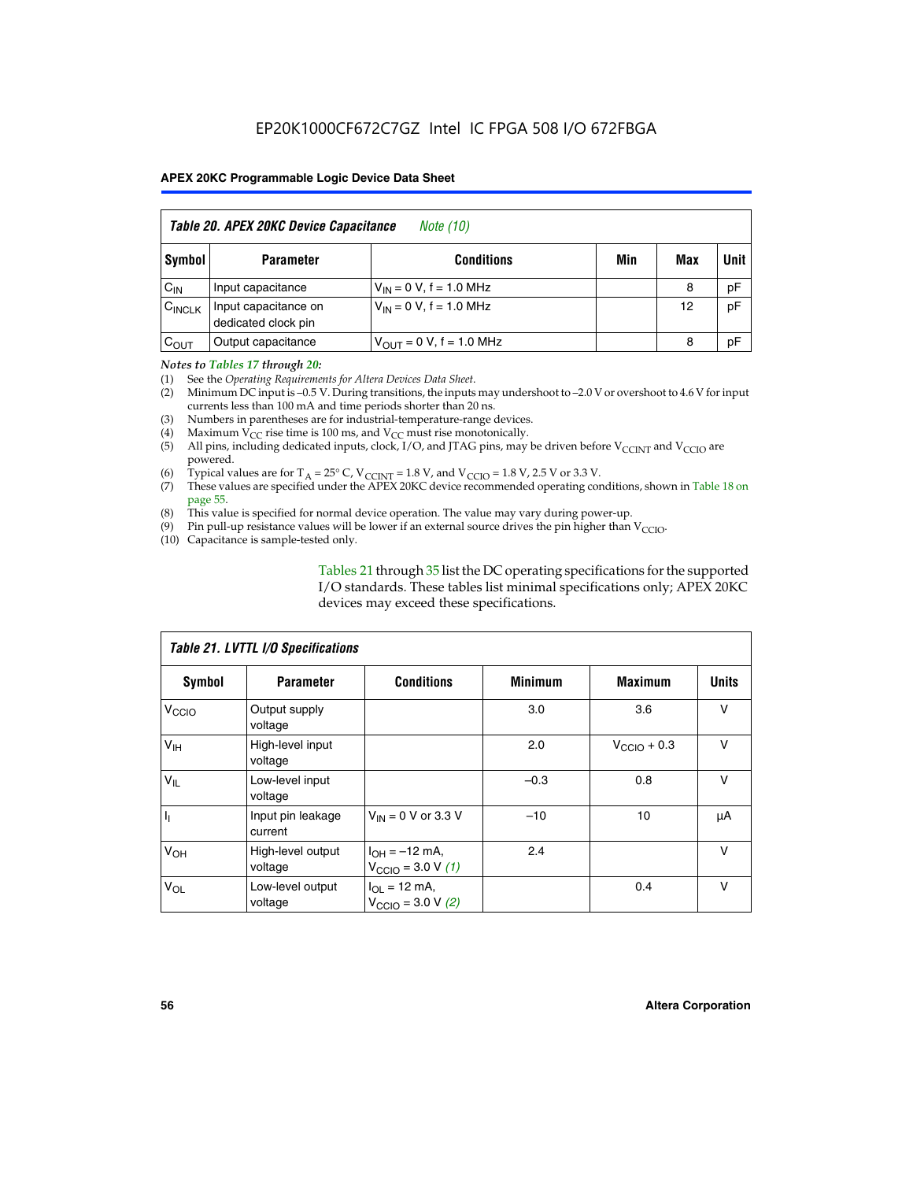| *Table 20. APEX 20KC Device Capacitance* *Note (10)* | | | | | |
|---|---|---|---|---|---|
| **Symbol** | **Parameter** | **Conditions** | **Min** | **Max** | **Unit** |
| $C_{IN}$ | Input capacitance | $V_{IN}$ = 0 V, f = 1.0 MHz | | 8 | pF |
| $C_{INCLK}$ | Input capacitance on dedicated clock pin | $V_{IN}$ = 0 V, f = 1.0 MHz | | 12 | pF |
| $C_{OUT}$ | Output capacitance | $V_{OUT}$ = 0 V, f = 1.0 MHz | | 8 | pF |

*Notes to Tables 17 through 20:*

(1) See the *Operating Requirements for Altera Devices Data Sheet*.
(2) Minimum DC input is –0.5 V. During transitions, the inputs may undershoot to –2.0 V or overshoot to 4.6 V for input currents less than 100 mA and time periods shorter than 20 ns.
(3) Numbers in parentheses are for industrial-temperature-range devices.
(4) Maximum $V_{CC}$ rise time is 100 ms, and $V_{CC}$ must rise monotonically.
(5) All pins, including dedicated inputs, clock, I/O, and JTAG pins, may be driven before $V_{CCINT}$ and $V_{CCIO}$ are powered.
(6) Typical values are for $T_A$ = 25° C, $V_{CCINT}$ = 1.8 V, and $V_{CCIO}$ = 1.8 V, 2.5 V or 3.3 V.
(7) These values are specified under the APEX 20KC device recommended operating conditions, shown in Table 18 on page 55.
(8) This value is specified for normal device operation. The value may vary during power-up.
(9) Pin pull-up resistance values will be lower if an external source drives the pin higher than $V_{CCIO}$.
(10) Capacitance is sample-tested only.

Tables 21 through 35 list the DC operating specifications for the supported I/O standards. These tables list minimal specifications only; APEX 20KC devices may exceed these specifications.

| *Table 21. LVTTL I/O Specifications* | | | | | |
|---|---|---|---|---|---|
| **Symbol** | **Parameter** | **Conditions** | **Minimum** | **Maximum** | **Units** |
| $V_{CCIO}$ | Output supply voltage | | 3.0 | 3.6 | V |
| $V_{IH}$ | High-level input voltage | | 2.0 | $V_{CCIO}$ + 0.3 | V |
| $V_{IL}$ | Low-level input voltage | | –0.3 | 0.8 | V |
| $I_I$ | Input pin leakage current | $V_{IN}$ = 0 V or 3.3 V | –10 | 10 | μA |
| $V_{OH}$ | High-level output voltage | $I_{OH}$ = –12 mA, $V_{CCIO}$ = 3.0 V *(1)* | 2.4 | | V |
| $V_{OL}$ | Low-level output voltage | $I_{OL}$ = 12 mA, $V_{CCIO}$ = 3.0 V *(2)* | | 0.4 | V |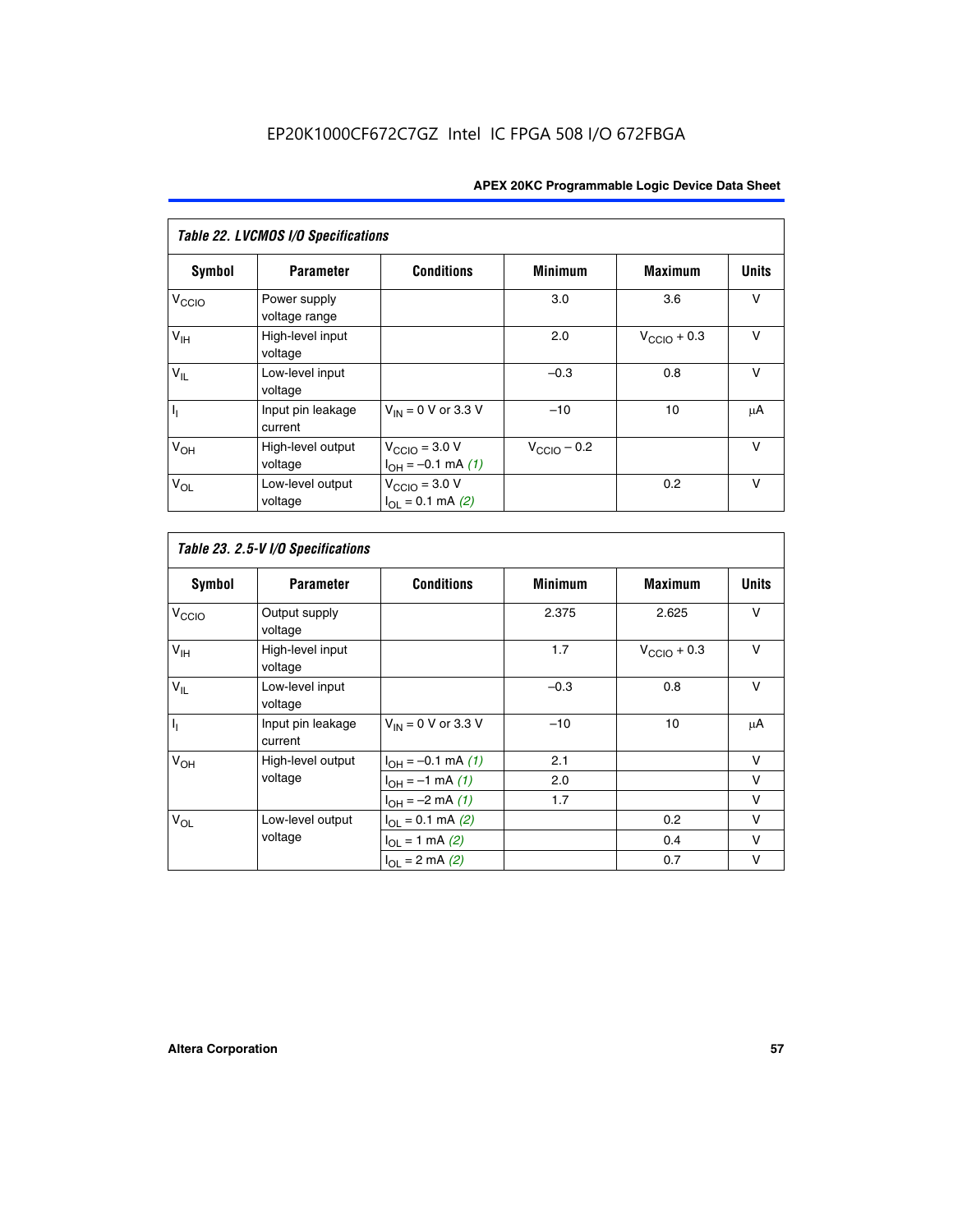## Table 22. LVCMOS I/O Specifications

| Symbol | Parameter | Conditions | Minimum | Maximum | Units |
|---|---|---|---|---|---|
| $V_{CCIO}$ | Power supply voltage range | | 3.0 | 3.6 | V |
| $V_{IH}$ | High-level input voltage | | 2.0 | $V_{CCIO}$ + 0.3 | V |
| $V_{IL}$ | Low-level input voltage | | –0.3 | 0.8 | V |
| $I_I$ | Input pin leakage current | $V_{IN}$ = 0 V or 3.3 V | –10 | 10 | μA |
| $V_{OH}$ | High-level output voltage | $V_{CCIO}$ = 3.0 V $I_{OH}$ = –0.1 mA *(1)* | $V_{CCIO}$ – 0.2 | | V |
| $V_{OL}$ | Low-level output voltage | $V_{CCIO}$ = 3.0 V $I_{OL}$ = 0.1 mA *(2)* | | 0.2 | V |

## Table 23. 2.5-V I/O Specifications

| Symbol | Parameter | Conditions | Minimum | Maximum | Units |
|---|---|---|---|---|---|
| $V_{CCIO}$ | Output supply voltage | | 2.375 | 2.625 | V |
| $V_{IH}$ | High-level input voltage | | 1.7 | $V_{CCIO}$ + 0.3 | V |
| $V_{IL}$ | Low-level input voltage | | –0.3 | 0.8 | V |
| $I_I$ | Input pin leakage current | $V_{IN}$ = 0 V or 3.3 V | –10 | 10 | μA |
| $V_{OH}$ | High-level output voltage | $I_{OH}$ = –0.1 mA *(1)* | 2.1 | | V |
| | | $I_{OH}$ = –1 mA *(1)* | 2.0 | | V |
| | | $I_{OH}$ = –2 mA *(1)* | 1.7 | | V |
| $V_{OL}$ | Low-level output voltage | $I_{OL}$ = 0.1 mA *(2)* | | 0.2 | V |
| | | $I_{OL}$ = 1 mA *(2)* | | 0.4 | V |
| | | $I_{OL}$ = 2 mA *(2)* | | 0.7 | V |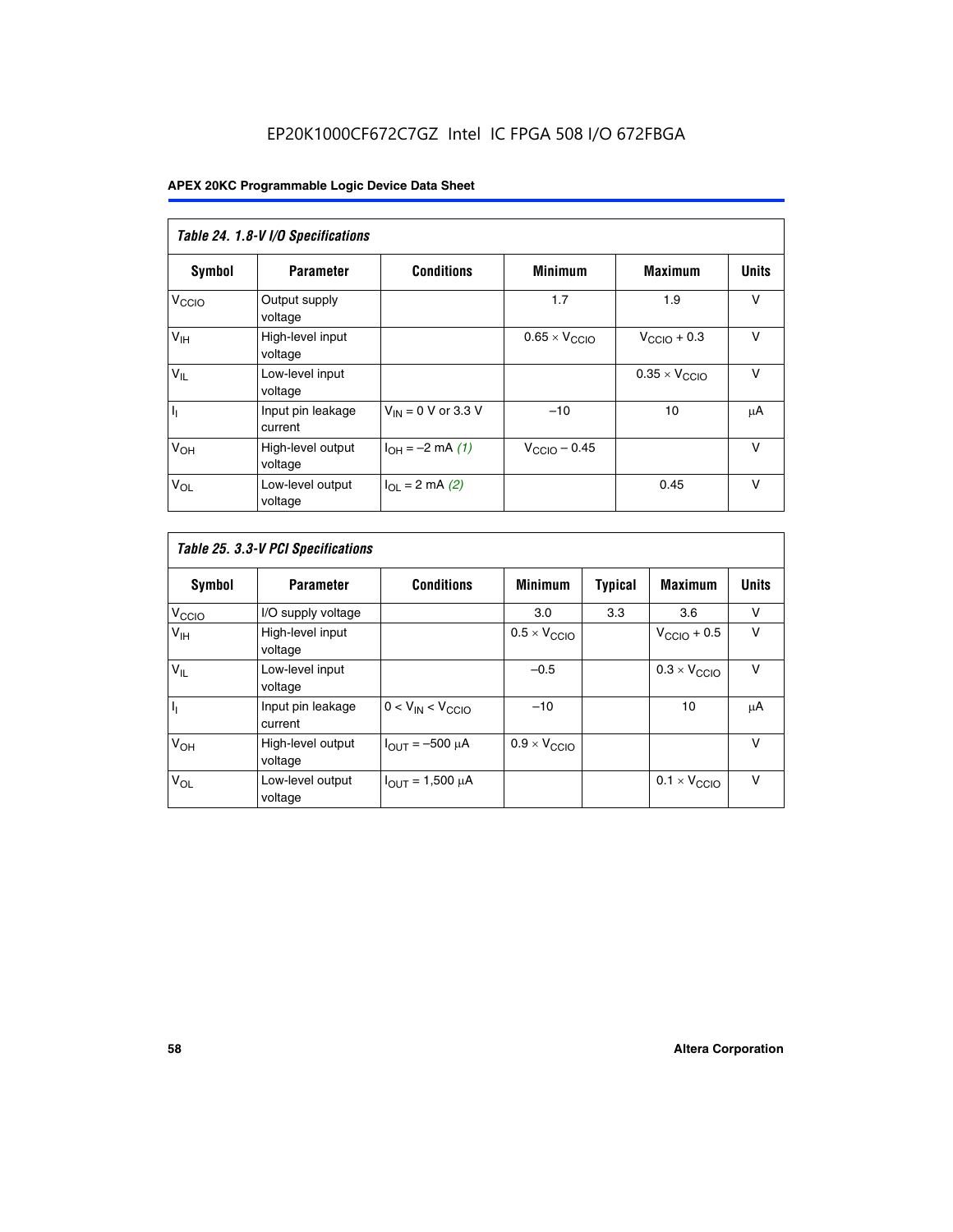*Table 24. 1.8-V I/O Specifications*

| Symbol | Parameter | Conditions | Minimum | Maximum | Units |
|---|---|---|---|---|---|
| $V_{CCIO}$ | Output supply voltage | | 1.7 | 1.9 | V |
| $V_{IH}$ | High-level input voltage | | $0.65 \times V_{CCIO}$ | $V_{CCIO} + 0.3$ | V |
| $V_{IL}$ | Low-level input voltage | | | $0.35 \times V_{CCIO}$ | V |
| $I_I$ | Input pin leakage current | $V_{IN}$ = 0 V or 3.3 V | –10 | 10 | μA |
| $V_{OH}$ | High-level output voltage | $I_{OH}$ = –2 mA *(1)* | $V_{CCIO} - 0.45$ | | V |
| $V_{OL}$ | Low-level output voltage | $I_{OL}$ = 2 mA *(2)* | | 0.45 | V |

*Table 25. 3.3-V PCI Specifications*

| Symbol | Parameter | Conditions | Minimum | Typical | Maximum | Units |
|---|---|---|---|---|---|---|
| $V_{CCIO}$ | I/O supply voltage | | 3.0 | 3.3 | 3.6 | V |
| $V_{IH}$ | High-level input voltage | | $0.5 \times V_{CCIO}$ | | $V_{CCIO} + 0.5$ | V |
| $V_{IL}$ | Low-level input voltage | | –0.5 | | $0.3 \times V_{CCIO}$ | V |
| $I_I$ | Input pin leakage current | $0 < V_{IN} < V_{CCIO}$ | –10 | | 10 | μA |
| $V_{OH}$ | High-level output voltage | $I_{OUT}$ = –500 μA | $0.9 \times V_{CCIO}$ | | | V |
| $V_{OL}$ | Low-level output voltage | $I_{OUT}$ = 1,500 μA | | | $0.1 \times V_{CCIO}$ | V |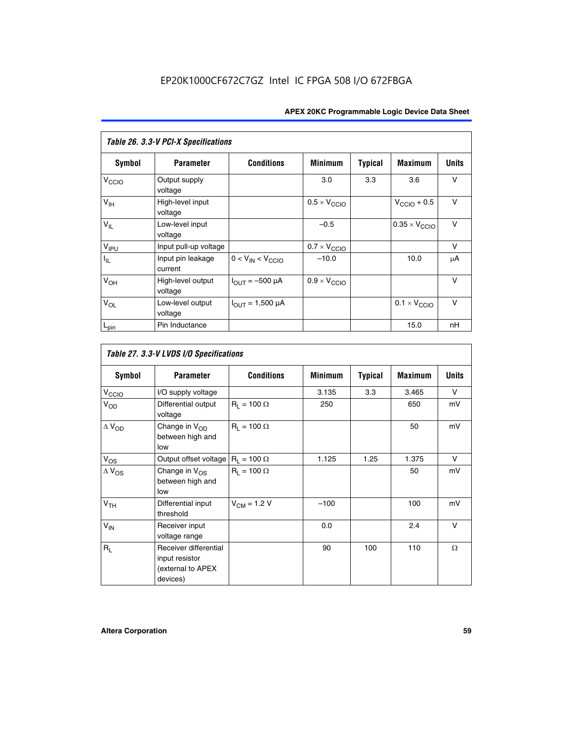*Table 26. 3.3-V PCI-X Specifications*

| Symbol | Parameter | Conditions | Minimum | Typical | Maximum | Units |
|---|---|---|---|---|---|---|
| $V_{CCIO}$ | Output supply voltage | | 3.0 | 3.3 | 3.6 | V |
| $V_{IH}$ | High-level input voltage | | $0.5 \times V_{CCIO}$ | | $V_{CCIO} + 0.5$ | V |
| $V_{IL}$ | Low-level input voltage | | –0.5 | | $0.35 \times V_{CCIO}$ | V |
| $V_{IPU}$ | Input pull-up voltage | | $0.7 \times V_{CCIO}$ | | | V |
| $I_{IL}$ | Input pin leakage current | $0 < V_{IN} < V_{CCIO}$ | –10.0 | | 10.0 | μA |
| $V_{OH}$ | High-level output voltage | $I_{OUT} = -500$ μA | $0.9 \times V_{CCIO}$ | | | V |
| $V_{OL}$ | Low-level output voltage | $I_{OUT} = 1{,}500$ μA | | | $0.1 \times V_{CCIO}$ | V |
| $L_{pin}$ | Pin Inductance | | | | 15.0 | nH |

*Table 27. 3.3-V LVDS I/O Specifications*

| Symbol | Parameter | Conditions | Minimum | Typical | Maximum | Units |
|---|---|---|---|---|---|---|
| $V_{CCIO}$ | I/O supply voltage | | 3.135 | 3.3 | 3.465 | V |
| $V_{OD}$ | Differential output voltage | $R_L = 100\ \Omega$ | 250 | | 650 | mV |
| $\Delta V_{OD}$ | Change in $V_{OD}$ between high and low | $R_L = 100\ \Omega$ | | | 50 | mV |
| $V_{OS}$ | Output offset voltage | $R_L = 100\ \Omega$ | 1.125 | 1.25 | 1.375 | V |
| $\Delta V_{OS}$ | Change in $V_{OS}$ between high and low | $R_L = 100\ \Omega$ | | | 50 | mV |
| $V_{TH}$ | Differential input threshold | $V_{CM} = 1.2$ V | –100 | | 100 | mV |
| $V_{IN}$ | Receiver input voltage range | | 0.0 | | 2.4 | V |
| $R_L$ | Receiver differential input resistor (external to APEX devices) | | 90 | 100 | 110 | Ω |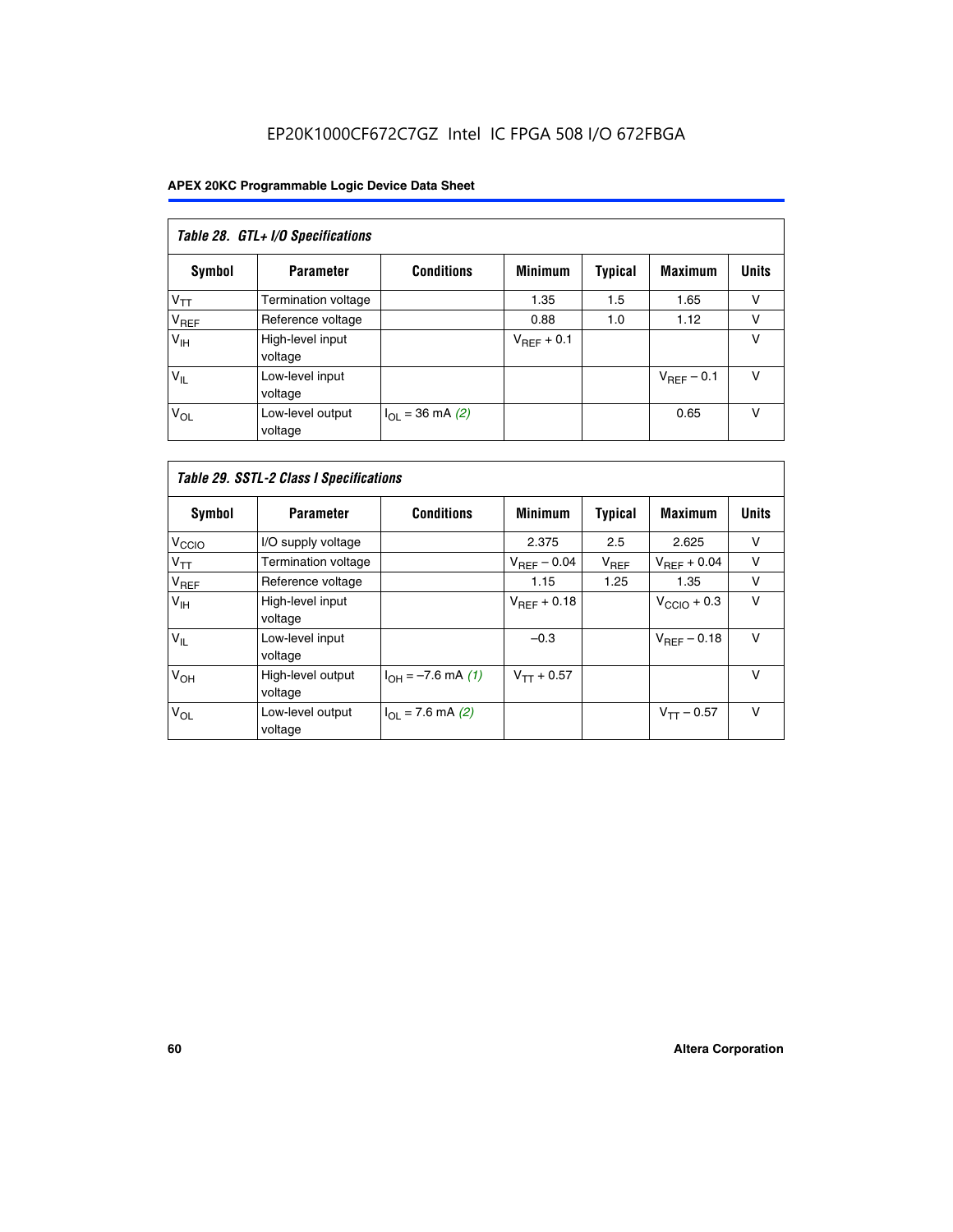## Table 28. GTL+ I/O Specifications

| Symbol | Parameter | Conditions | Minimum | Typical | Maximum | Units |
|---|---|---|---|---|---|---|
| $V_{TT}$ | Termination voltage | | 1.35 | 1.5 | 1.65 | V |
| $V_{REF}$ | Reference voltage | | 0.88 | 1.0 | 1.12 | V |
| $V_{IH}$ | High-level input voltage | | $V_{REF}$ + 0.1 | | | V |
| $V_{IL}$ | Low-level input voltage | | | | $V_{REF}$ – 0.1 | V |
| $V_{OL}$ | Low-level output voltage | $I_{OL}$ = 36 mA *(2)* | | | 0.65 | V |

## Table 29. SSTL-2 Class I Specifications

| Symbol | Parameter | Conditions | Minimum | Typical | Maximum | Units |
|---|---|---|---|---|---|---|
| $V_{CCIO}$ | I/O supply voltage | | 2.375 | 2.5 | 2.625 | V |
| $V_{TT}$ | Termination voltage | | $V_{REF}$ – 0.04 | $V_{REF}$ | $V_{REF}$ + 0.04 | V |
| $V_{REF}$ | Reference voltage | | 1.15 | 1.25 | 1.35 | V |
| $V_{IH}$ | High-level input voltage | | $V_{REF}$ + 0.18 | | $V_{CCIO}$ + 0.3 | V |
| $V_{IL}$ | Low-level input voltage | | –0.3 | | $V_{REF}$ – 0.18 | V |
| $V_{OH}$ | High-level output voltage | $I_{OH}$ = –7.6 mA *(1)* | $V_{TT}$ + 0.57 | | | V |
| $V_{OL}$ | Low-level output voltage | $I_{OL}$ = 7.6 mA *(2)* | | | $V_{TT}$ – 0.57 | V |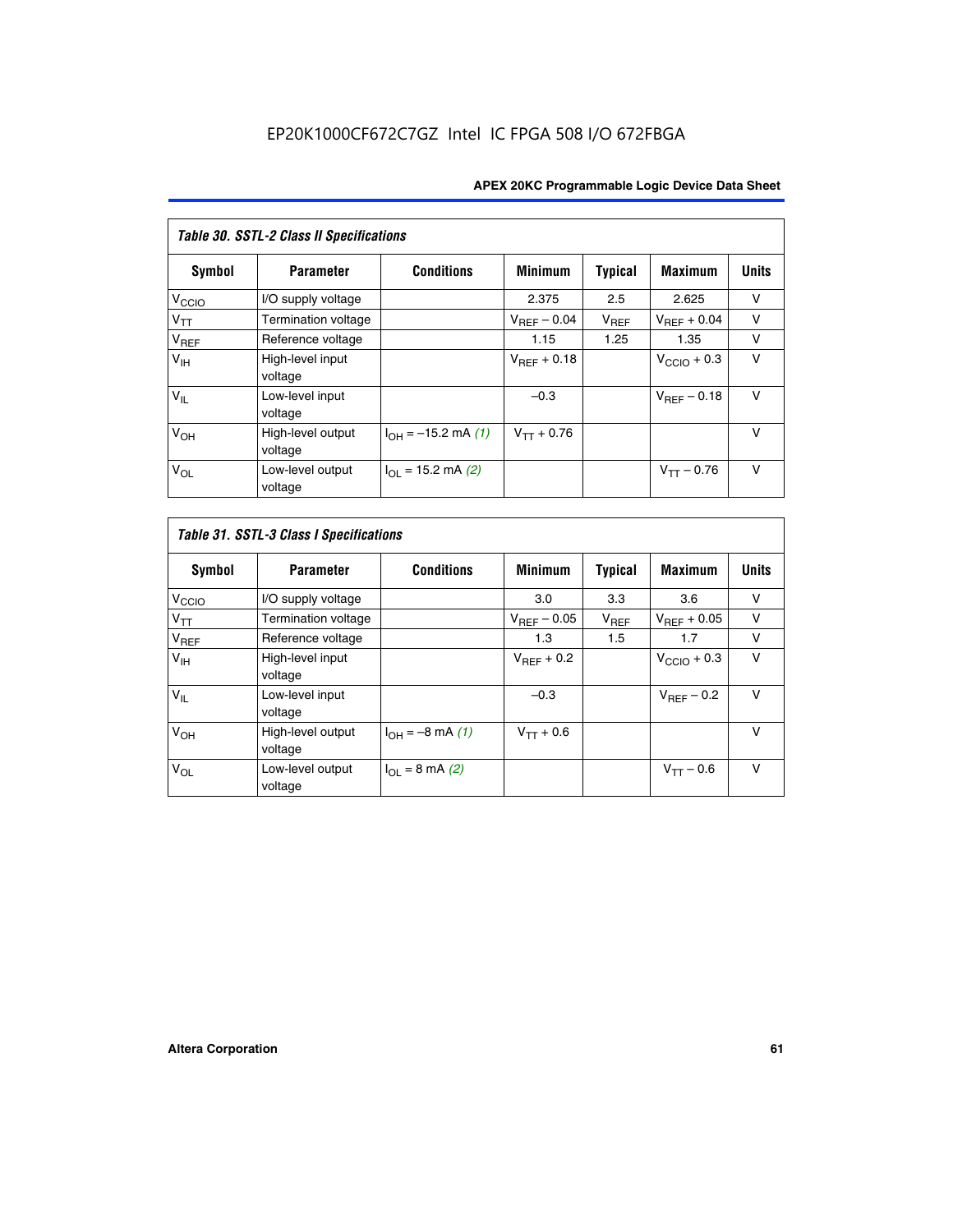*Table 30. SSTL-2 Class II Specifications*

| Symbol | Parameter | Conditions | Minimum | Typical | Maximum | Units |
|---|---|---|---|---|---|---|
| $V_{CCIO}$ | I/O supply voltage | | 2.375 | 2.5 | 2.625 | V |
| $V_{TT}$ | Termination voltage | | $V_{REF}$ – 0.04 | $V_{REF}$ | $V_{REF}$ + 0.04 | V |
| $V_{REF}$ | Reference voltage | | 1.15 | 1.25 | 1.35 | V |
| $V_{IH}$ | High-level input voltage | | $V_{REF}$ + 0.18 | | $V_{CCIO}$ + 0.3 | V |
| $V_{IL}$ | Low-level input voltage | | –0.3 | | $V_{REF}$ – 0.18 | V |
| $V_{OH}$ | High-level output voltage | $I_{OH}$ = –15.2 mA *(1)* | $V_{TT}$ + 0.76 | | | V |
| $V_{OL}$ | Low-level output voltage | $I_{OL}$ = 15.2 mA *(2)* | | | $V_{TT}$ – 0.76 | V |

*Table 31. SSTL-3 Class I Specifications*

| Symbol | Parameter | Conditions | Minimum | Typical | Maximum | Units |
|---|---|---|---|---|---|---|
| $V_{CCIO}$ | I/O supply voltage | | 3.0 | 3.3 | 3.6 | V |
| $V_{TT}$ | Termination voltage | | $V_{REF}$ – 0.05 | $V_{REF}$ | $V_{REF}$ + 0.05 | V |
| $V_{REF}$ | Reference voltage | | 1.3 | 1.5 | 1.7 | V |
| $V_{IH}$ | High-level input voltage | | $V_{REF}$ + 0.2 | | $V_{CCIO}$ + 0.3 | V |
| $V_{IL}$ | Low-level input voltage | | –0.3 | | $V_{REF}$ – 0.2 | V |
| $V_{OH}$ | High-level output voltage | $I_{OH}$ = –8 mA *(1)* | $V_{TT}$ + 0.6 | | | V |
| $V_{OL}$ | Low-level output voltage | $I_{OL}$ = 8 mA *(2)* | | | $V_{TT}$ – 0.6 | V |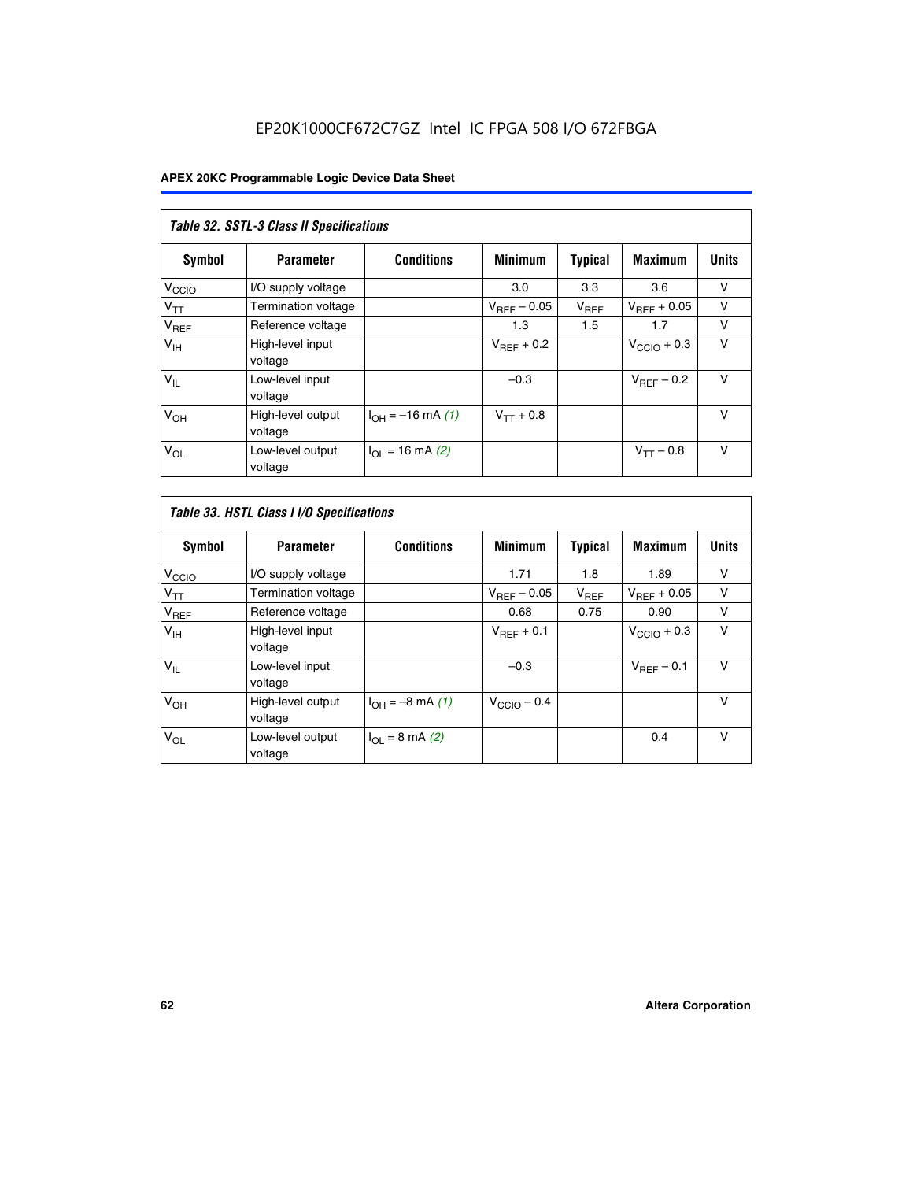EP20K1000CF672C7GZ Intel IC FPGA 508 I/O 672FBGA

**Table 32. SSTL-3 Class II Specifications**

| Symbol | Parameter | Conditions | Minimum | Typical | Maximum | Units |
|---|---|---|---|---|---|---|
| $V_{CCIO}$ | I/O supply voltage | | 3.0 | 3.3 | 3.6 | V |
| $V_{TT}$ | Termination voltage | | $V_{REF} - 0.05$ | $V_{REF}$ | $V_{REF} + 0.05$ | V |
| $V_{REF}$ | Reference voltage | | 1.3 | 1.5 | 1.7 | V |
| $V_{IH}$ | High-level input voltage | | $V_{REF} + 0.2$ | | $V_{CCIO} + 0.3$ | V |
| $V_{IL}$ | Low-level input voltage | | –0.3 | | $V_{REF} - 0.2$ | V |
| $V_{OH}$ | High-level output voltage | $I_{OH} = -16$ mA *(1)* | $V_{TT} + 0.8$ | | | V |
| $V_{OL}$ | Low-level output voltage | $I_{OL} = 16$ mA *(2)* | | | $V_{TT} - 0.8$ | V |

**Table 33. HSTL Class I I/O Specifications**

| Symbol | Parameter | Conditions | Minimum | Typical | Maximum | Units |
|---|---|---|---|---|---|---|
| $V_{CCIO}$ | I/O supply voltage | | 1.71 | 1.8 | 1.89 | V |
| $V_{TT}$ | Termination voltage | | $V_{REF} - 0.05$ | $V_{REF}$ | $V_{REF} + 0.05$ | V |
| $V_{REF}$ | Reference voltage | | 0.68 | 0.75 | 0.90 | V |
| $V_{IH}$ | High-level input voltage | | $V_{REF} + 0.1$ | | $V_{CCIO} + 0.3$ | V |
| $V_{IL}$ | Low-level input voltage | | –0.3 | | $V_{REF} - 0.1$ | V |
| $V_{OH}$ | High-level output voltage | $I_{OH} = -8$ mA *(1)* | $V_{CCIO} - 0.4$ | | | V |
| $V_{OL}$ | Low-level output voltage | $I_{OL} = 8$ mA *(2)* | | | 0.4 | V |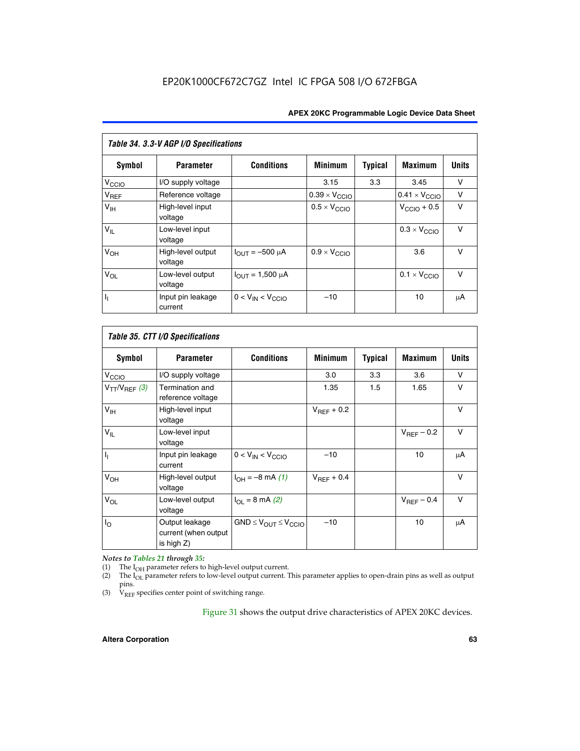| Table 34. 3.3-V AGP I/O Specifications | | | | | | |
|---|---|---|---|---|---|---|
| **Symbol** | **Parameter** | **Conditions** | **Minimum** | **Typical** | **Maximum** | **Units** |
| $V_{CCIO}$ | I/O supply voltage | | 3.15 | 3.3 | 3.45 | V |
| $V_{REF}$ | Reference voltage | | $0.39 \times V_{CCIO}$ | | $0.41 \times V_{CCIO}$ | V |
| $V_{IH}$ | High-level input voltage | | $0.5 \times V_{CCIO}$ | | $V_{CCIO} + 0.5$ | V |
| $V_{IL}$ | Low-level input voltage | | | | $0.3 \times V_{CCIO}$ | V |
| $V_{OH}$ | High-level output voltage | $I_{OUT} = -500\ \mu A$ | $0.9 \times V_{CCIO}$ | | 3.6 | V |
| $V_{OL}$ | Low-level output voltage | $I_{OUT} = 1{,}500\ \mu A$ | | | $0.1 \times V_{CCIO}$ | V |
| $I_I$ | Input pin leakage current | $0 < V_{IN} < V_{CCIO}$ | –10 | | 10 | µA |

| Table 35. CTT I/O Specifications | | | | | | |
|---|---|---|---|---|---|---|
| **Symbol** | **Parameter** | **Conditions** | **Minimum** | **Typical** | **Maximum** | **Units** |
| $V_{CCIO}$ | I/O supply voltage | | 3.0 | 3.3 | 3.6 | V |
| $V_{TT}/V_{REF}$ *(3)* | Termination and reference voltage | | 1.35 | 1.5 | 1.65 | V |
| $V_{IH}$ | High-level input voltage | | $V_{REF} + 0.2$ | | | V |
| $V_{IL}$ | Low-level input voltage | | | | $V_{REF} - 0.2$ | V |
| $I_I$ | Input pin leakage current | $0 < V_{IN} < V_{CCIO}$ | –10 | | 10 | µA |
| $V_{OH}$ | High-level output voltage | $I_{OH} = -8$ mA *(1)* | $V_{REF} + 0.4$ | | | V |
| $V_{OL}$ | Low-level output voltage | $I_{OL} = 8$ mA *(2)* | | | $V_{REF} - 0.4$ | V |
| $I_O$ | Output leakage current (when output is high Z) | $GND \leq V_{OUT} \leq V_{CCIO}$ | –10 | | 10 | µA |

*Notes to Tables 21 through 35:*

(1) The $I_{OH}$ parameter refers to high-level output current.

(2) The $I_{OL}$ parameter refers to low-level output current. This parameter applies to open-drain pins as well as output pins.

(3) $V_{REF}$ specifies center point of switching range.

Figure 31 shows the output drive characteristics of APEX 20KC devices.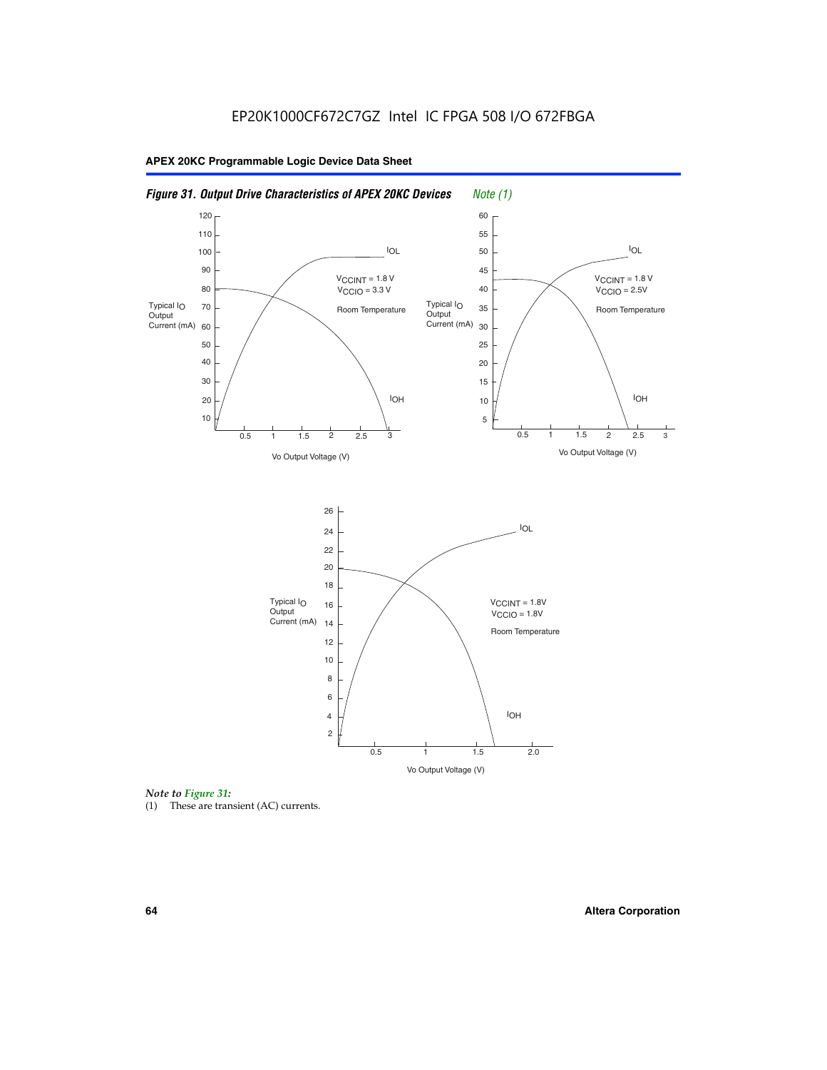*Figure 31. Output Drive Characteristics of APEX 20KC Devices* *Note (1)*

*Note to Figure 31:*

(1) These are transient (AC) currents.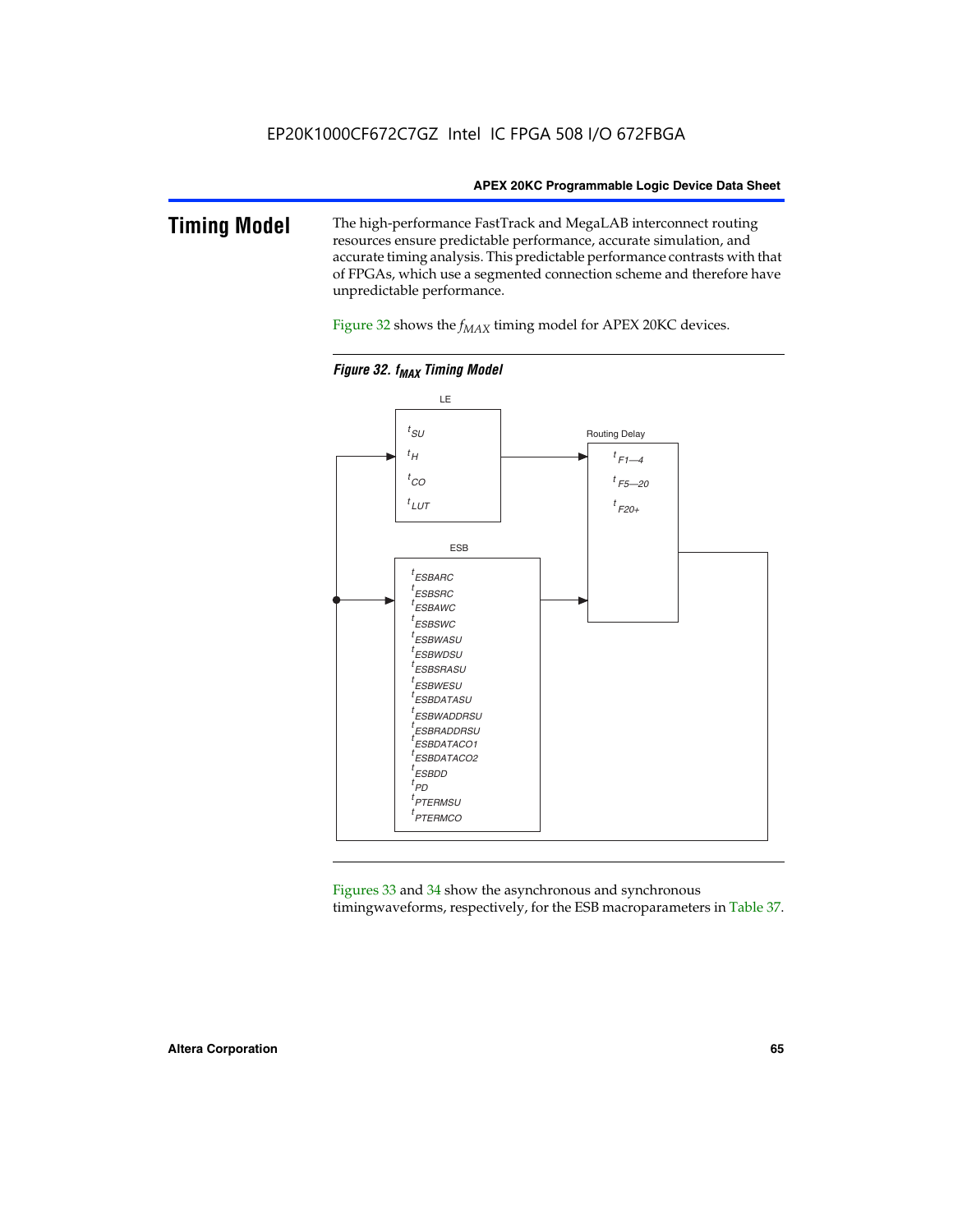# Timing Model

The high-performance FastTrack and MegaLAB interconnect routing resources ensure predictable performance, accurate simulation, and accurate timing analysis. This predictable performance contrasts with that of FPGAs, which use a segmented connection scheme and therefore have unpredictable performance.

Figure 32 shows the $f_{MAX}$ timing model for APEX 20KC devices.

**Figure 32. $f_{MAX}$ Timing Model**

LE

$t_{SU}$

$t_{H}$

$t_{CO}$

$t_{LUT}$

Routing Delay

$t_{F1—4}$

$t_{F5—20}$

$t_{F20+}$

ESB

$t_{ESBARC}$

$t_{ESBSRC}$

$t_{ESBAWC}$

$t_{ESBSWC}$

$t_{ESBWASU}$

$t_{ESBWDSU}$

$t_{ESBSRASU}$

$t_{ESBWESU}$

$t_{ESBDATASU}$

$t_{ESBWADDRSU}$

$t_{ESBRADDRSU}$

$t_{ESBDATACO1}$

$t_{ESBDATACO2}$

$t_{ESBDD}$

$t_{PD}$

$t_{PTERMSU}$

$t_{PTERMCO}$

Figures 33 and 34 show the asynchronous and synchronous timingwaveforms, respectively, for the ESB macroparameters in Table 37.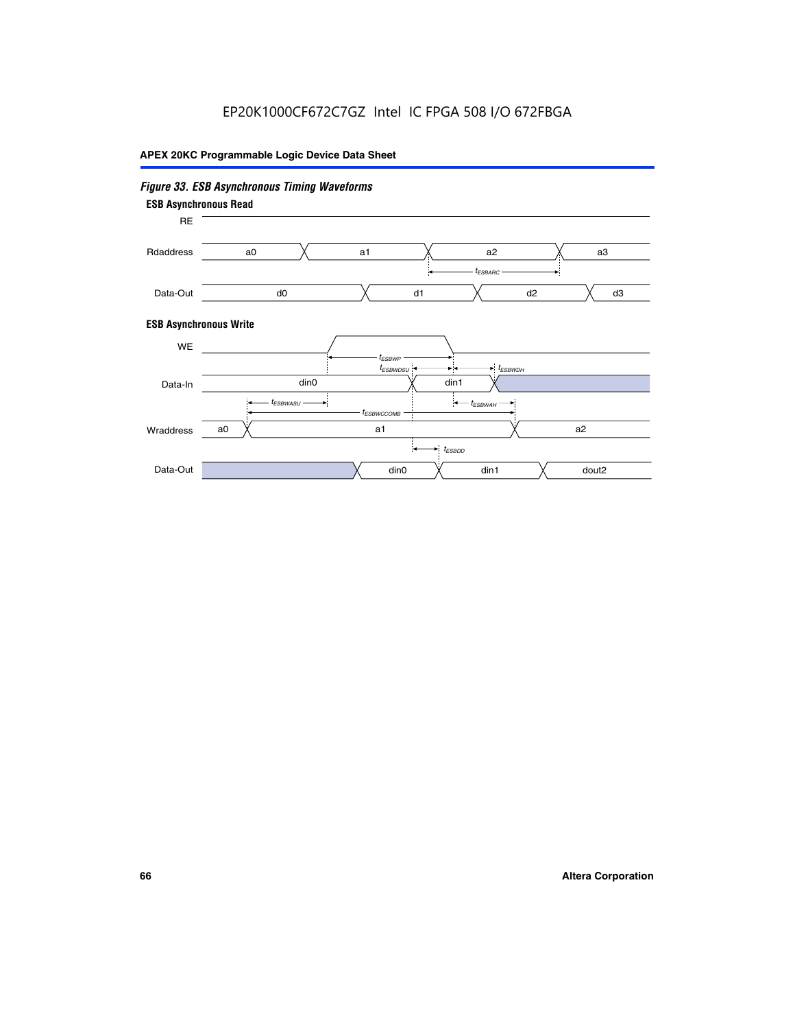EP20K1000CF672C7GZ Intel IC FPGA 508 I/O 672FBGA

*Figure 33. ESB Asynchronous Timing Waveforms*

**ESB Asynchronous Read**

RE

Rdaddress: a0, a1, a2, a3

$t_{ESBARC}$

Data-Out: d0, d1, d2, d3

**ESB Asynchronous Write**

WE

$t_{ESBWP}$

$t_{ESBWDSU}$ $t_{ESBWDH}$

Data-In: din0, din1

$t_{ESBWASU}$ $t_{ESBWAH}$

$t_{ESBWCCOMB}$

Wraddress: a0, a1, a2

$t_{ESBDD}$

Data-Out: din0, din1, dout2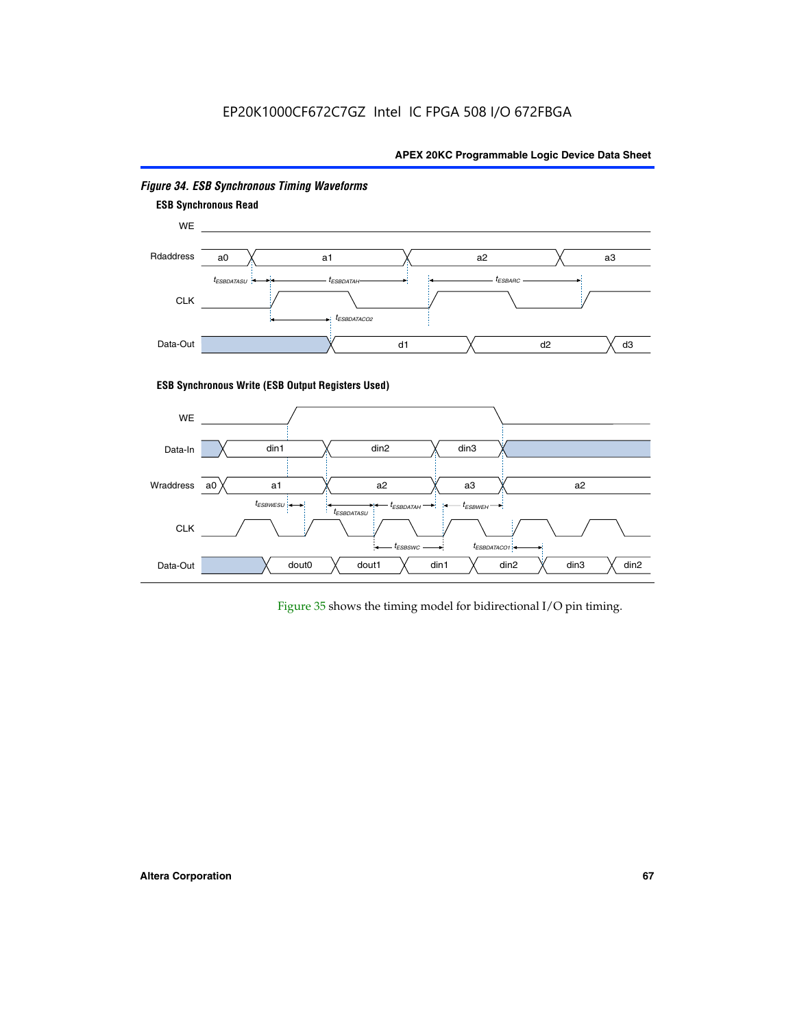*Figure 34. ESB Synchronous Timing Waveforms*

**ESB Synchronous Read**

WE

Rdaddress a0 a1 a2 a3

$t_{ESBDATASU}$ $t_{ESBDATAH}$ $t_{ESBARC}$

CLK

$t_{ESBDATACO2}$

Data-Out d1 d2 d3

**ESB Synchronous Write (ESB Output Registers Used)**

WE

Data-In din1 din2 din3

Wraddress a0 a1 a2 a3 a2

$t_{ESBWESU}$ $t_{ESBDATASU}$ $t_{ESBDATAH}$ $t_{ESBWEH}$

CLK

$t_{ESBSWC}$ $t_{ESBDATACO1}$

Data-Out dout0 dout1 din1 din2 din3 din2

Figure 35 shows the timing model for bidirectional I/O pin timing.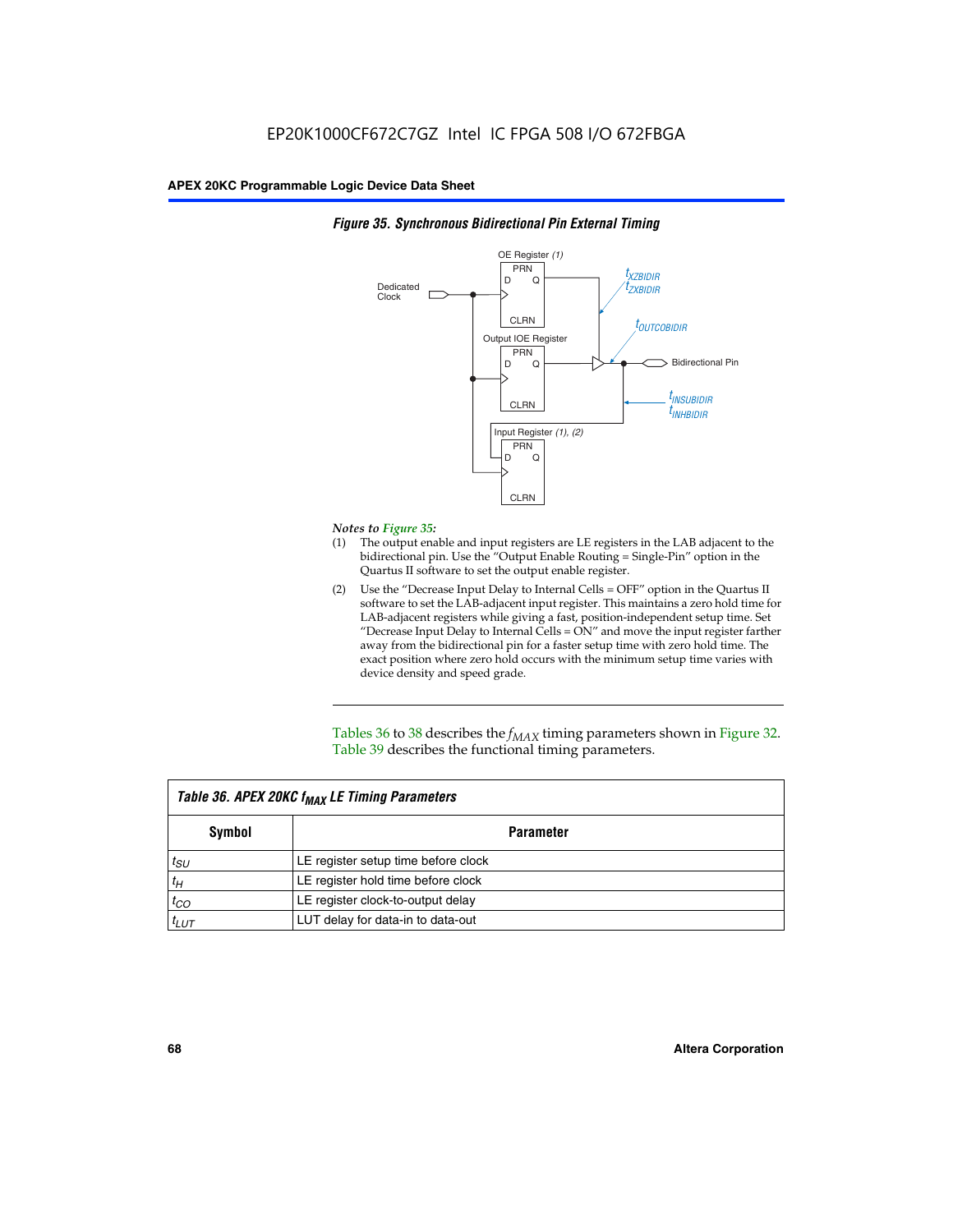**Figure 35. Synchronous Bidirectional Pin External Timing**

*Notes to Figure 35:*

(1) The output enable and input registers are LE registers in the LAB adjacent to the bidirectional pin. Use the "Output Enable Routing = Single-Pin" option in the Quartus II software to set the output enable register.

(2) Use the "Decrease Input Delay to Internal Cells = OFF" option in the Quartus II software to set the LAB-adjacent input register. This maintains a zero hold time for LAB-adjacent registers while giving a fast, position-independent setup time. Set "Decrease Input Delay to Internal Cells = ON" and move the input register farther away from the bidirectional pin for a faster setup time with zero hold time. The exact position where zero hold occurs with the minimum setup time varies with device density and speed grade.

Tables 36 to 38 describes the $f_{MAX}$ timing parameters shown in Figure 32. Table 39 describes the functional timing parameters.

**Table 36. APEX 20KC $f_{MAX}$ LE Timing Parameters**

| Symbol | Parameter |
|---|---|
| $t_{SU}$ | LE register setup time before clock |
| $t_H$ | LE register hold time before clock |
| $t_{CO}$ | LE register clock-to-output delay |
| $t_{LUT}$ | LUT delay for data-in to data-out |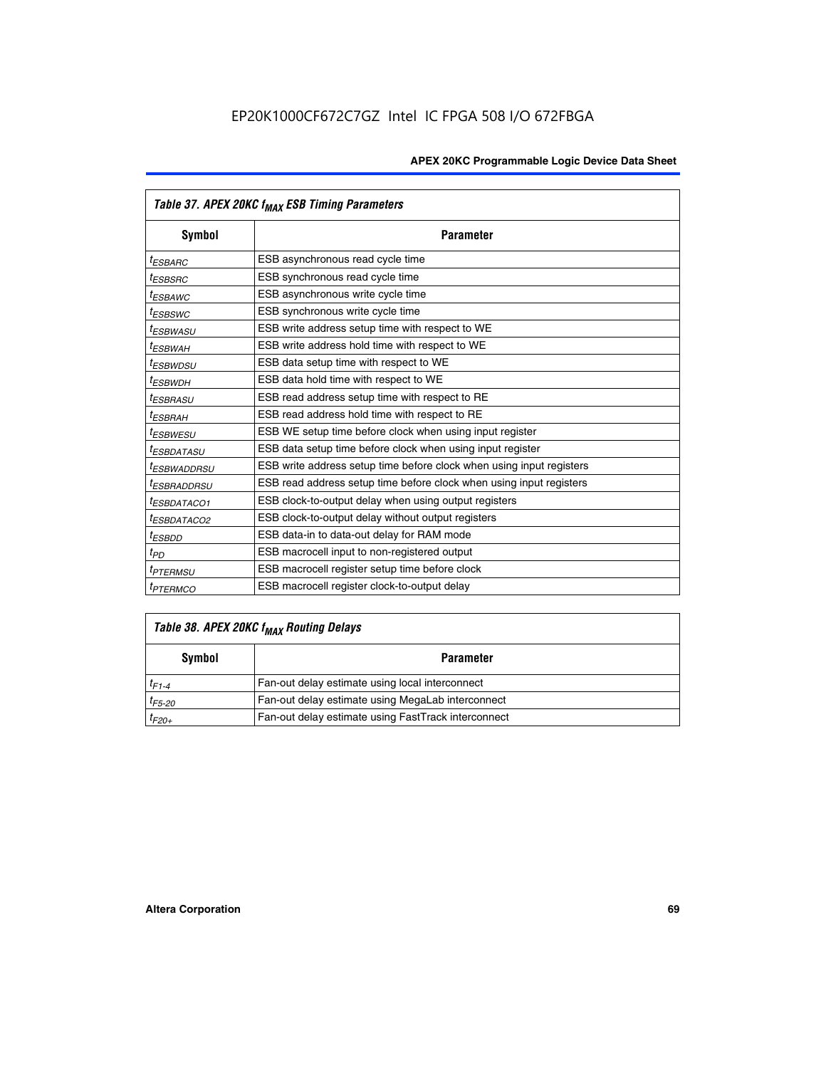| Table 37. APEX 20KC $f_{MAX}$ ESB Timing Parameters | |
|---|---|
| **Symbol** | **Parameter** |
| $t_{ESBARC}$ | ESB asynchronous read cycle time |
| $t_{ESBSRC}$ | ESB synchronous read cycle time |
| $t_{ESBAWC}$ | ESB asynchronous write cycle time |
| $t_{ESBSWC}$ | ESB synchronous write cycle time |
| $t_{ESBWASU}$ | ESB write address setup time with respect to WE |
| $t_{ESBWAH}$ | ESB write address hold time with respect to WE |
| $t_{ESBWDSU}$ | ESB data setup time with respect to WE |
| $t_{ESBWDH}$ | ESB data hold time with respect to WE |
| $t_{ESBRASU}$ | ESB read address setup time with respect to RE |
| $t_{ESBRAH}$ | ESB read address hold time with respect to RE |
| $t_{ESBWESU}$ | ESB WE setup time before clock when using input register |
| $t_{ESBDATASU}$ | ESB data setup time before clock when using input register |
| $t_{ESBWADDRSU}$ | ESB write address setup time before clock when using input registers |
| $t_{ESBRADDRSU}$ | ESB read address setup time before clock when using input registers |
| $t_{ESBDATACO1}$ | ESB clock-to-output delay when using output registers |
| $t_{ESBDATACO2}$ | ESB clock-to-output delay without output registers |
| $t_{ESBDD}$ | ESB data-in to data-out delay for RAM mode |
| $t_{PD}$ | ESB macrocell input to non-registered output |
| $t_{PTERMSU}$ | ESB macrocell register setup time before clock |
| $t_{PTERMCO}$ | ESB macrocell register clock-to-output delay |

| Table 38. APEX 20KC $f_{MAX}$ Routing Delays | |
|---|---|
| **Symbol** | **Parameter** |
| $t_{F1-4}$ | Fan-out delay estimate using local interconnect |
| $t_{F5-20}$ | Fan-out delay estimate using MegaLab interconnect |
| $t_{F20+}$ | Fan-out delay estimate using FastTrack interconnect |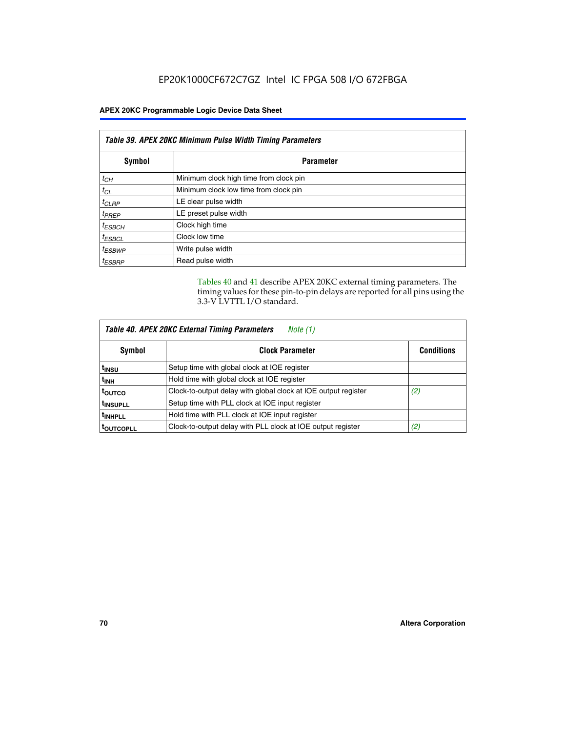Table 39. APEX 20KC Minimum Pulse Width Timing Parameters

| Symbol | Parameter |
|---|---|
| $t_{CH}$ | Minimum clock high time from clock pin |
| $t_{CL}$ | Minimum clock low time from clock pin |
| $t_{CLRP}$ | LE clear pulse width |
| $t_{PREP}$ | LE preset pulse width |
| $t_{ESBCH}$ | Clock high time |
| $t_{ESBCL}$ | Clock low time |
| $t_{ESBWP}$ | Write pulse width |
| $t_{ESBRP}$ | Read pulse width |

Tables 40 and 41 describe APEX 20KC external timing parameters. The timing values for these pin-to-pin delays are reported for all pins using the 3.3-V LVTTL I/O standard.

Table 40. APEX 20KC External Timing Parameters *Note (1)*

| Symbol | Clock Parameter | Conditions |
|---|---|---|
| $t_{INSU}$ | Setup time with global clock at IOE register | |
| $t_{INH}$ | Hold time with global clock at IOE register | |
| $t_{OUTCO}$ | Clock-to-output delay with global clock at IOE output register | *(2)* |
| $t_{INSUPLL}$ | Setup time with PLL clock at IOE input register | |
| $t_{INHPLL}$ | Hold time with PLL clock at IOE input register | |
| $t_{OUTCOPLL}$ | Clock-to-output delay with PLL clock at IOE output register | *(2)* |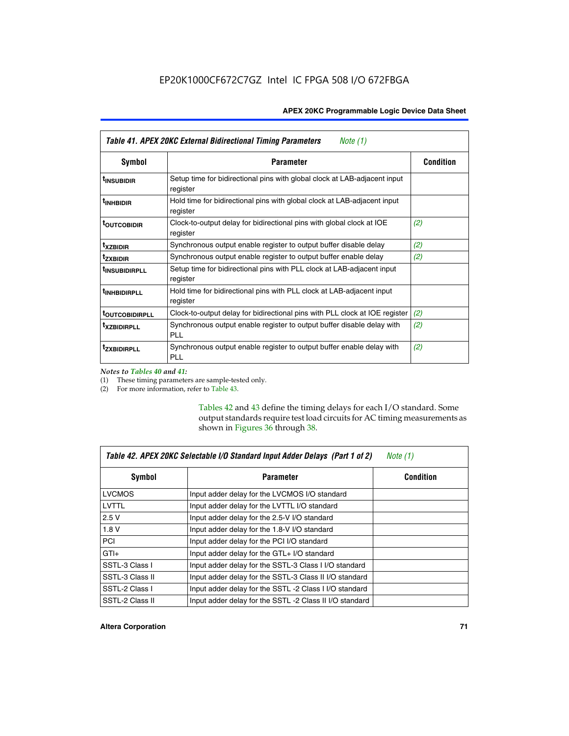**Table 41. APEX 20KC External Bidirectional Timing Parameters** *Note (1)*

| Symbol | Parameter | Condition |
|---|---|---|
| $t_{INSUBIDIR}$ | Setup time for bidirectional pins with global clock at LAB-adjacent input register | |
| $t_{INHBIDIR}$ | Hold time for bidirectional pins with global clock at LAB-adjacent input register | |
| $t_{OUTCOBIDIR}$ | Clock-to-output delay for bidirectional pins with global clock at IOE register | *(2)* |
| $t_{XZBIDIR}$ | Synchronous output enable register to output buffer disable delay | *(2)* |
| $t_{ZXBIDIR}$ | Synchronous output enable register to output buffer enable delay | *(2)* |
| $t_{INSUBIDIRPLL}$ | Setup time for bidirectional pins with PLL clock at LAB-adjacent input register | |
| $t_{INHBIDIRPLL}$ | Hold time for bidirectional pins with PLL clock at LAB-adjacent input register | |
| $t_{OUTCOBIDIRPLL}$ | Clock-to-output delay for bidirectional pins with PLL clock at IOE register | *(2)* |
| $t_{XZBIDIRPLL}$ | Synchronous output enable register to output buffer disable delay with PLL | *(2)* |
| $t_{ZXBIDIRPLL}$ | Synchronous output enable register to output buffer enable delay with PLL | *(2)* |

*Notes to Tables 40 and 41:*
(1) These timing parameters are sample-tested only.
(2) For more information, refer to Table 43.

Tables 42 and 43 define the timing delays for each I/O standard. Some output standards require test load circuits for AC timing measurements as shown in Figures 36 through 38.

**Table 42. APEX 20KC Selectable I/O Standard Input Adder Delays (Part 1 of 2)** *Note (1)*

| Symbol | Parameter | Condition |
|---|---|---|
| LVCMOS | Input adder delay for the LVCMOS I/O standard | |
| LVTTL | Input adder delay for the LVTTL I/O standard | |
| 2.5 V | Input adder delay for the 2.5-V I/O standard | |
| 1.8 V | Input adder delay for the 1.8-V I/O standard | |
| PCI | Input adder delay for the PCI I/O standard | |
| GTl+ | Input adder delay for the GTL+ I/O standard | |
| SSTL-3 Class I | Input adder delay for the SSTL-3 Class I I/O standard | |
| SSTL-3 Class II | Input adder delay for the SSTL-3 Class II I/O standard | |
| SSTL-2 Class I | Input adder delay for the SSTL -2 Class I I/O standard | |
| SSTL-2 Class II | Input adder delay for the SSTL -2 Class II I/O standard | |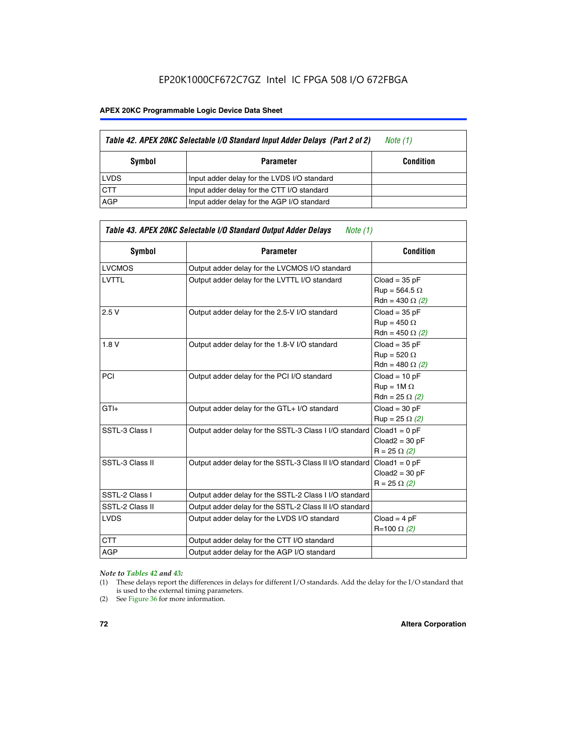EP20K1000CF672C7GZ Intel IC FPGA 508 I/O 672FBGA

**Table 42. APEX 20KC Selectable I/O Standard Input Adder Delays (Part 2 of 2)** *Note (1)*

| Symbol | Parameter | Condition |
|---|---|---|
| LVDS | Input adder delay for the LVDS I/O standard | |
| CTT | Input adder delay for the CTT I/O standard | |
| AGP | Input adder delay for the AGP I/O standard | |

**Table 43. APEX 20KC Selectable I/O Standard Output Adder Delays** *Note (1)*

| Symbol | Parameter | Condition |
|---|---|---|
| LVCMOS | Output adder delay for the LVCMOS I/O standard | |
| LVTTL | Output adder delay for the LVTTL I/O standard | Cload = 35 pF<br>Rup = 564.5 Ω<br>Rdn = 430 Ω *(2)* |
| 2.5 V | Output adder delay for the 2.5-V I/O standard | Cload = 35 pF<br>Rup = 450 Ω<br>Rdn = 450 Ω *(2)* |
| 1.8 V | Output adder delay for the 1.8-V I/O standard | Cload = 35 pF<br>Rup = 520 Ω<br>Rdn = 480 Ω *(2)* |
| PCI | Output adder delay for the PCI I/O standard | Cload = 10 pF<br>Rup = 1M Ω<br>Rdn = 25 Ω *(2)* |
| GTl+ | Output adder delay for the GTL+ I/O standard | Cload = 30 pF<br>Rup = 25 Ω *(2)* |
| SSTL-3 Class I | Output adder delay for the SSTL-3 Class I I/O standard | Cload1 = 0 pF<br>Cload2 = 30 pF<br>R = 25 Ω *(2)* |
| SSTL-3 Class II | Output adder delay for the SSTL-3 Class II I/O standard | Cload1 = 0 pF<br>Cload2 = 30 pF<br>R = 25 Ω *(2)* |
| SSTL-2 Class I | Output adder delay for the SSTL-2 Class I I/O standard | |
| SSTL-2 Class II | Output adder delay for the SSTL-2 Class II I/O standard | |
| LVDS | Output adder delay for the LVDS I/O standard | Cload = 4 pF<br>R=100 Ω *(2)* |
| CTT | Output adder delay for the CTT I/O standard | |
| AGP | Output adder delay for the AGP I/O standard | |

*Note to Tables 42 and 43:*

(1) These delays report the differences in delays for different I/O standards. Add the delay for the I/O standard that is used to the external timing parameters.
(2) See Figure 36 for more information.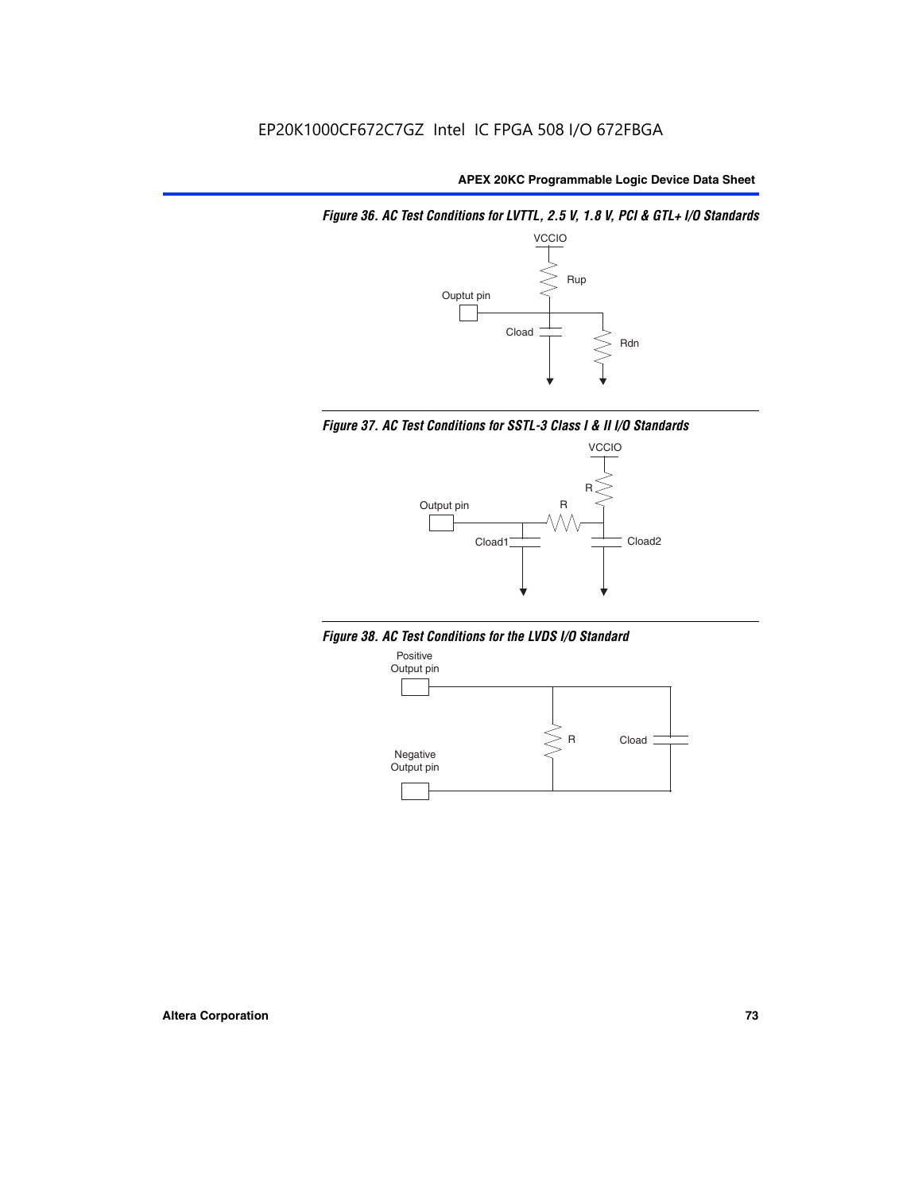*Figure 36. AC Test Conditions for LVTTL, 2.5 V, 1.8 V, PCI & GTL+ I/O Standards*

VCCIO

Rup

Ouptut pin

Cload

Rdn

*Figure 37. AC Test Conditions for SSTL-3 Class I & II I/O Standards*

VCCIO

R

Output pin

R

Cload1

Cload2

*Figure 38. AC Test Conditions for the LVDS I/O Standard*

Positive Output pin

R

Cload

Negative Output pin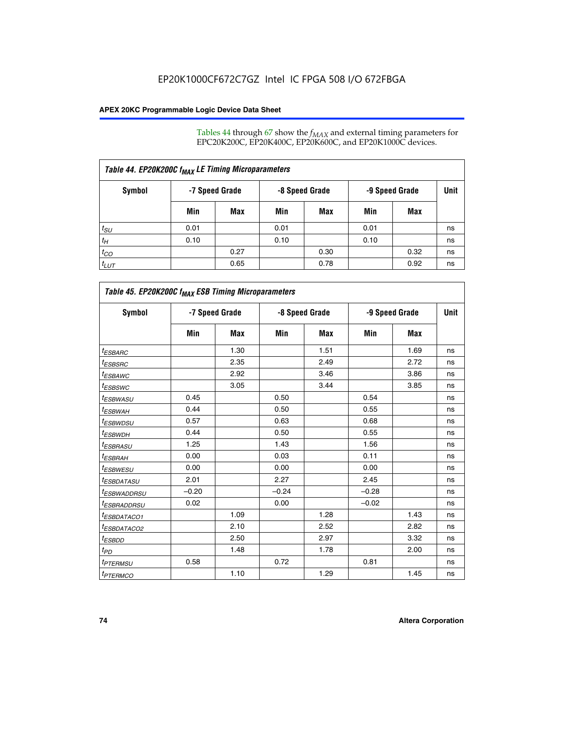Tables 44 through 67 show the $f_{MAX}$ and external timing parameters for EPC20K200C, EP20K400C, EP20K600C, and EP20K1000C devices.

**Table 44. EP20K200C $f_{MAX}$ LE Timing Microparameters**

| Symbol | -7 Speed Grade | | -8 Speed Grade | | -9 Speed Grade | | Unit |
|---|---|---|---|---|---|---|---|
| | Min | Max | Min | Max | Min | Max | |
| $t_{SU}$ | 0.01 | | 0.01 | | 0.01 | | ns |
| $t_H$ | 0.10 | | 0.10 | | 0.10 | | ns |
| $t_{CO}$ | | 0.27 | | 0.30 | | 0.32 | ns |
| $t_{LUT}$ | | 0.65 | | 0.78 | | 0.92 | ns |

**Table 45. EP20K200C $f_{MAX}$ ESB Timing Microparameters**

| Symbol | -7 Speed Grade | | -8 Speed Grade | | -9 Speed Grade | | Unit |
|---|---|---|---|---|---|---|---|
| | Min | Max | Min | Max | Min | Max | |
| $t_{ESBARC}$ | | 1.30 | | 1.51 | | 1.69 | ns |
| $t_{ESBSRC}$ | | 2.35 | | 2.49 | | 2.72 | ns |
| $t_{ESBAWC}$ | | 2.92 | | 3.46 | | 3.86 | ns |
| $t_{ESBSWC}$ | | 3.05 | | 3.44 | | 3.85 | ns |
| $t_{ESBWASU}$ | 0.45 | | 0.50 | | 0.54 | | ns |
| $t_{ESBWAH}$ | 0.44 | | 0.50 | | 0.55 | | ns |
| $t_{ESBWDSU}$ | 0.57 | | 0.63 | | 0.68 | | ns |
| $t_{ESBWDH}$ | 0.44 | | 0.50 | | 0.55 | | ns |
| $t_{ESBRASU}$ | 1.25 | | 1.43 | | 1.56 | | ns |
| $t_{ESBRAH}$ | 0.00 | | 0.03 | | 0.11 | | ns |
| $t_{ESBWESU}$ | 0.00 | | 0.00 | | 0.00 | | ns |
| $t_{ESBDATASU}$ | 2.01 | | 2.27 | | 2.45 | | ns |
| $t_{ESBWADDRSU}$ | −0.20 | | −0.24 | | −0.28 | | ns |
| $t_{ESBRADDRSU}$ | 0.02 | | 0.00 | | −0.02 | | ns |
| $t_{ESBDATACO1}$ | | 1.09 | | 1.28 | | 1.43 | ns |
| $t_{ESBDATACO2}$ | | 2.10 | | 2.52 | | 2.82 | ns |
| $t_{ESBDD}$ | | 2.50 | | 2.97 | | 3.32 | ns |
| $t_{PD}$ | | 1.48 | | 1.78 | | 2.00 | ns |
| $t_{PTERMSU}$ | 0.58 | | 0.72 | | 0.81 | | ns |
| $t_{PTERMCO}$ | | 1.10 | | 1.29 | | 1.45 | ns |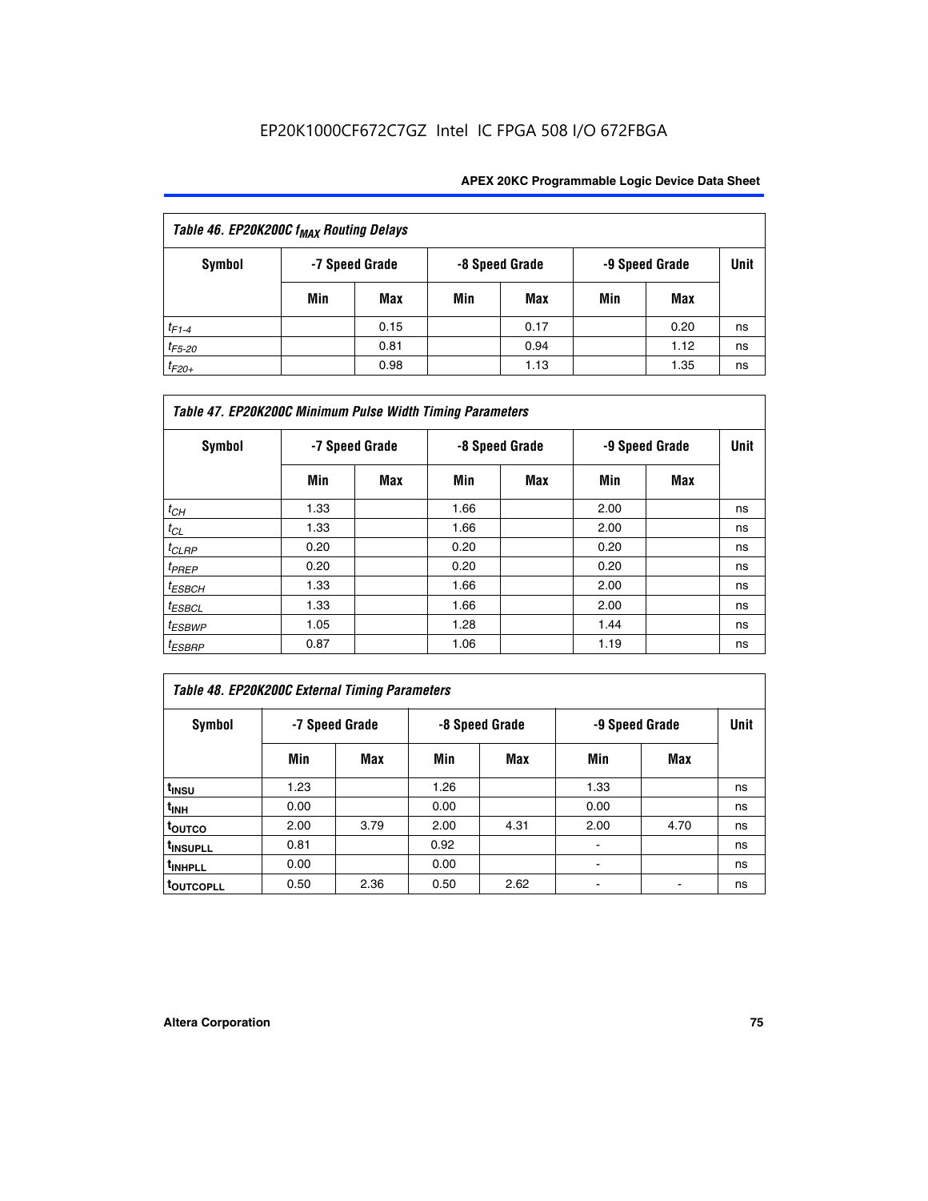| Table 46. EP20K200C $f_{MAX}$ Routing Delays | | | | | | | |
|---|---|---|---|---|---|---|---|
| Symbol | -7 Speed Grade | | -8 Speed Grade | | -9 Speed Grade | | Unit |
| | Min | Max | Min | Max | Min | Max | |
| $t_{F1-4}$ | | 0.15 | | 0.17 | | 0.20 | ns |
| $t_{F5-20}$ | | 0.81 | | 0.94 | | 1.12 | ns |
| $t_{F20+}$ | | 0.98 | | 1.13 | | 1.35 | ns |

| Table 47. EP20K200C Minimum Pulse Width Timing Parameters | | | | | | | |
|---|---|---|---|---|---|---|---|
| Symbol | -7 Speed Grade | | -8 Speed Grade | | -9 Speed Grade | | Unit |
| | Min | Max | Min | Max | Min | Max | |
| $t_{CH}$ | 1.33 | | 1.66 | | 2.00 | | ns |
| $t_{CL}$ | 1.33 | | 1.66 | | 2.00 | | ns |
| $t_{CLRP}$ | 0.20 | | 0.20 | | 0.20 | | ns |
| $t_{PREP}$ | 0.20 | | 0.20 | | 0.20 | | ns |
| $t_{ESBCH}$ | 1.33 | | 1.66 | | 2.00 | | ns |
| $t_{ESBCL}$ | 1.33 | | 1.66 | | 2.00 | | ns |
| $t_{ESBWP}$ | 1.05 | | 1.28 | | 1.44 | | ns |
| $t_{ESBRP}$ | 0.87 | | 1.06 | | 1.19 | | ns |

| Table 48. EP20K200C External Timing Parameters | | | | | | | |
|---|---|---|---|---|---|---|---|
| Symbol | -7 Speed Grade | | -8 Speed Grade | | -9 Speed Grade | | Unit |
| | Min | Max | Min | Max | Min | Max | |
| $t_{INSU}$ | 1.23 | | 1.26 | | 1.33 | | ns |
| $t_{INH}$ | 0.00 | | 0.00 | | 0.00 | | ns |
| $t_{OUTCO}$ | 2.00 | 3.79 | 2.00 | 4.31 | 2.00 | 4.70 | ns |
| $t_{INSUPLL}$ | 0.81 | | 0.92 | | - | | ns |
| $t_{INHPLL}$ | 0.00 | | 0.00 | | - | | ns |
| $t_{OUTCOPLL}$ | 0.50 | 2.36 | 0.50 | 2.62 | - | - | ns |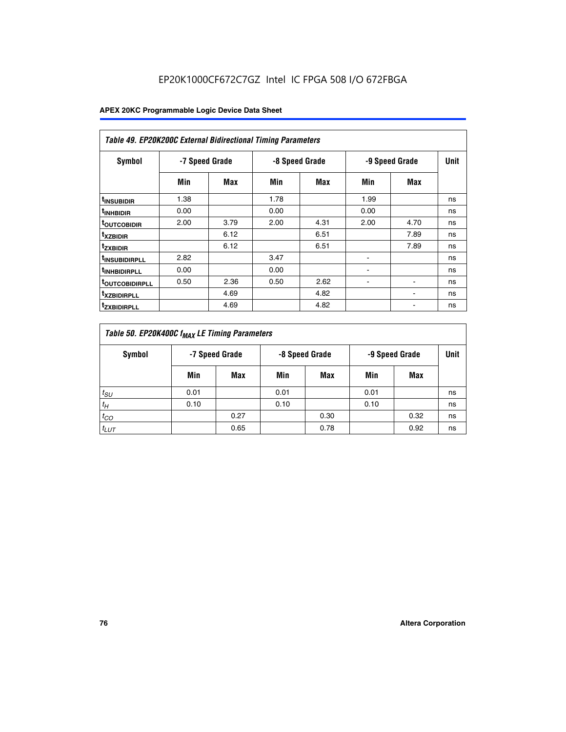EP20K1000CF672C7GZ Intel IC FPGA 508 I/O 672FBGA

| Table 49. EP20K200C External Bidirectional Timing Parameters | | | | | | | |
|---|---|---|---|---|---|---|---|
| Symbol | -7 Speed Grade | | -8 Speed Grade | | -9 Speed Grade | | Unit |
| | Min | Max | Min | Max | Min | Max | |
| $t_{INSUBIDIR}$ | 1.38 | | 1.78 | | 1.99 | | ns |
| $t_{INHBIDIR}$ | 0.00 | | 0.00 | | 0.00 | | ns |
| $t_{OUTCOBIDIR}$ | 2.00 | 3.79 | 2.00 | 4.31 | 2.00 | 4.70 | ns |
| $t_{XZBIDIR}$ | | 6.12 | | 6.51 | | 7.89 | ns |
| $t_{ZXBIDIR}$ | | 6.12 | | 6.51 | | 7.89 | ns |
| $t_{INSUBIDIRPLL}$ | 2.82 | | 3.47 | | - | | ns |
| $t_{INHBIDIRPLL}$ | 0.00 | | 0.00 | | - | | ns |
| $t_{OUTCOBIDIRPLL}$ | 0.50 | 2.36 | 0.50 | 2.62 | - | - | ns |
| $t_{XZBIDIRPLL}$ | | 4.69 | | 4.82 | | - | ns |
| $t_{ZXBIDIRPLL}$ | | 4.69 | | 4.82 | | - | ns |

| Table 50. EP20K400C $f_{MAX}$ LE Timing Parameters | | | | | | | |
|---|---|---|---|---|---|---|---|
| Symbol | -7 Speed Grade | | -8 Speed Grade | | -9 Speed Grade | | Unit |
| | Min | Max | Min | Max | Min | Max | |
| $t_{SU}$ | 0.01 | | 0.01 | | 0.01 | | ns |
| $t_H$ | 0.10 | | 0.10 | | 0.10 | | ns |
| $t_{CO}$ | | 0.27 | | 0.30 | | 0.32 | ns |
| $t_{LUT}$ | | 0.65 | | 0.78 | | 0.92 | ns |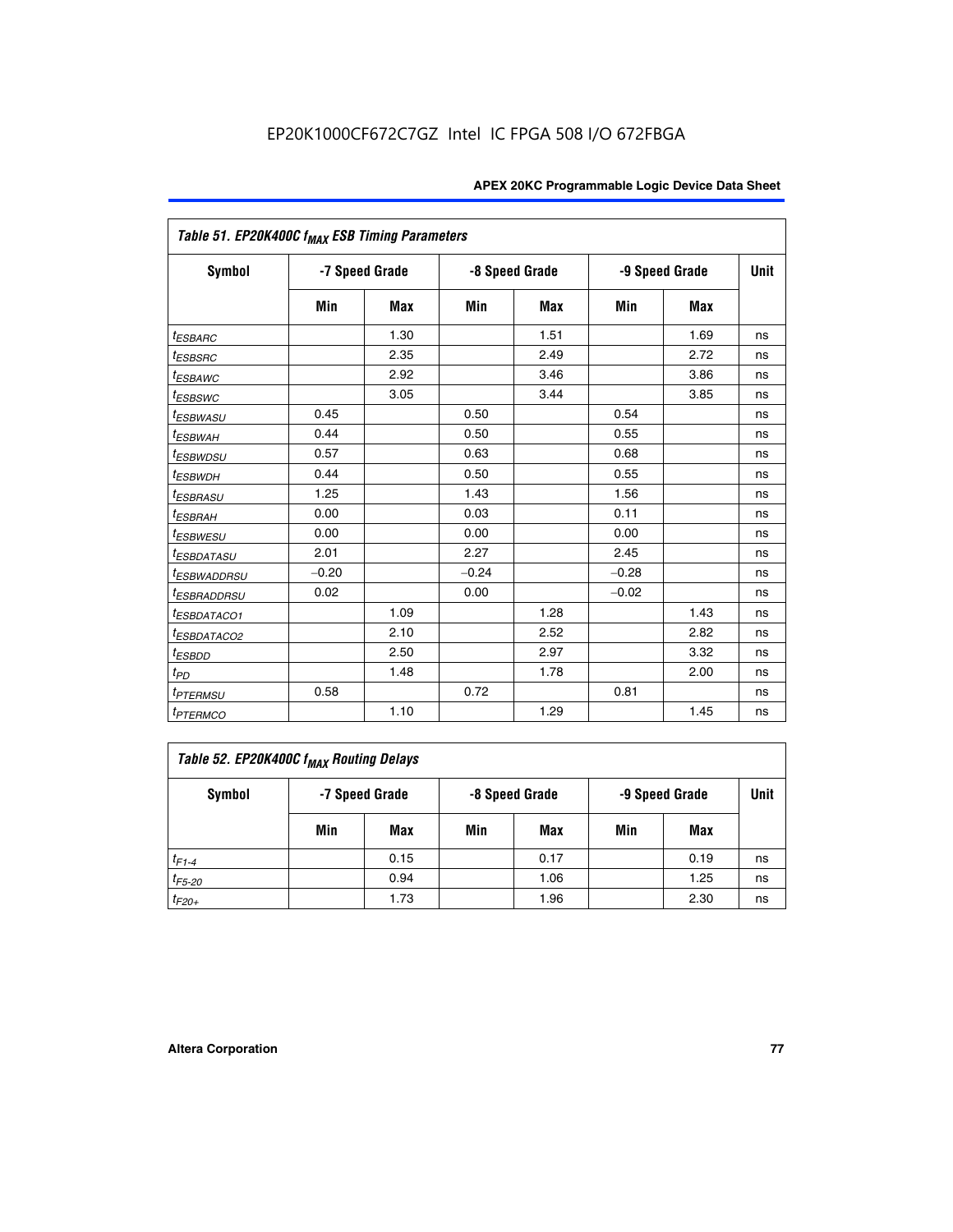Table 51. EP20K400C $f_{MAX}$ ESB Timing Parameters

| Symbol | -7 Speed Grade | | -8 Speed Grade | | -9 Speed Grade | | Unit |
|---|---|---|---|---|---|---|---|
| | Min | Max | Min | Max | Min | Max | |
| $t_{ESBARC}$ | | 1.30 | | 1.51 | | 1.69 | ns |
| $t_{ESBSRC}$ | | 2.35 | | 2.49 | | 2.72 | ns |
| $t_{ESBAWC}$ | | 2.92 | | 3.46 | | 3.86 | ns |
| $t_{ESBSWC}$ | | 3.05 | | 3.44 | | 3.85 | ns |
| $t_{ESBWASU}$ | 0.45 | | 0.50 | | 0.54 | | ns |
| $t_{ESBWAH}$ | 0.44 | | 0.50 | | 0.55 | | ns |
| $t_{ESBWDSU}$ | 0.57 | | 0.63 | | 0.68 | | ns |
| $t_{ESBWDH}$ | 0.44 | | 0.50 | | 0.55 | | ns |
| $t_{ESBRASU}$ | 1.25 | | 1.43 | | 1.56 | | ns |
| $t_{ESBRAH}$ | 0.00 | | 0.03 | | 0.11 | | ns |
| $t_{ESBWESU}$ | 0.00 | | 0.00 | | 0.00 | | ns |
| $t_{ESBDATASU}$ | 2.01 | | 2.27 | | 2.45 | | ns |
| $t_{ESBWADDRSU}$ | −0.20 | | −0.24 | | −0.28 | | ns |
| $t_{ESBRADDRSU}$ | 0.02 | | 0.00 | | −0.02 | | ns |
| $t_{ESBDATACO1}$ | | 1.09 | | 1.28 | | 1.43 | ns |
| $t_{ESBDATACO2}$ | | 2.10 | | 2.52 | | 2.82 | ns |
| $t_{ESBDD}$ | | 2.50 | | 2.97 | | 3.32 | ns |
| $t_{PD}$ | | 1.48 | | 1.78 | | 2.00 | ns |
| $t_{PTERMSU}$ | 0.58 | | 0.72 | | 0.81 | | ns |
| $t_{PTERMCO}$ | | 1.10 | | 1.29 | | 1.45 | ns |

Table 52. EP20K400C $f_{MAX}$ Routing Delays

| Symbol | -7 Speed Grade | | -8 Speed Grade | | -9 Speed Grade | | Unit |
|---|---|---|---|---|---|---|---|
| | Min | Max | Min | Max | Min | Max | |
| $t_{F1-4}$ | | 0.15 | | 0.17 | | 0.19 | ns |
| $t_{F5-20}$ | | 0.94 | | 1.06 | | 1.25 | ns |
| $t_{F20+}$ | | 1.73 | | 1.96 | | 2.30 | ns |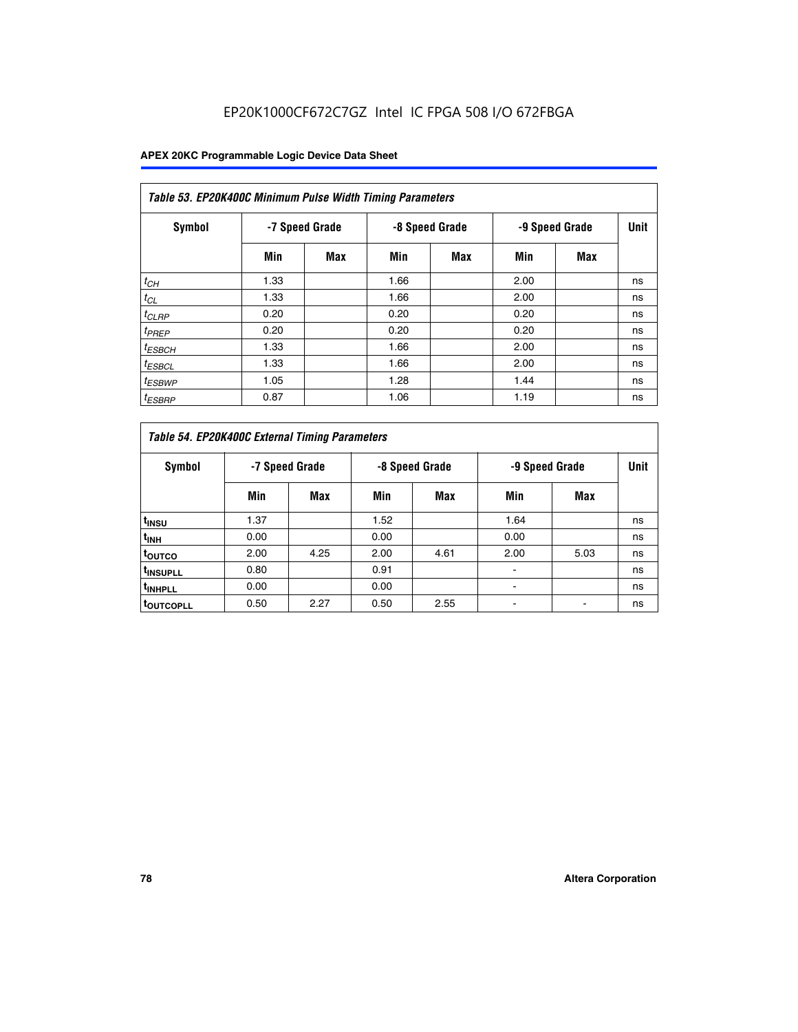| Table 53. EP20K400C Minimum Pulse Width Timing Parameters | | | | | | | |
|---|---|---|---|---|---|---|---|
| Symbol | -7 Speed Grade | | -8 Speed Grade | | -9 Speed Grade | | Unit |
| | Min | Max | Min | Max | Min | Max | |
| $t_{CH}$ | 1.33 | | 1.66 | | 2.00 | | ns |
| $t_{CL}$ | 1.33 | | 1.66 | | 2.00 | | ns |
| $t_{CLRP}$ | 0.20 | | 0.20 | | 0.20 | | ns |
| $t_{PREP}$ | 0.20 | | 0.20 | | 0.20 | | ns |
| $t_{ESBCH}$ | 1.33 | | 1.66 | | 2.00 | | ns |
| $t_{ESBCL}$ | 1.33 | | 1.66 | | 2.00 | | ns |
| $t_{ESBWP}$ | 1.05 | | 1.28 | | 1.44 | | ns |
| $t_{ESBRP}$ | 0.87 | | 1.06 | | 1.19 | | ns |

| Table 54. EP20K400C External Timing Parameters | | | | | | | |
|---|---|---|---|---|---|---|---|
| Symbol | -7 Speed Grade | | -8 Speed Grade | | -9 Speed Grade | | Unit |
| | Min | Max | Min | Max | Min | Max | |
| $t_{INSU}$ | 1.37 | | 1.52 | | 1.64 | | ns |
| $t_{INH}$ | 0.00 | | 0.00 | | 0.00 | | ns |
| $t_{OUTCO}$ | 2.00 | 4.25 | 2.00 | 4.61 | 2.00 | 5.03 | ns |
| $t_{INSUPLL}$ | 0.80 | | 0.91 | | - | | ns |
| $t_{INHPLL}$ | 0.00 | | 0.00 | | - | | ns |
| $t_{OUTCOPLL}$ | 0.50 | 2.27 | 0.50 | 2.55 | - | - | ns |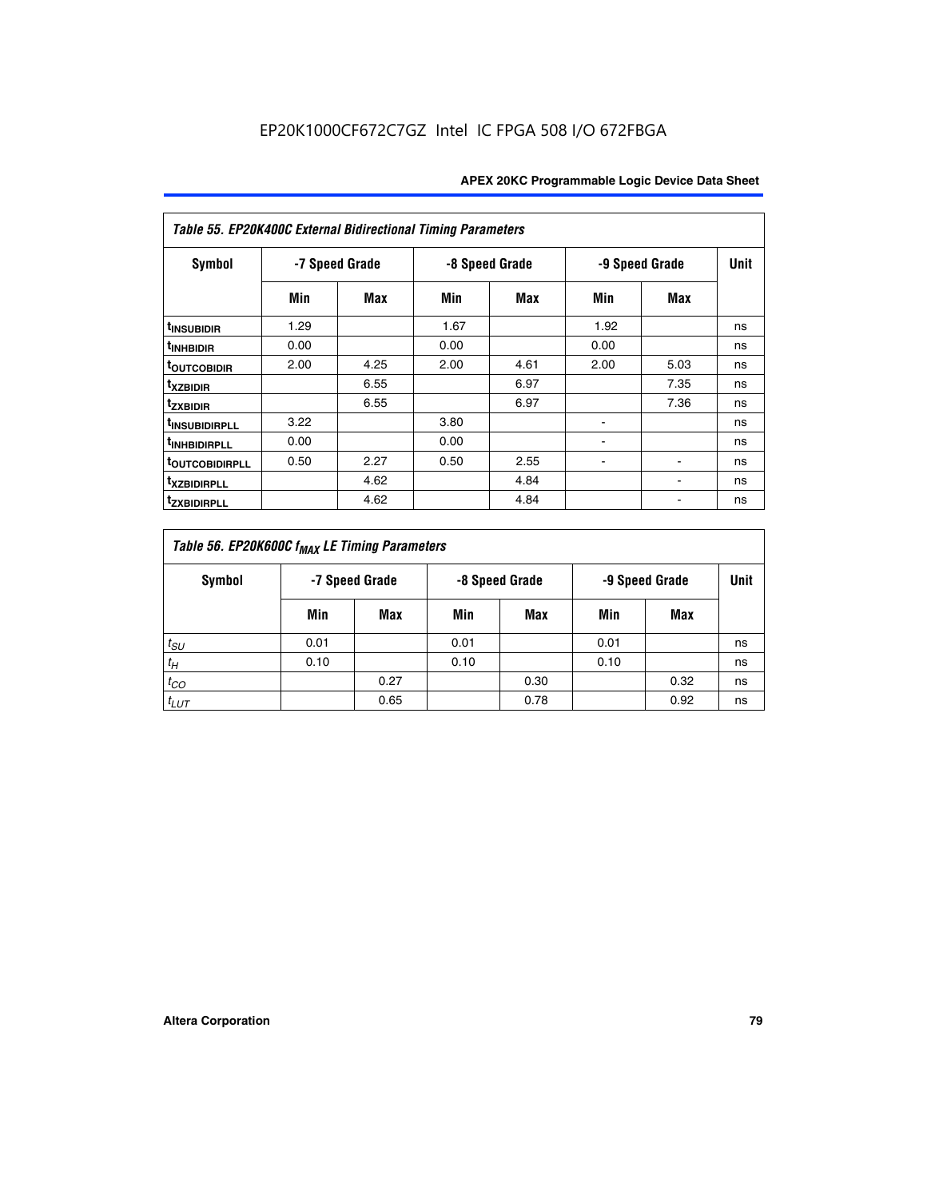| Table 55. EP20K400C External Bidirectional Timing Parameters | | | | | | | |
|---|---|---|---|---|---|---|---|
| Symbol | -7 Speed Grade | | -8 Speed Grade | | -9 Speed Grade | | Unit |
| | Min | Max | Min | Max | Min | Max | |
| $t_{INSUBIDIR}$ | 1.29 | | 1.67 | | 1.92 | | ns |
| $t_{INHBIDIR}$ | 0.00 | | 0.00 | | 0.00 | | ns |
| $t_{OUTCOBIDIR}$ | 2.00 | 4.25 | 2.00 | 4.61 | 2.00 | 5.03 | ns |
| $t_{XZBIDIR}$ | | 6.55 | | 6.97 | | 7.35 | ns |
| $t_{ZXBIDIR}$ | | 6.55 | | 6.97 | | 7.36 | ns |
| $t_{INSUBIDIRPLL}$ | 3.22 | | 3.80 | | - | | ns |
| $t_{INHBIDIRPLL}$ | 0.00 | | 0.00 | | - | | ns |
| $t_{OUTCOBIDIRPLL}$ | 0.50 | 2.27 | 0.50 | 2.55 | - | - | ns |
| $t_{XZBIDIRPLL}$ | | 4.62 | | 4.84 | | - | ns |
| $t_{ZXBIDIRPLL}$ | | 4.62 | | 4.84 | | - | ns |

| Table 56. EP20K600C $f_{MAX}$ LE Timing Parameters | | | | | | | |
|---|---|---|---|---|---|---|---|
| Symbol | -7 Speed Grade | | -8 Speed Grade | | -9 Speed Grade | | Unit |
| | Min | Max | Min | Max | Min | Max | |
| $t_{SU}$ | 0.01 | | 0.01 | | 0.01 | | ns |
| $t_{H}$ | 0.10 | | 0.10 | | 0.10 | | ns |
| $t_{CO}$ | | 0.27 | | 0.30 | | 0.32 | ns |
| $t_{LUT}$ | | 0.65 | | 0.78 | | 0.92 | ns |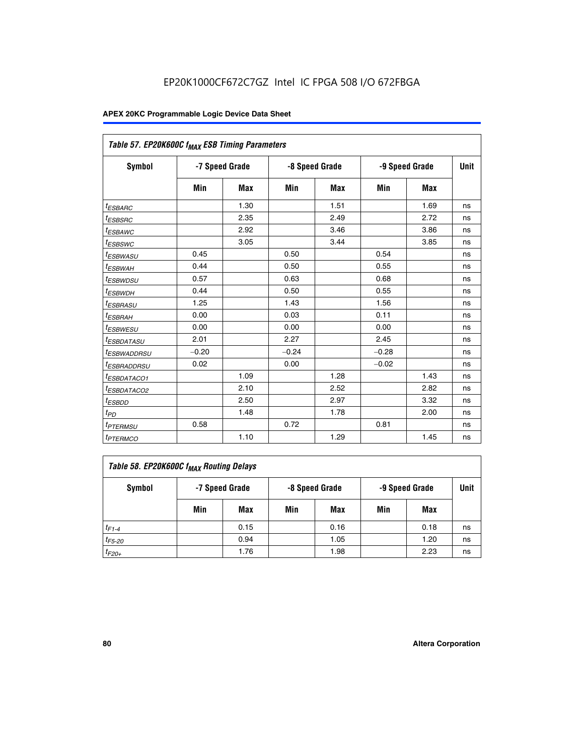EP20K1000CF672C7GZ Intel IC FPGA 508 I/O 672FBGA

## Table 57. EP20K600C $f_{MAX}$ ESB Timing Parameters

| Symbol | -7 Speed Grade | | -8 Speed Grade | | -9 Speed Grade | | Unit |
|---|---|---|---|---|---|---|---|
| | Min | Max | Min | Max | Min | Max | |
| $t_{ESBARC}$ | | 1.30 | | 1.51 | | 1.69 | ns |
| $t_{ESBSRC}$ | | 2.35 | | 2.49 | | 2.72 | ns |
| $t_{ESBAWC}$ | | 2.92 | | 3.46 | | 3.86 | ns |
| $t_{ESBSWC}$ | | 3.05 | | 3.44 | | 3.85 | ns |
| $t_{ESBWASU}$ | 0.45 | | 0.50 | | 0.54 | | ns |
| $t_{ESBWAH}$ | 0.44 | | 0.50 | | 0.55 | | ns |
| $t_{ESBWDSU}$ | 0.57 | | 0.63 | | 0.68 | | ns |
| $t_{ESBWDH}$ | 0.44 | | 0.50 | | 0.55 | | ns |
| $t_{ESBRASU}$ | 1.25 | | 1.43 | | 1.56 | | ns |
| $t_{ESBRAH}$ | 0.00 | | 0.03 | | 0.11 | | ns |
| $t_{ESBWESU}$ | 0.00 | | 0.00 | | 0.00 | | ns |
| $t_{ESBDATASU}$ | 2.01 | | 2.27 | | 2.45 | | ns |
| $t_{ESBWADDRSU}$ | −0.20 | | −0.24 | | −0.28 | | ns |
| $t_{ESBRADDRSU}$ | 0.02 | | 0.00 | | −0.02 | | ns |
| $t_{ESBDATACO1}$ | | 1.09 | | 1.28 | | 1.43 | ns |
| $t_{ESBDATACO2}$ | | 2.10 | | 2.52 | | 2.82 | ns |
| $t_{ESBDD}$ | | 2.50 | | 2.97 | | 3.32 | ns |
| $t_{PD}$ | | 1.48 | | 1.78 | | 2.00 | ns |
| $t_{PTERMSU}$ | 0.58 | | 0.72 | | 0.81 | | ns |
| $t_{PTERMCO}$ | | 1.10 | | 1.29 | | 1.45 | ns |

## Table 58. EP20K600C $f_{MAX}$ Routing Delays

| Symbol | -7 Speed Grade | | -8 Speed Grade | | -9 Speed Grade | | Unit |
|---|---|---|---|---|---|---|---|
| | Min | Max | Min | Max | Min | Max | |
| $t_{F1-4}$ | | 0.15 | | 0.16 | | 0.18 | ns |
| $t_{F5-20}$ | | 0.94 | | 1.05 | | 1.20 | ns |
| $t_{F20+}$ | | 1.76 | | 1.98 | | 2.23 | ns |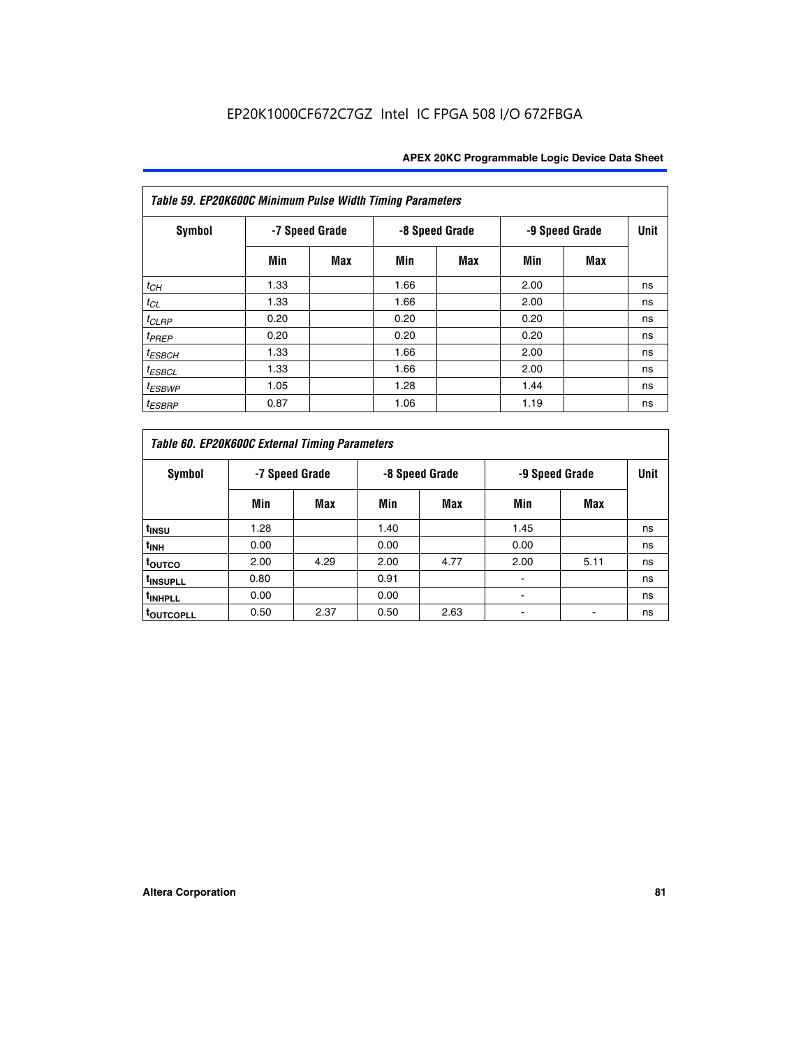EP20K1000CF672C7GZ Intel IC FPGA 508 I/O 672FBGA

| Table 59. EP20K600C Minimum Pulse Width Timing Parameters | | | | | | | |
|---|---|---|---|---|---|---|---|
| Symbol | -7 Speed Grade | | -8 Speed Grade | | -9 Speed Grade | | Unit |
| | Min | Max | Min | Max | Min | Max | |
| $t_{CH}$ | 1.33 | | 1.66 | | 2.00 | | ns |
| $t_{CL}$ | 1.33 | | 1.66 | | 2.00 | | ns |
| $t_{CLRP}$ | 0.20 | | 0.20 | | 0.20 | | ns |
| $t_{PREP}$ | 0.20 | | 0.20 | | 0.20 | | ns |
| $t_{ESBCH}$ | 1.33 | | 1.66 | | 2.00 | | ns |
| $t_{ESBCL}$ | 1.33 | | 1.66 | | 2.00 | | ns |
| $t_{ESBWP}$ | 1.05 | | 1.28 | | 1.44 | | ns |
| $t_{ESBRP}$ | 0.87 | | 1.06 | | 1.19 | | ns |

| Table 60. EP20K600C External Timing Parameters | | | | | | | |
|---|---|---|---|---|---|---|---|
| Symbol | -7 Speed Grade | | -8 Speed Grade | | -9 Speed Grade | | Unit |
| | Min | Max | Min | Max | Min | Max | |
| $t_{INSU}$ | 1.28 | | 1.40 | | 1.45 | | ns |
| $t_{INH}$ | 0.00 | | 0.00 | | 0.00 | | ns |
| $t_{OUTCO}$ | 2.00 | 4.29 | 2.00 | 4.77 | 2.00 | 5.11 | ns |
| $t_{INSUPLL}$ | 0.80 | | 0.91 | | - | | ns |
| $t_{INHPLL}$ | 0.00 | | 0.00 | | - | | ns |
| $t_{OUTCOPLL}$ | 0.50 | 2.37 | 0.50 | 2.63 | - | - | ns |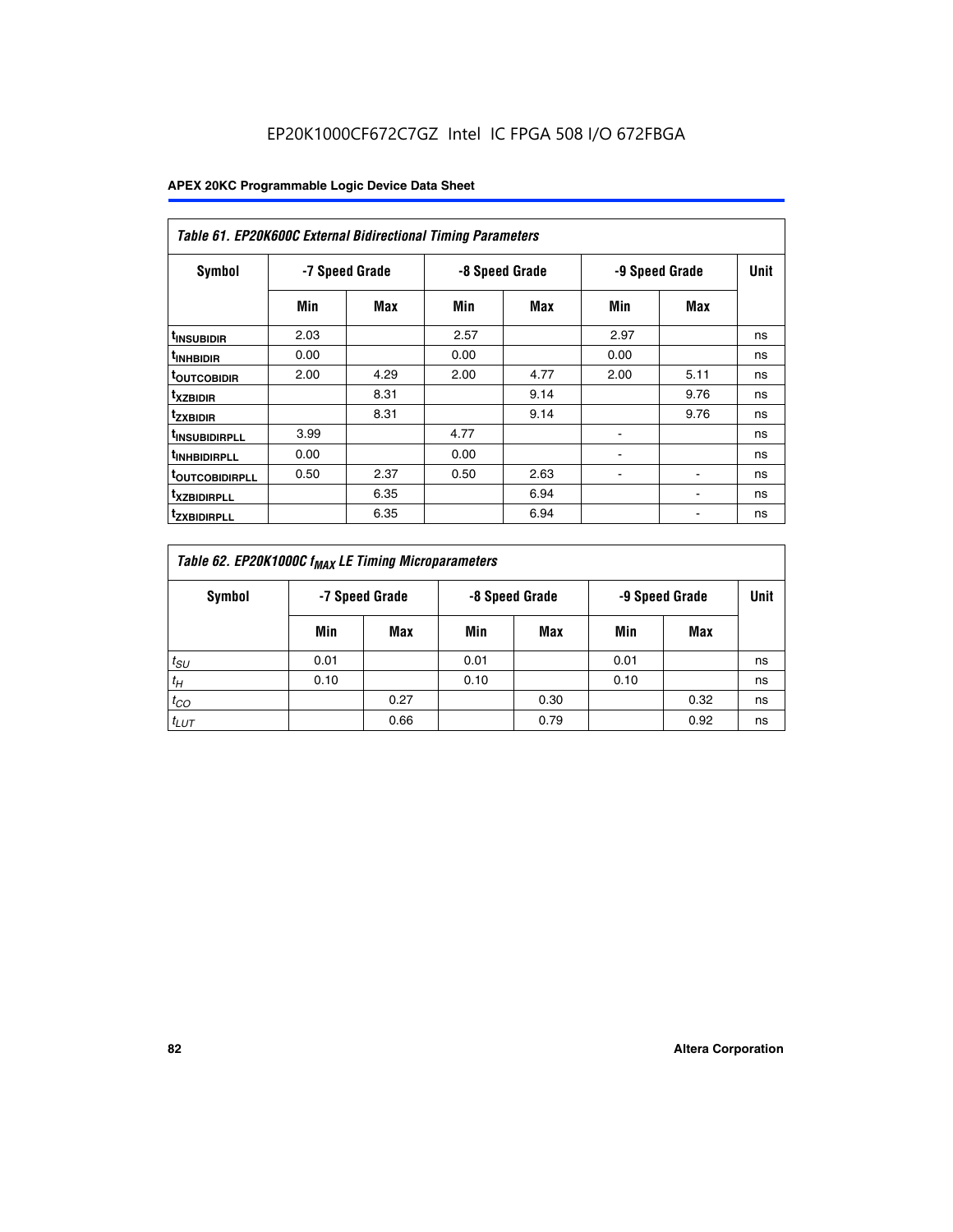### Table 61. EP20K600C External Bidirectional Timing Parameters

| Symbol | -7 Speed Grade | | -8 Speed Grade | | -9 Speed Grade | | Unit |
|---|---|---|---|---|---|---|---|
| | Min | Max | Min | Max | Min | Max | |
| $t_{INSUBIDIR}$ | 2.03 | | 2.57 | | 2.97 | | ns |
| $t_{INHBIDIR}$ | 0.00 | | 0.00 | | 0.00 | | ns |
| $t_{OUTCOBIDIR}$ | 2.00 | 4.29 | 2.00 | 4.77 | 2.00 | 5.11 | ns |
| $t_{XZBIDIR}$ | | 8.31 | | 9.14 | | 9.76 | ns |
| $t_{ZXBIDIR}$ | | 8.31 | | 9.14 | | 9.76 | ns |
| $t_{INSUBIDIRPLL}$ | 3.99 | | 4.77 | | - | | ns |
| $t_{INHBIDIRPLL}$ | 0.00 | | 0.00 | | - | | ns |
| $t_{OUTCOBIDIRPLL}$ | 0.50 | 2.37 | 0.50 | 2.63 | - | - | ns |
| $t_{XZBIDIRPLL}$ | | 6.35 | | 6.94 | | - | ns |
| $t_{ZXBIDIRPLL}$ | | 6.35 | | 6.94 | | - | ns |

### Table 62. EP20K1000C $f_{MAX}$ LE Timing Microparameters

| Symbol | -7 Speed Grade | | -8 Speed Grade | | -9 Speed Grade | | Unit |
|---|---|---|---|---|---|---|---|
| | Min | Max | Min | Max | Min | Max | |
| $t_{SU}$ | 0.01 | | 0.01 | | 0.01 | | ns |
| $t_{H}$ | 0.10 | | 0.10 | | 0.10 | | ns |
| $t_{CO}$ | | 0.27 | | 0.30 | | 0.32 | ns |
| $t_{LUT}$ | | 0.66 | | 0.79 | | 0.92 | ns |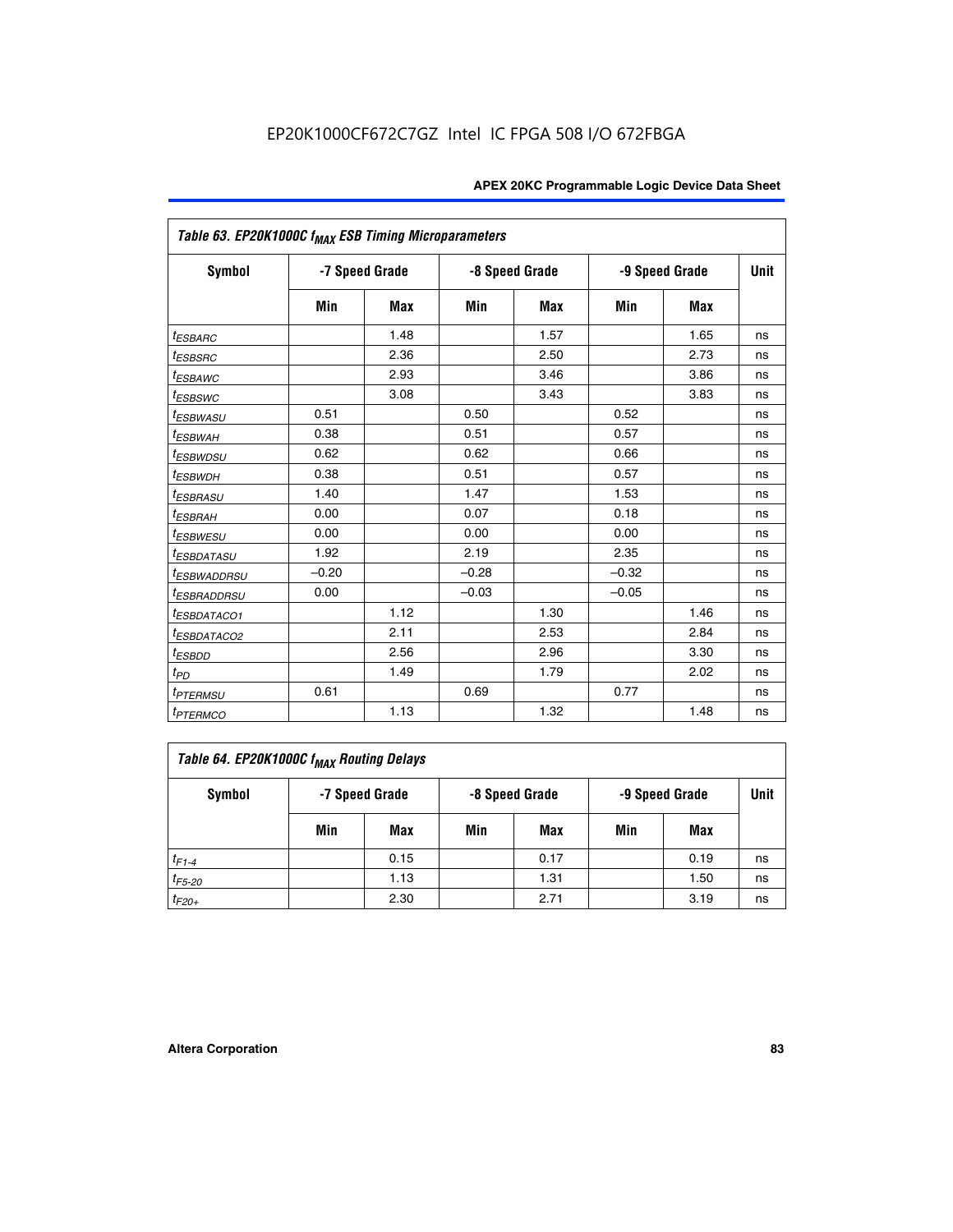**Table 63. EP20K1000C $f_{MAX}$ ESB Timing Microparameters**

| Symbol | -7 Speed Grade | | -8 Speed Grade | | -9 Speed Grade | | Unit |
|---|---|---|---|---|---|---|---|
| | Min | Max | Min | Max | Min | Max | |
| $t_{ESBARC}$ | | 1.48 | | 1.57 | | 1.65 | ns |
| $t_{ESBSRC}$ | | 2.36 | | 2.50 | | 2.73 | ns |
| $t_{ESBAWC}$ | | 2.93 | | 3.46 | | 3.86 | ns |
| $t_{ESBSWC}$ | | 3.08 | | 3.43 | | 3.83 | ns |
| $t_{ESBWASU}$ | 0.51 | | 0.50 | | 0.52 | | ns |
| $t_{ESBWAH}$ | 0.38 | | 0.51 | | 0.57 | | ns |
| $t_{ESBWDSU}$ | 0.62 | | 0.62 | | 0.66 | | ns |
| $t_{ESBWDH}$ | 0.38 | | 0.51 | | 0.57 | | ns |
| $t_{ESBRASU}$ | 1.40 | | 1.47 | | 1.53 | | ns |
| $t_{ESBRAH}$ | 0.00 | | 0.07 | | 0.18 | | ns |
| $t_{ESBWESU}$ | 0.00 | | 0.00 | | 0.00 | | ns |
| $t_{ESBDATASU}$ | 1.92 | | 2.19 | | 2.35 | | ns |
| $t_{ESBWADDRSU}$ | –0.20 | | –0.28 | | –0.32 | | ns |
| $t_{ESBRADDRSU}$ | 0.00 | | –0.03 | | –0.05 | | ns |
| $t_{ESBDATACO1}$ | | 1.12 | | 1.30 | | 1.46 | ns |
| $t_{ESBDATACO2}$ | | 2.11 | | 2.53 | | 2.84 | ns |
| $t_{ESBDD}$ | | 2.56 | | 2.96 | | 3.30 | ns |
| $t_{PD}$ | | 1.49 | | 1.79 | | 2.02 | ns |
| $t_{PTERMSU}$ | 0.61 | | 0.69 | | 0.77 | | ns |
| $t_{PTERMCO}$ | | 1.13 | | 1.32 | | 1.48 | ns |

**Table 64. EP20K1000C $f_{MAX}$ Routing Delays**

| Symbol | -7 Speed Grade | | -8 Speed Grade | | -9 Speed Grade | | Unit |
|---|---|---|---|---|---|---|---|
| | Min | Max | Min | Max | Min | Max | |
| $t_{F1-4}$ | | 0.15 | | 0.17 | | 0.19 | ns |
| $t_{F5-20}$ | | 1.13 | | 1.31 | | 1.50 | ns |
| $t_{F20+}$ | | 2.30 | | 2.71 | | 3.19 | ns |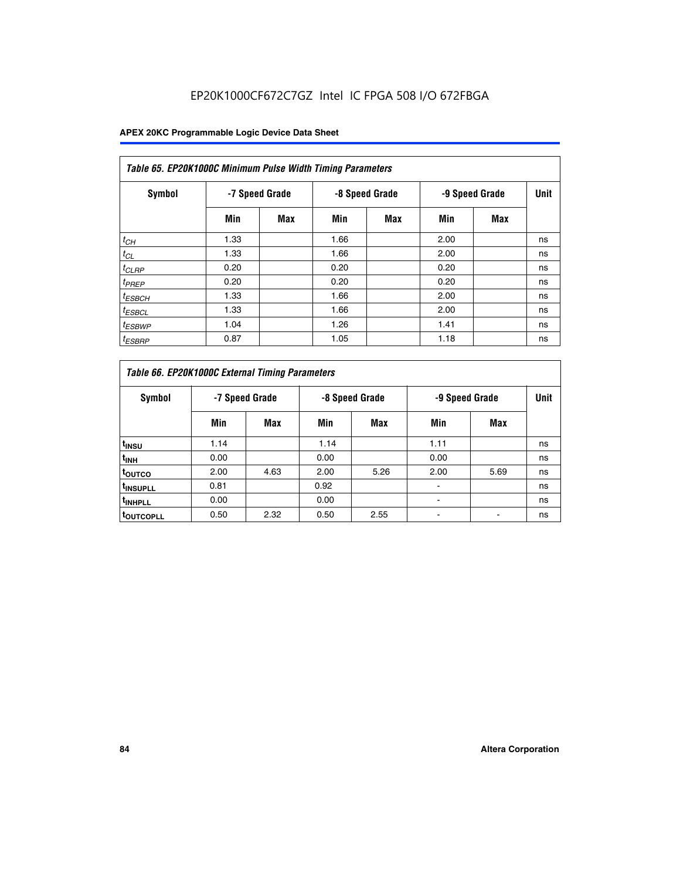EP20K1000CF672C7GZ Intel IC FPGA 508 I/O 672FBGA

| Table 65. EP20K1000C Minimum Pulse Width Timing Parameters | | | | | | | |
|---|---|---|---|---|---|---|---|
| Symbol | -7 Speed Grade | | -8 Speed Grade | | -9 Speed Grade | | Unit |
| | Min | Max | Min | Max | Min | Max | |
| $t_{CH}$ | 1.33 | | 1.66 | | 2.00 | | ns |
| $t_{CL}$ | 1.33 | | 1.66 | | 2.00 | | ns |
| $t_{CLRP}$ | 0.20 | | 0.20 | | 0.20 | | ns |
| $t_{PREP}$ | 0.20 | | 0.20 | | 0.20 | | ns |
| $t_{ESBCH}$ | 1.33 | | 1.66 | | 2.00 | | ns |
| $t_{ESBCL}$ | 1.33 | | 1.66 | | 2.00 | | ns |
| $t_{ESBWP}$ | 1.04 | | 1.26 | | 1.41 | | ns |
| $t_{ESBRP}$ | 0.87 | | 1.05 | | 1.18 | | ns |

| Table 66. EP20K1000C External Timing Parameters | | | | | | | |
|---|---|---|---|---|---|---|---|
| Symbol | -7 Speed Grade | | -8 Speed Grade | | -9 Speed Grade | | Unit |
| | Min | Max | Min | Max | Min | Max | |
| $t_{INSU}$ | 1.14 | | 1.14 | | 1.11 | | ns |
| $t_{INH}$ | 0.00 | | 0.00 | | 0.00 | | ns |
| $t_{OUTCO}$ | 2.00 | 4.63 | 2.00 | 5.26 | 2.00 | 5.69 | ns |
| $t_{INSUPLL}$ | 0.81 | | 0.92 | | - | | ns |
| $t_{INHPLL}$ | 0.00 | | 0.00 | | - | | ns |
| $t_{OUTCOPLL}$ | 0.50 | 2.32 | 0.50 | 2.55 | - | - | ns |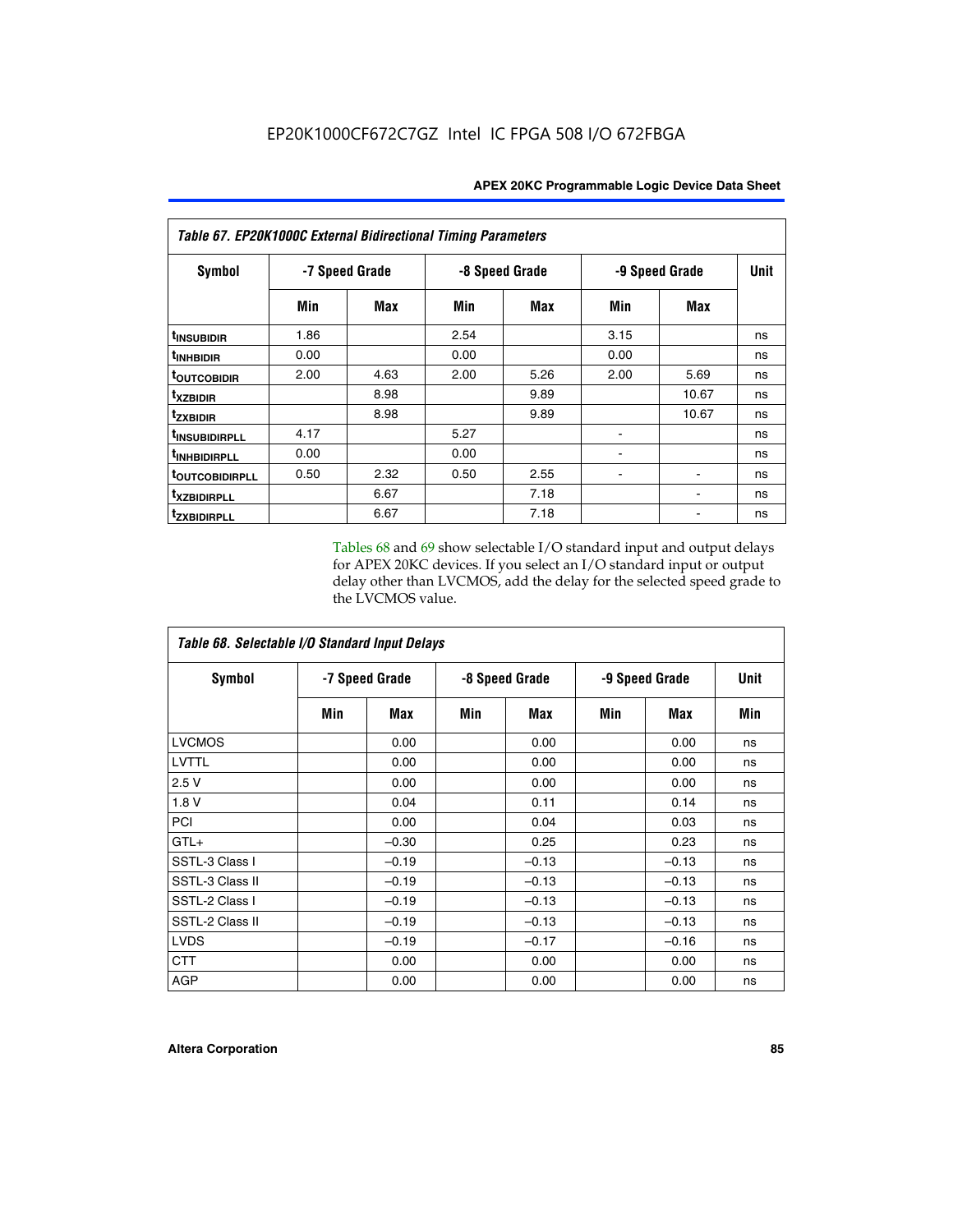Table 67. EP20K1000C External Bidirectional Timing Parameters

| Symbol | -7 Speed Grade | | -8 Speed Grade | | -9 Speed Grade | | Unit |
|---|---|---|---|---|---|---|---|
| | Min | Max | Min | Max | Min | Max | |
| $t_{INSUBIDIR}$ | 1.86 | | 2.54 | | 3.15 | | ns |
| $t_{INHBIDIR}$ | 0.00 | | 0.00 | | 0.00 | | ns |
| $t_{OUTCOBIDIR}$ | 2.00 | 4.63 | 2.00 | 5.26 | 2.00 | 5.69 | ns |
| $t_{XZBIDIR}$ | | 8.98 | | 9.89 | | 10.67 | ns |
| $t_{ZXBIDIR}$ | | 8.98 | | 9.89 | | 10.67 | ns |
| $t_{INSUBIDIRPLL}$ | 4.17 | | 5.27 | | - | | ns |
| $t_{INHBIDIRPLL}$ | 0.00 | | 0.00 | | - | | ns |
| $t_{OUTCOBIDIRPLL}$ | 0.50 | 2.32 | 0.50 | 2.55 | - | - | ns |
| $t_{XZBIDIRPLL}$ | | 6.67 | | 7.18 | | - | ns |
| $t_{ZXBIDIRPLL}$ | | 6.67 | | 7.18 | | - | ns |

Tables 68 and 69 show selectable I/O standard input and output delays for APEX 20KC devices. If you select an I/O standard input or output delay other than LVCMOS, add the delay for the selected speed grade to the LVCMOS value.

Table 68. Selectable I/O Standard Input Delays

| Symbol | -7 Speed Grade | | -8 Speed Grade | | -9 Speed Grade | | Unit |
|---|---|---|---|---|---|---|---|
| | Min | Max | Min | Max | Min | Max | Min |
| LVCMOS | | 0.00 | | 0.00 | | 0.00 | ns |
| LVTTL | | 0.00 | | 0.00 | | 0.00 | ns |
| 2.5 V | | 0.00 | | 0.00 | | 0.00 | ns |
| 1.8 V | | 0.04 | | 0.11 | | 0.14 | ns |
| PCI | | 0.00 | | 0.04 | | 0.03 | ns |
| GTL+ | | –0.30 | | 0.25 | | 0.23 | ns |
| SSTL-3 Class I | | –0.19 | | –0.13 | | –0.13 | ns |
| SSTL-3 Class II | | –0.19 | | –0.13 | | –0.13 | ns |
| SSTL-2 Class I | | –0.19 | | –0.13 | | –0.13 | ns |
| SSTL-2 Class II | | –0.19 | | –0.13 | | –0.13 | ns |
| LVDS | | –0.19 | | –0.17 | | –0.16 | ns |
| CTT | | 0.00 | | 0.00 | | 0.00 | ns |
| AGP | | 0.00 | | 0.00 | | 0.00 | ns |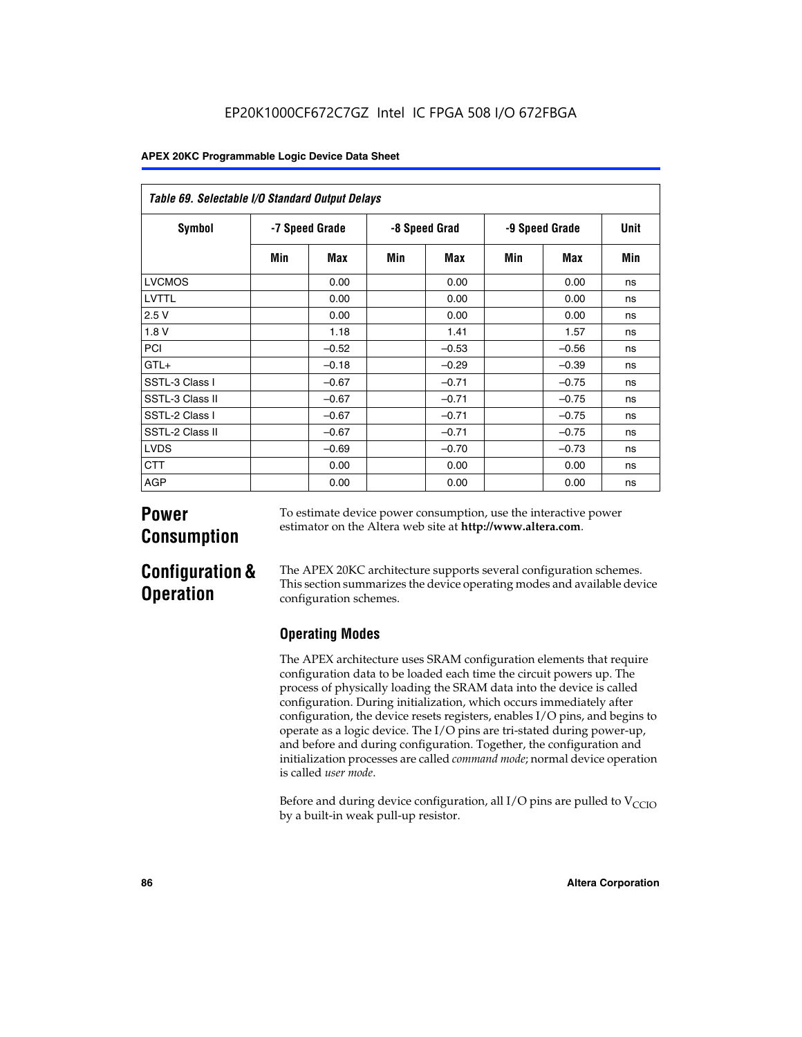Table 69. Selectable I/O Standard Output Delays

| Symbol | -7 Speed Grade | | -8 Speed Grad | | -9 Speed Grade | | Unit |
|---|---|---|---|---|---|---|---|
| | Min | Max | Min | Max | Min | Max | Min |
| LVCMOS | | 0.00 | | 0.00 | | 0.00 | ns |
| LVTTL | | 0.00 | | 0.00 | | 0.00 | ns |
| 2.5 V | | 0.00 | | 0.00 | | 0.00 | ns |
| 1.8 V | | 1.18 | | 1.41 | | 1.57 | ns |
| PCI | | –0.52 | | –0.53 | | –0.56 | ns |
| GTL+ | | –0.18 | | –0.29 | | –0.39 | ns |
| SSTL-3 Class I | | –0.67 | | –0.71 | | –0.75 | ns |
| SSTL-3 Class II | | –0.67 | | –0.71 | | –0.75 | ns |
| SSTL-2 Class I | | –0.67 | | –0.71 | | –0.75 | ns |
| SSTL-2 Class II | | –0.67 | | –0.71 | | –0.75 | ns |
| LVDS | | –0.69 | | –0.70 | | –0.73 | ns |
| CTT | | 0.00 | | 0.00 | | 0.00 | ns |
| AGP | | 0.00 | | 0.00 | | 0.00 | ns |

## Power Consumption

To estimate device power consumption, use the interactive power estimator on the Altera web site at **http://www.altera.com**.

## Configuration & Operation

The APEX 20KC architecture supports several configuration schemes. This section summarizes the device operating modes and available device configuration schemes.

### Operating Modes

The APEX architecture uses SRAM configuration elements that require configuration data to be loaded each time the circuit powers up. The process of physically loading the SRAM data into the device is called configuration. During initialization, which occurs immediately after configuration, the device resets registers, enables I/O pins, and begins to operate as a logic device. The I/O pins are tri-stated during power-up, and before and during configuration. Together, the configuration and initialization processes are called *command mode*; normal device operation is called *user mode*.

Before and during device configuration, all I/O pins are pulled to $V_{CCIO}$ by a built-in weak pull-up resistor.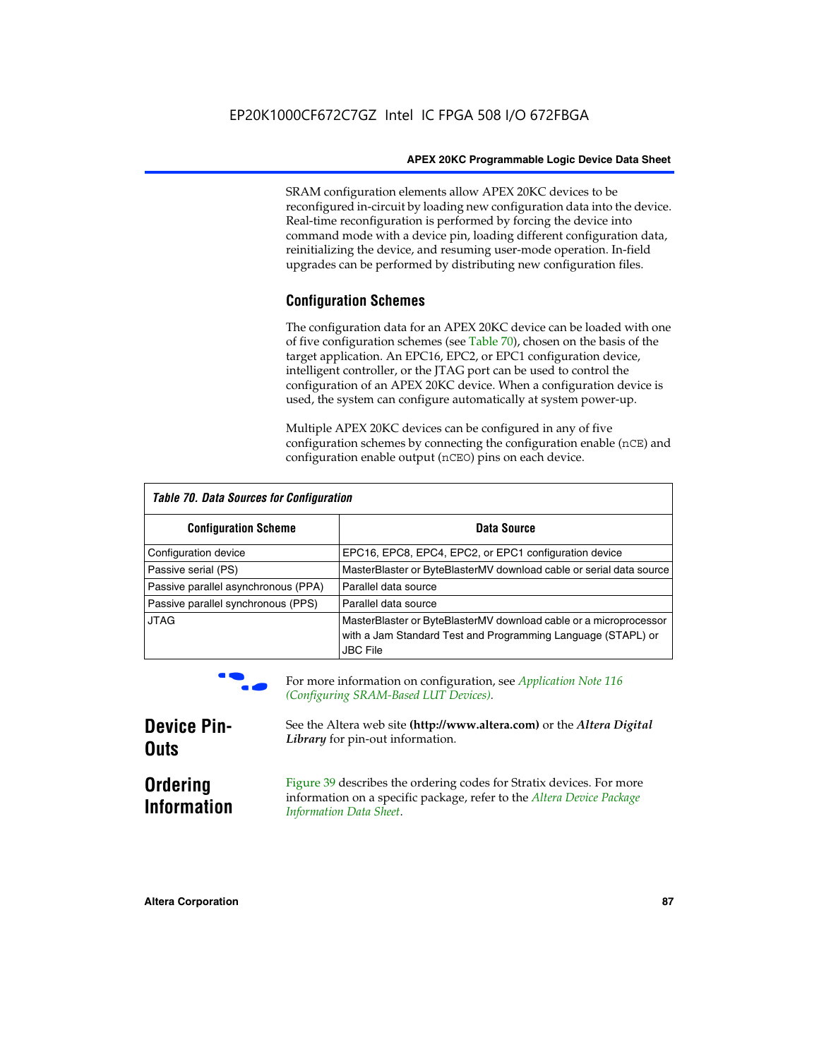SRAM configuration elements allow APEX 20KC devices to be reconfigured in-circuit by loading new configuration data into the device. Real-time reconfiguration is performed by forcing the device into command mode with a device pin, loading different configuration data, reinitializing the device, and resuming user-mode operation. In-field upgrades can be performed by distributing new configuration files.

### Configuration Schemes

The configuration data for an APEX 20KC device can be loaded with one of five configuration schemes (see Table 70), chosen on the basis of the target application. An EPC16, EPC2, or EPC1 configuration device, intelligent controller, or the JTAG port can be used to control the configuration of an APEX 20KC device. When a configuration device is used, the system can configure automatically at system power-up.

Multiple APEX 20KC devices can be configured in any of five configuration schemes by connecting the configuration enable (`nCE`) and configuration enable output (`nCEO`) pins on each device.

*Table 70. Data Sources for Configuration*

| Configuration Scheme | Data Source |
|---|---|
| Configuration device | EPC16, EPC8, EPC4, EPC2, or EPC1 configuration device |
| Passive serial (PS) | MasterBlaster or ByteBlasterMV download cable or serial data source |
| Passive parallel asynchronous (PPA) | Parallel data source |
| Passive parallel synchronous (PPS) | Parallel data source |
| JTAG | MasterBlaster or ByteBlasterMV download cable or a microprocessor with a Jam Standard Test and Programming Language (STAPL) or JBC File |

For more information on configuration, see *Application Note 116 (Configuring SRAM-Based LUT Devices)*.

## Device Pin-Outs

See the Altera web site **(http://www.altera.com)** or the ***Altera Digital Library*** for pin-out information.

## Ordering Information

Figure 39 describes the ordering codes for Stratix devices. For more information on a specific package, refer to the *Altera Device Package Information Data Sheet*.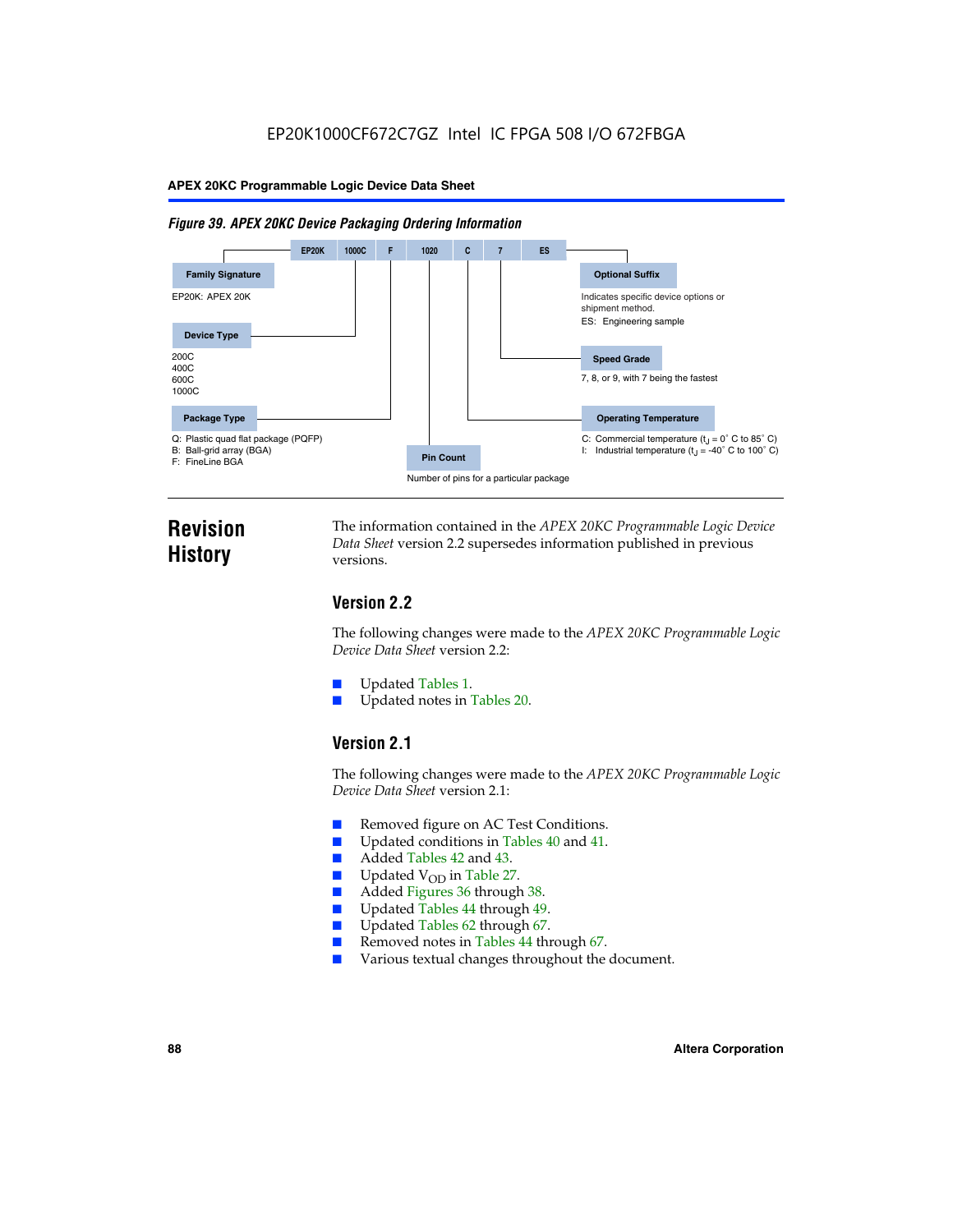EP20K1000CF672C7GZ Intel IC FPGA 508 I/O 672FBGA

*Figure 39. APEX 20KC Device Packaging Ordering Information*

EP20K | 1000C | F | 1020 | C | 7 | ES

**Family Signature**
EP20K: APEX 20K

**Device Type**
200C
400C
600C
1000C

**Package Type**
Q: Plastic quad flat package (PQFP)
B: Ball-grid array (BGA)
F: FineLine BGA

**Pin Count**
Number of pins for a particular package

**Operating Temperature**
C: Commercial temperature ($t_J$ = 0° C to 85° C)
I: Industrial temperature ($t_J$ = -40° C to 100° C)

**Speed Grade**
7, 8, or 9, with 7 being the fastest

**Optional Suffix**
Indicates specific device options or shipment method.
ES: Engineering sample

# Revision History

The information contained in the *APEX 20KC Programmable Logic Device Data Sheet* version 2.2 supersedes information published in previous versions.

## Version 2.2

The following changes were made to the *APEX 20KC Programmable Logic Device Data Sheet* version 2.2:

- Updated Tables 1.
- Updated notes in Tables 20.

## Version 2.1

The following changes were made to the *APEX 20KC Programmable Logic Device Data Sheet* version 2.1:

- Removed figure on AC Test Conditions.
- Updated conditions in Tables 40 and 41.
- Added Tables 42 and 43.
- Updated $V_{OD}$ in Table 27.
- Added Figures 36 through 38.
- Updated Tables 44 through 49.
- Updated Tables 62 through 67.
- Removed notes in Tables 44 through 67.
- Various textual changes throughout the document.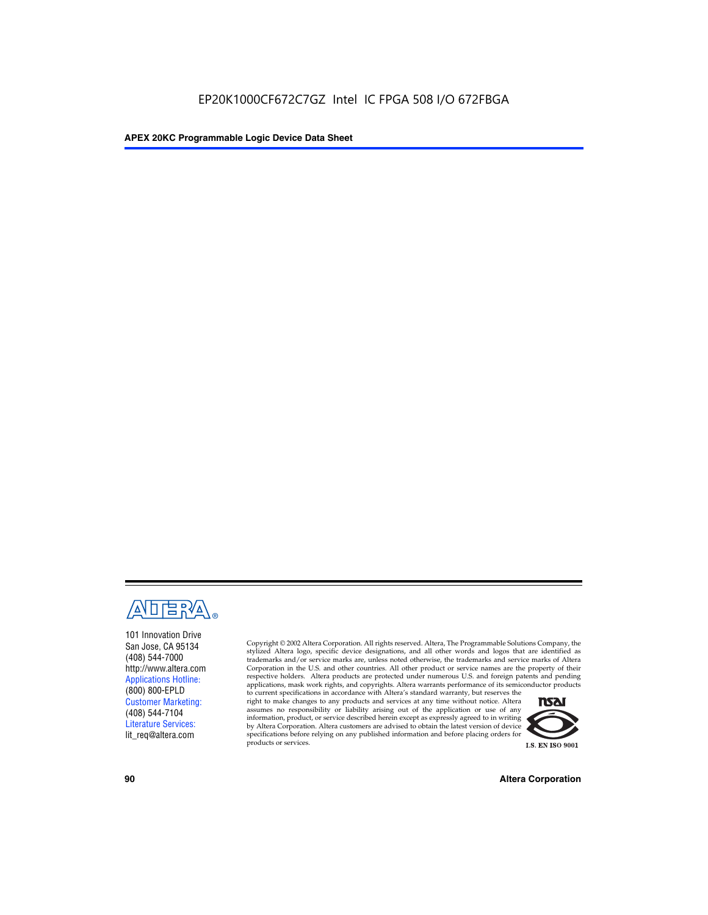EP20K1000CF672C7GZ Intel IC FPGA 508 I/O 672FBGA

101 Innovation Drive
San Jose, CA 95134
(408) 544-7000
http://www.altera.com
Applications Hotline:
(800) 800-EPLD
Customer Marketing:
(408) 544-7104
Literature Services:
lit_req@altera.com

Copyright © 2002 Altera Corporation. All rights reserved. Altera, The Programmable Solutions Company, the stylized Altera logo, specific device designations, and all other words and logos that are identified as trademarks and/or service marks are, unless noted otherwise, the trademarks and service marks of Altera Corporation in the U.S. and other countries. All other product or service names are the property of their respective holders. Altera products are protected under numerous U.S. and foreign patents and pending applications, mask work rights, and copyrights. Altera warrants performance of its semiconductor products to current specifications in accordance with Altera's standard warranty, but reserves the right to make changes to any products and services at any time without notice. Altera assumes no responsibility or liability arising out of the application or use of any information, product, or service described herein except as expressly agreed to in writing by Altera Corporation. Altera customers are advised to obtain the latest version of device specifications before relying on any published information and before placing orders for products or services.

I.S. EN ISO 9001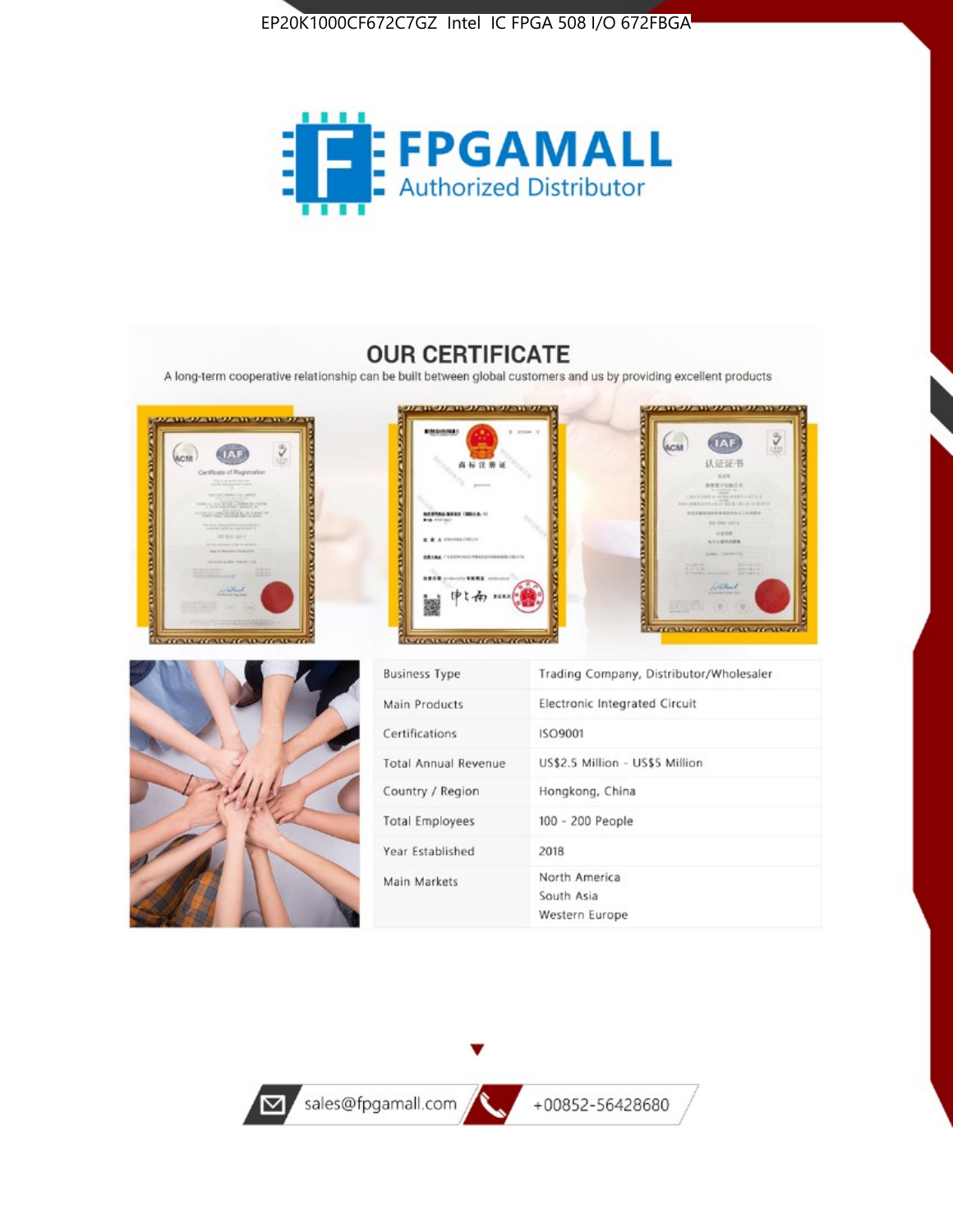FPGAMALL

Authorized Distributor

## OUR CERTIFICATE

A long-term cooperative relationship can be built between global customers and us by providing excellent products

| | |
|---|---|
| Business Type | Trading Company, Distributor/Wholesaler |
| Main Products | Electronic Integrated Circuit |
| Certifications | ISO9001 |
| Total Annual Revenue | US$2.5 Million - US$5 Million |
| Country / Region | Hongkong, China |
| Total Employees | 100 - 200 People |
| Year Established | 2018 |
| Main Markets | North America<br>South Asia<br>Western Europe |

sales@fpgamall.com

+00852-56428680